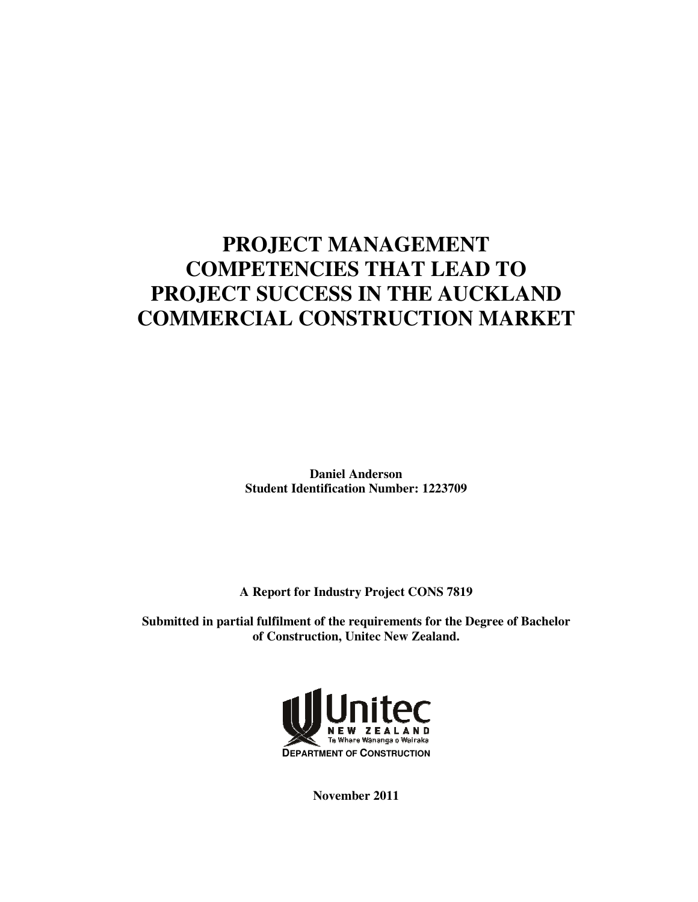# PROJECT MANAGEMENT COMPETENCIES THAT LEAD TO PROJECT SUCCESS IN THE AUCKLAND COMMERCIAL CONSTRUCTION MARKET

**Daniel Anderson**
**Student Identification Number: 1223709**

**A Report for Industry Project CONS 7819**

**Submitted in partial fulfilment of the requirements for the Degree of Bachelor of Construction, Unitec New Zealand.**

Unitec NEW ZEALAND
Te Whare Wānanga o Wairaka
DEPARTMENT OF CONSTRUCTION

**November 2011**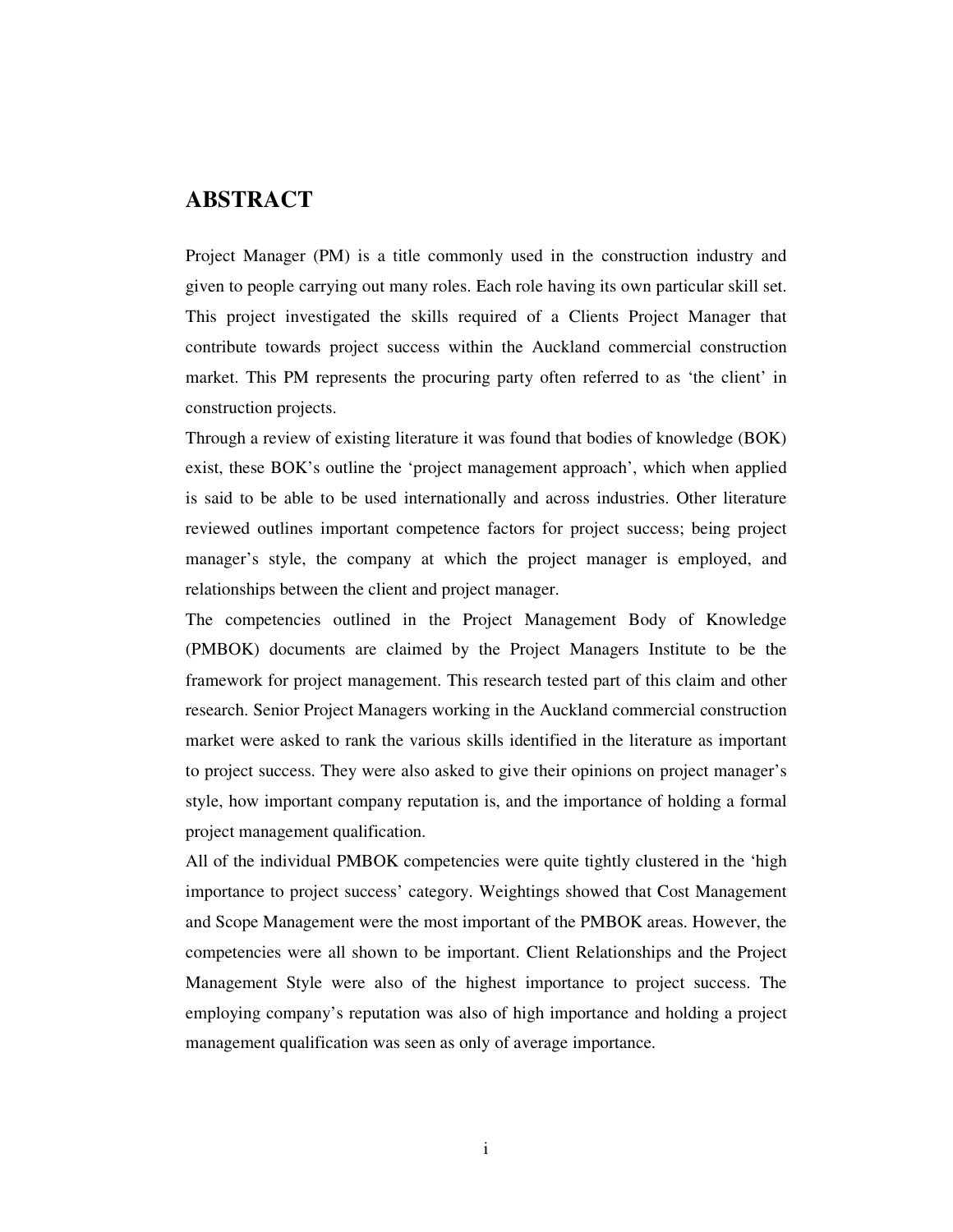# ABSTRACT

Project Manager (PM) is a title commonly used in the construction industry and given to people carrying out many roles. Each role having its own particular skill set. This project investigated the skills required of a Clients Project Manager that contribute towards project success within the Auckland commercial construction market. This PM represents the procuring party often referred to as 'the client' in construction projects.

Through a review of existing literature it was found that bodies of knowledge (BOK) exist, these BOK's outline the 'project management approach', which when applied is said to be able to be used internationally and across industries. Other literature reviewed outlines important competence factors for project success; being project manager's style, the company at which the project manager is employed, and relationships between the client and project manager.

The competencies outlined in the Project Management Body of Knowledge (PMBOK) documents are claimed by the Project Managers Institute to be the framework for project management. This research tested part of this claim and other research. Senior Project Managers working in the Auckland commercial construction market were asked to rank the various skills identified in the literature as important to project success. They were also asked to give their opinions on project manager's style, how important company reputation is, and the importance of holding a formal project management qualification.

All of the individual PMBOK competencies were quite tightly clustered in the 'high importance to project success' category. Weightings showed that Cost Management and Scope Management were the most important of the PMBOK areas. However, the competencies were all shown to be important. Client Relationships and the Project Management Style were also of the highest importance to project success. The employing company's reputation was also of high importance and holding a project management qualification was seen as only of average importance.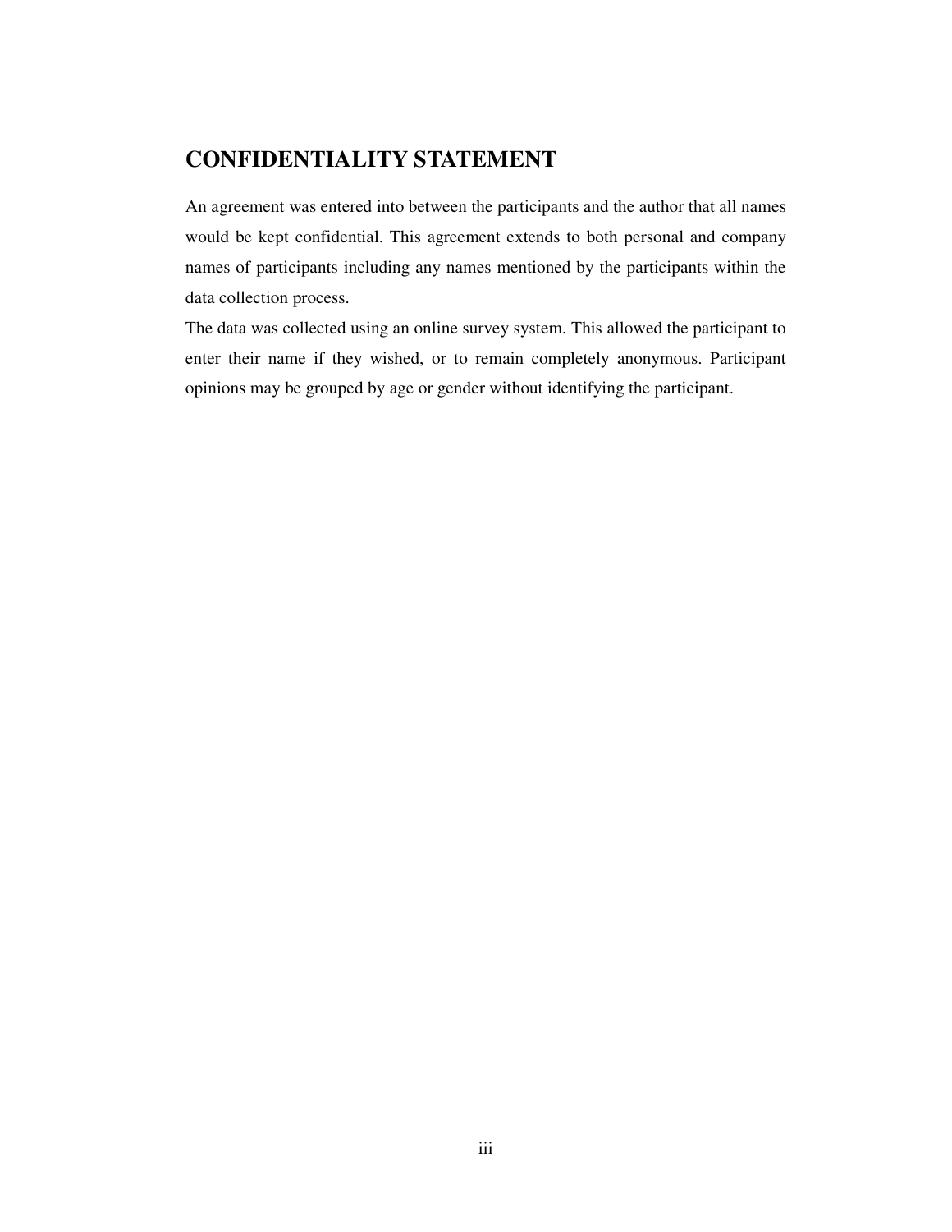## CONFIDENTIALITY STATEMENT

An agreement was entered into between the participants and the author that all names would be kept confidential. This agreement extends to both personal and company names of participants including any names mentioned by the participants within the data collection process.

The data was collected using an online survey system. This allowed the participant to enter their name if they wished, or to remain completely anonymous. Participant opinions may be grouped by age or gender without identifying the participant.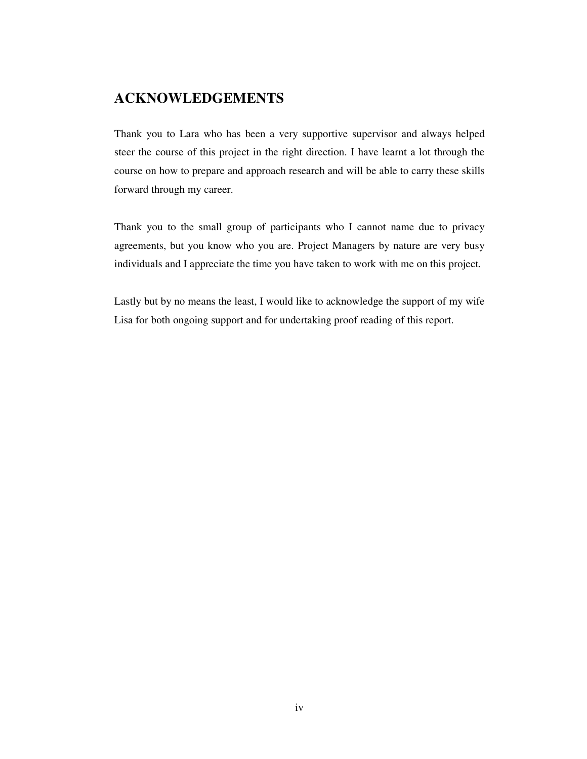## ACKNOWLEDGEMENTS

Thank you to Lara who has been a very supportive supervisor and always helped steer the course of this project in the right direction. I have learnt a lot through the course on how to prepare and approach research and will be able to carry these skills forward through my career.

Thank you to the small group of participants who I cannot name due to privacy agreements, but you know who you are. Project Managers by nature are very busy individuals and I appreciate the time you have taken to work with me on this project.

Lastly but by no means the least, I would like to acknowledge the support of my wife Lisa for both ongoing support and for undertaking proof reading of this report.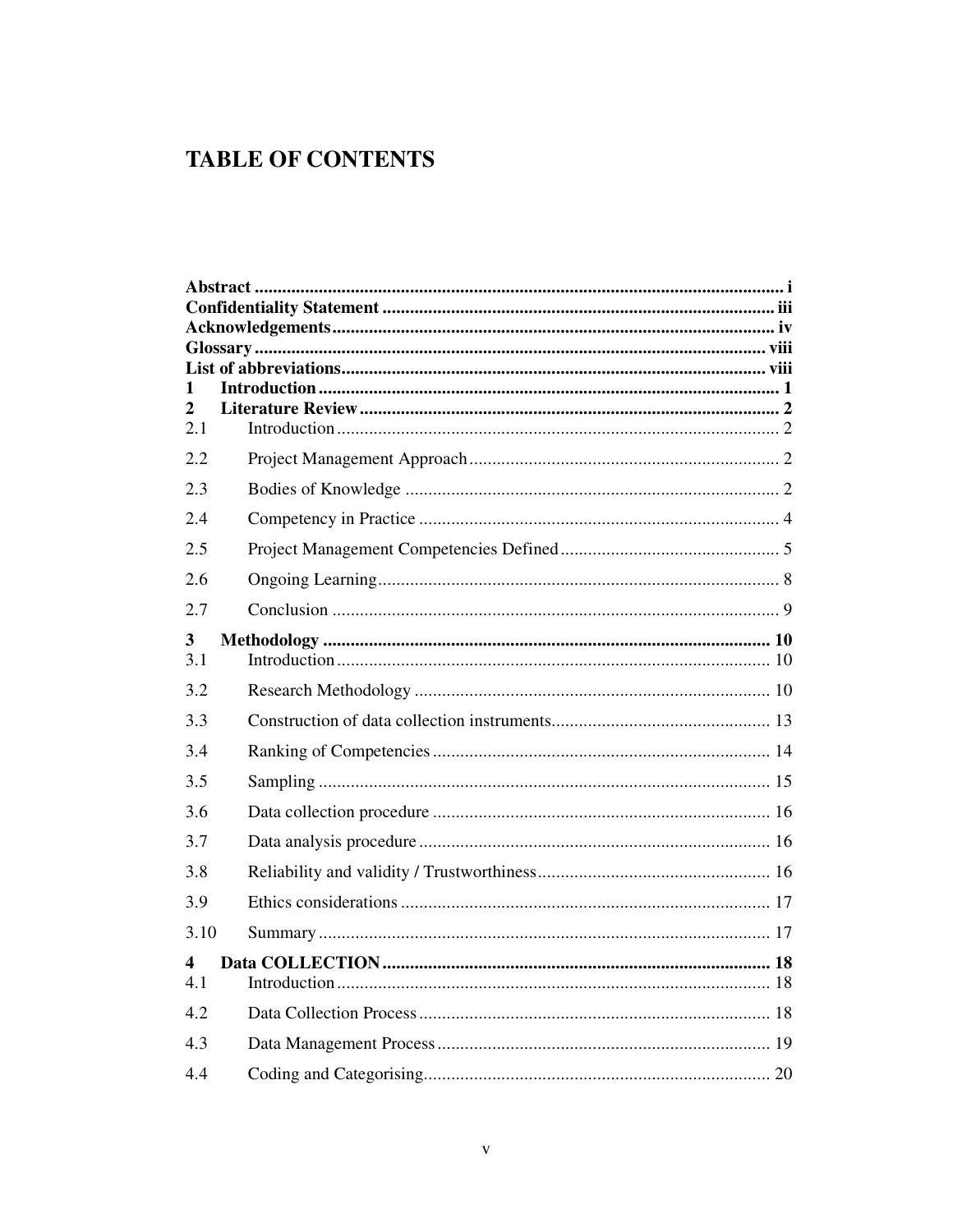# TABLE OF CONTENTS

**Abstract** ........................................................................................................ **i**
**Confidentiality Statement** ............................................................................... **iii**
**Acknowledgements** ........................................................................................ **iv**
**Glossary** ........................................................................................................ **viii**
**List of abbreviations** ...................................................................................... **viii**
**1 Introduction** ................................................................................................ **1**
**2 Literature Review** ........................................................................................ **2**
2.1 Introduction ...................................................................................................... 2
2.2 Project Management Approach ......................................................................... 2
2.3 Bodies of Knowledge ........................................................................................ 2
2.4 Competency in Practice .................................................................................... 4
2.5 Project Management Competencies Defined ..................................................... 5
2.6 Ongoing Learning .............................................................................................. 8
2.7 Conclusion ........................................................................................................ 9
**3 Methodology** ................................................................................................ **10**
3.1 Introduction ...................................................................................................... 10
3.2 Research Methodology ..................................................................................... 10
3.3 Construction of data collection instruments ...................................................... 13
3.4 Ranking of Competencies ................................................................................. 14
3.5 Sampling ........................................................................................................... 15
3.6 Data collection procedure ................................................................................. 16
3.7 Data analysis procedure .................................................................................... 16
3.8 Reliability and validity / Trustworthiness .......................................................... 16
3.9 Ethics considerations ........................................................................................ 17
3.10 Summary ......................................................................................................... 17
**4 Data COLLECTION** ..................................................................................... **18**
4.1 Introduction ...................................................................................................... 18
4.2 Data Collection Process .................................................................................... 18
4.3 Data Management Process ................................................................................ 19
4.4 Coding and Categorising ................................................................................... 20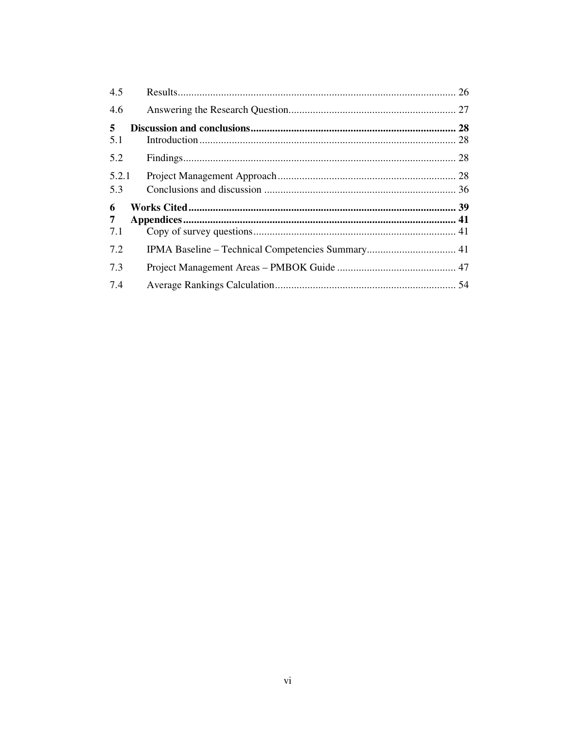4.5 Results ........................................................................................................ 26

4.6 Answering the Research Question.............................................................. 27

**5 Discussion and conclusions........................................................................... 28**

5.1 Introduction ............................................................................................... 28

5.2 Findings..................................................................................................... 28

5.2.1 Project Management Approach.................................................................. 28

5.3 Conclusions and discussion ....................................................................... 36

**6 Works Cited.................................................................................................. 39**

**7 Appendices.................................................................................................... 41**

7.1 Copy of survey questions........................................................................... 41

7.2 IPMA Baseline – Technical Competencies Summary................................. 41

7.3 Project Management Areas – PMBOK Guide ............................................ 47

7.4 Average Rankings Calculation................................................................... 54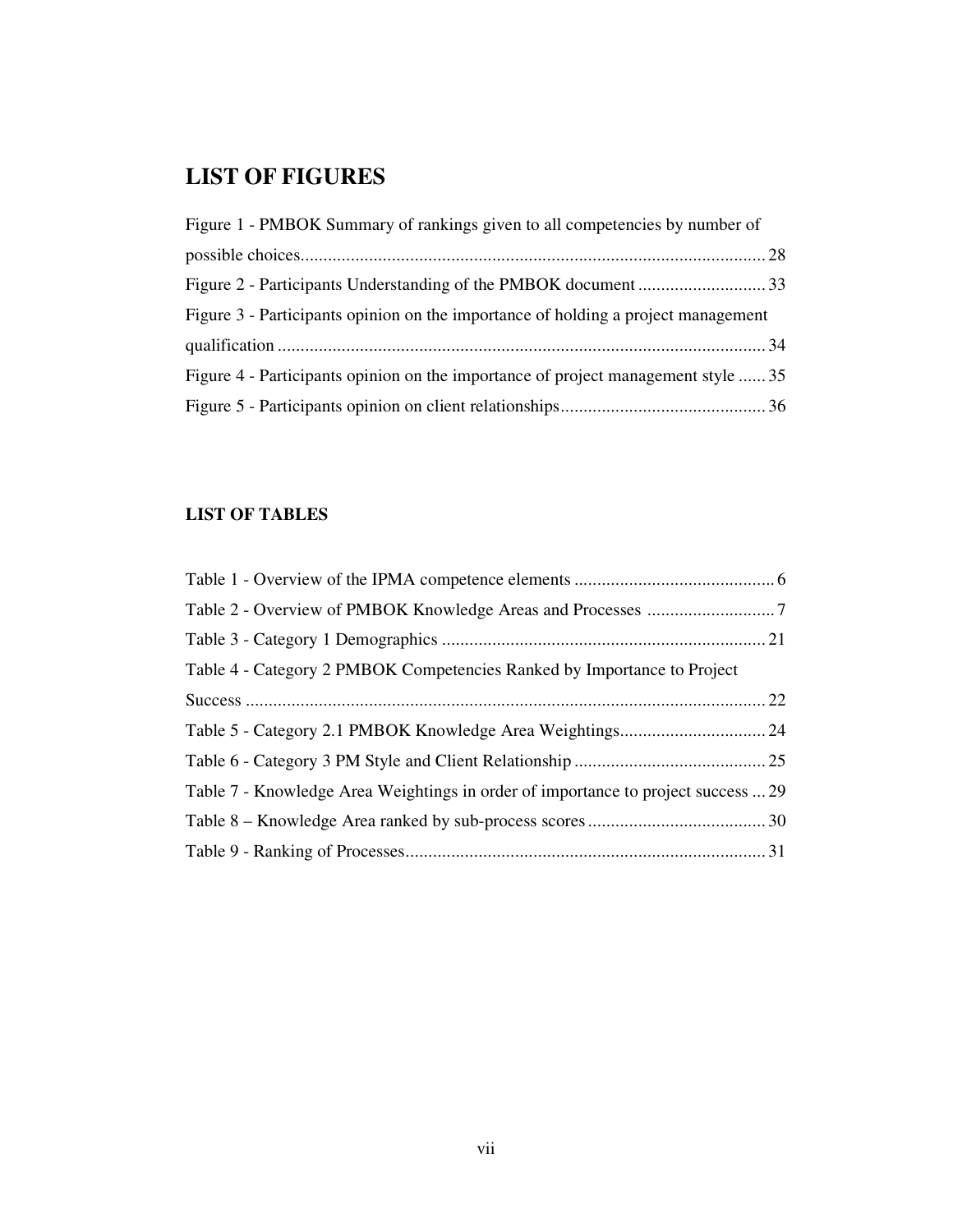# LIST OF FIGURES

Figure 1 - PMBOK Summary of rankings given to all competencies by number of possible choices....................................................................................................... 28

Figure 2 - Participants Understanding of the PMBOK document ............................ 33

Figure 3 - Participants opinion on the importance of holding a project management qualification ........................................................................................................... 34

Figure 4 - Participants opinion on the importance of project management style ...... 35

Figure 5 - Participants opinion on client relationships............................................. 36

## LIST OF TABLES

Table 1 - Overview of the IPMA competence elements ............................................ 6

Table 2 - Overview of PMBOK Knowledge Areas and Processes ............................ 7

Table 3 - Category 1 Demographics ....................................................................... 21

Table 4 - Category 2 PMBOK Competencies Ranked by Importance to Project Success .................................................................................................................. 22

Table 5 - Category 2.1 PMBOK Knowledge Area Weightings................................ 24

Table 6 - Category 3 PM Style and Client Relationship .......................................... 25

Table 7 - Knowledge Area Weightings in order of importance to project success ... 29

Table 8 – Knowledge Area ranked by sub-process scores ....................................... 30

Table 9 - Ranking of Processes............................................................................... 31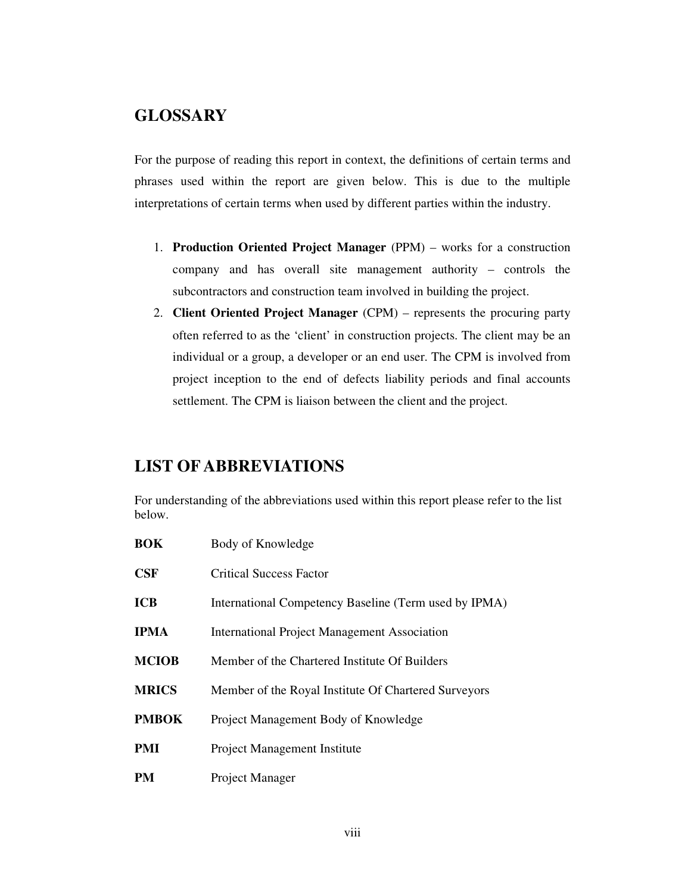## GLOSSARY

For the purpose of reading this report in context, the definitions of certain terms and phrases used within the report are given below. This is due to the multiple interpretations of certain terms when used by different parties within the industry.

1. **Production Oriented Project Manager** (PPM) – works for a construction company and has overall site management authority – controls the subcontractors and construction team involved in building the project.
2. **Client Oriented Project Manager** (CPM) – represents the procuring party often referred to as the 'client' in construction projects. The client may be an individual or a group, a developer or an end user. The CPM is involved from project inception to the end of defects liability periods and final accounts settlement. The CPM is liaison between the client and the project.

## LIST OF ABBREVIATIONS

For understanding of the abbreviations used within this report please refer to the list below.

| | |
|---|---|
| **BOK** | Body of Knowledge |
| **CSF** | Critical Success Factor |
| **ICB** | International Competency Baseline (Term used by IPMA) |
| **IPMA** | International Project Management Association |
| **MCIOB** | Member of the Chartered Institute Of Builders |
| **MRICS** | Member of the Royal Institute Of Chartered Surveyors |
| **PMBOK** | Project Management Body of Knowledge |
| **PMI** | Project Management Institute |
| **PM** | Project Manager |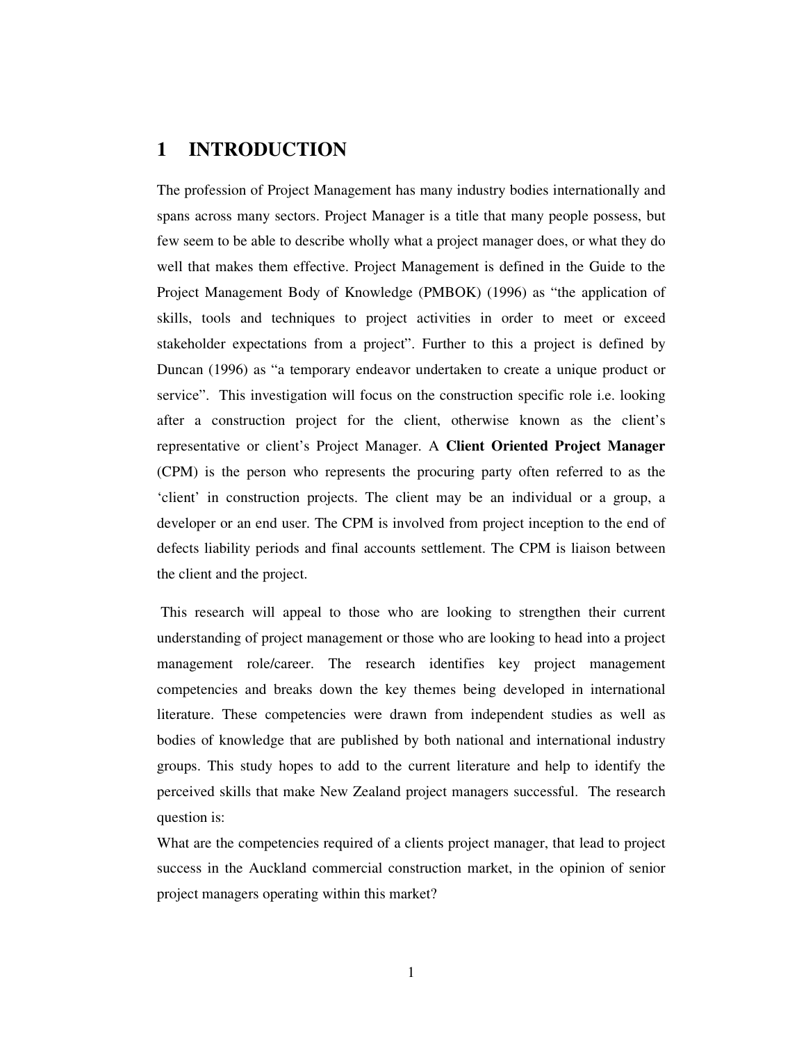# 1 INTRODUCTION

The profession of Project Management has many industry bodies internationally and spans across many sectors. Project Manager is a title that many people possess, but few seem to be able to describe wholly what a project manager does, or what they do well that makes them effective. Project Management is defined in the Guide to the Project Management Body of Knowledge (PMBOK) (1996) as "the application of skills, tools and techniques to project activities in order to meet or exceed stakeholder expectations from a project". Further to this a project is defined by Duncan (1996) as "a temporary endeavor undertaken to create a unique product or service". This investigation will focus on the construction specific role i.e. looking after a construction project for the client, otherwise known as the client's representative or client's Project Manager. A **Client Oriented Project Manager** (CPM) is the person who represents the procuring party often referred to as the 'client' in construction projects. The client may be an individual or a group, a developer or an end user. The CPM is involved from project inception to the end of defects liability periods and final accounts settlement. The CPM is liaison between the client and the project.

This research will appeal to those who are looking to strengthen their current understanding of project management or those who are looking to head into a project management role/career. The research identifies key project management competencies and breaks down the key themes being developed in international literature. These competencies were drawn from independent studies as well as bodies of knowledge that are published by both national and international industry groups. This study hopes to add to the current literature and help to identify the perceived skills that make New Zealand project managers successful. The research question is:

What are the competencies required of a clients project manager, that lead to project success in the Auckland commercial construction market, in the opinion of senior project managers operating within this market?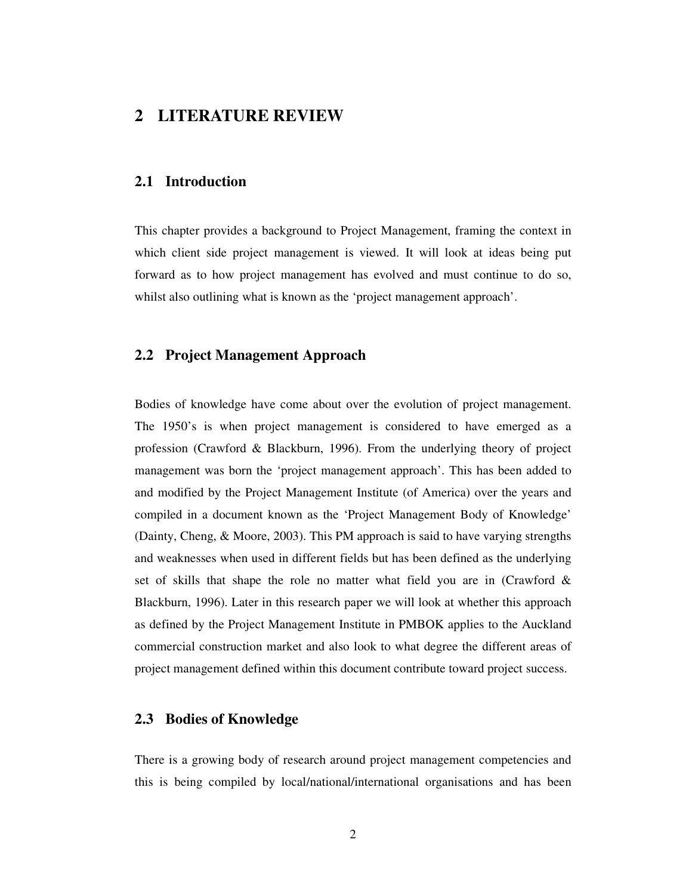# 2 LITERATURE REVIEW

## 2.1 Introduction

This chapter provides a background to Project Management, framing the context in which client side project management is viewed. It will look at ideas being put forward as to how project management has evolved and must continue to do so, whilst also outlining what is known as the 'project management approach'.

## 2.2 Project Management Approach

Bodies of knowledge have come about over the evolution of project management. The 1950's is when project management is considered to have emerged as a profession (Crawford & Blackburn, 1996). From the underlying theory of project management was born the 'project management approach'. This has been added to and modified by the Project Management Institute (of America) over the years and compiled in a document known as the 'Project Management Body of Knowledge' (Dainty, Cheng, & Moore, 2003). This PM approach is said to have varying strengths and weaknesses when used in different fields but has been defined as the underlying set of skills that shape the role no matter what field you are in (Crawford & Blackburn, 1996). Later in this research paper we will look at whether this approach as defined by the Project Management Institute in PMBOK applies to the Auckland commercial construction market and also look to what degree the different areas of project management defined within this document contribute toward project success.

## 2.3 Bodies of Knowledge

There is a growing body of research around project management competencies and this is being compiled by local/national/international organisations and has been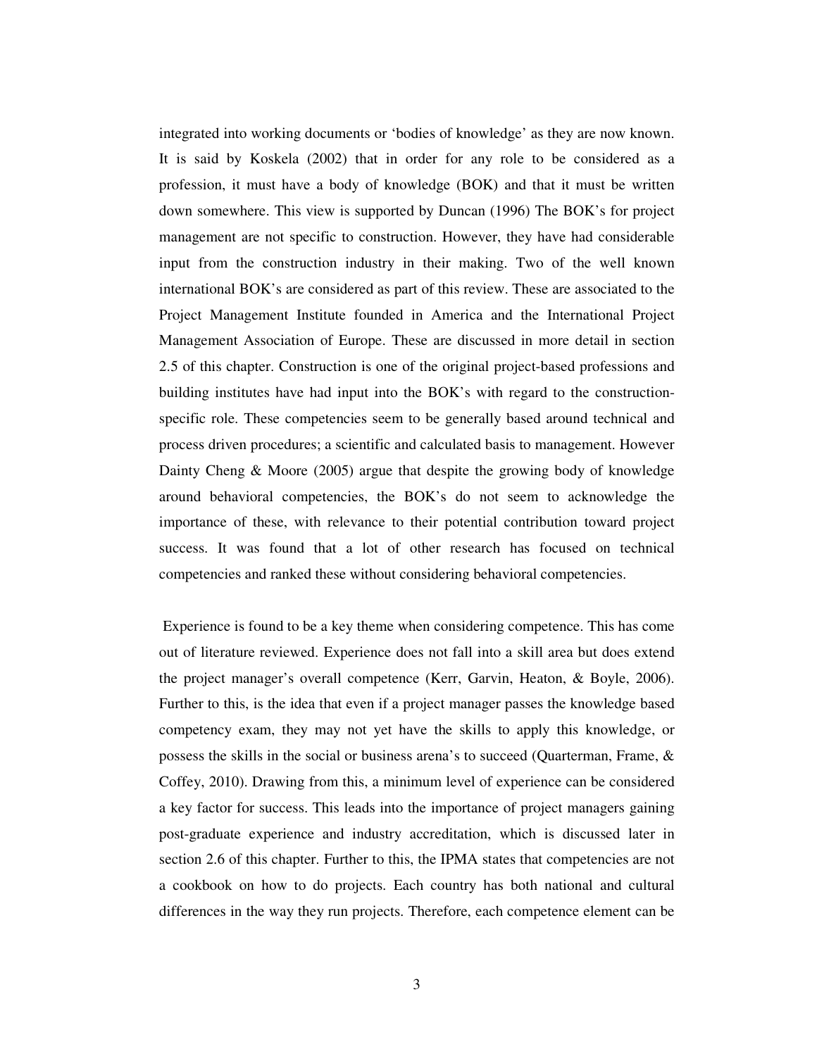integrated into working documents or 'bodies of knowledge' as they are now known. It is said by Koskela (2002) that in order for any role to be considered as a profession, it must have a body of knowledge (BOK) and that it must be written down somewhere. This view is supported by Duncan (1996) The BOK's for project management are not specific to construction. However, they have had considerable input from the construction industry in their making. Two of the well known international BOK's are considered as part of this review. These are associated to the Project Management Institute founded in America and the International Project Management Association of Europe. These are discussed in more detail in section 2.5 of this chapter. Construction is one of the original project-based professions and building institutes have had input into the BOK's with regard to the construction-specific role. These competencies seem to be generally based around technical and process driven procedures; a scientific and calculated basis to management. However Dainty Cheng & Moore (2005) argue that despite the growing body of knowledge around behavioral competencies, the BOK's do not seem to acknowledge the importance of these, with relevance to their potential contribution toward project success. It was found that a lot of other research has focused on technical competencies and ranked these without considering behavioral competencies.

Experience is found to be a key theme when considering competence. This has come out of literature reviewed. Experience does not fall into a skill area but does extend the project manager's overall competence (Kerr, Garvin, Heaton, & Boyle, 2006). Further to this, is the idea that even if a project manager passes the knowledge based competency exam, they may not yet have the skills to apply this knowledge, or possess the skills in the social or business arena's to succeed (Quarterman, Frame, & Coffey, 2010). Drawing from this, a minimum level of experience can be considered a key factor for success. This leads into the importance of project managers gaining post-graduate experience and industry accreditation, which is discussed later in section 2.6 of this chapter. Further to this, the IPMA states that competencies are not a cookbook on how to do projects. Each country has both national and cultural differences in the way they run projects. Therefore, each competence element can be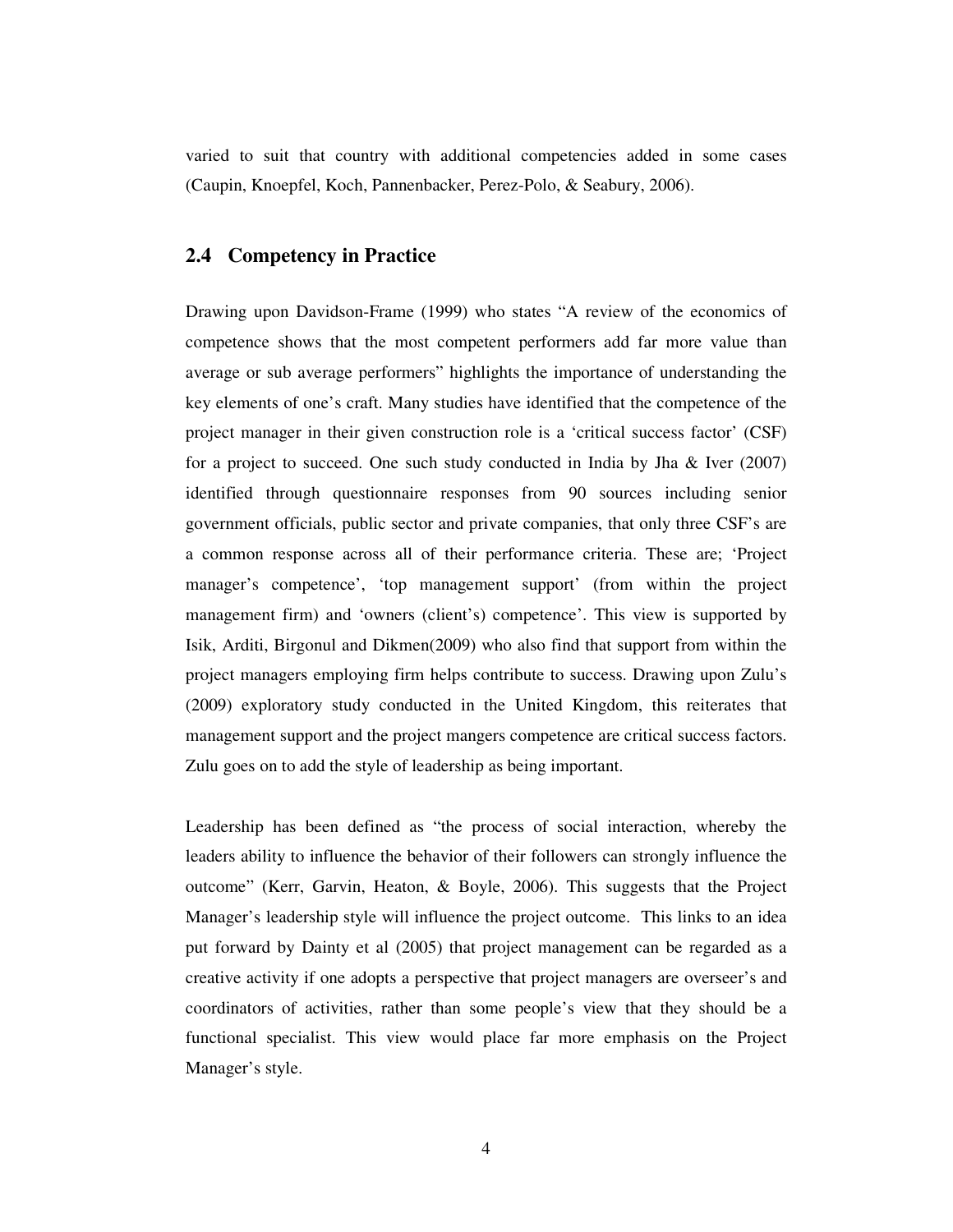varied to suit that country with additional competencies added in some cases (Caupin, Knoepfel, Koch, Pannenbacker, Perez-Polo, & Seabury, 2006).

## 2.4 Competency in Practice

Drawing upon Davidson-Frame (1999) who states "A review of the economics of competence shows that the most competent performers add far more value than average or sub average performers" highlights the importance of understanding the key elements of one's craft. Many studies have identified that the competence of the project manager in their given construction role is a 'critical success factor' (CSF) for a project to succeed. One such study conducted in India by Jha & Iver (2007) identified through questionnaire responses from 90 sources including senior government officials, public sector and private companies, that only three CSF's are a common response across all of their performance criteria. These are; 'Project manager's competence', 'top management support' (from within the project management firm) and 'owners (client's) competence'. This view is supported by Isik, Arditi, Birgonul and Dikmen(2009) who also find that support from within the project managers employing firm helps contribute to success. Drawing upon Zulu's (2009) exploratory study conducted in the United Kingdom, this reiterates that management support and the project mangers competence are critical success factors. Zulu goes on to add the style of leadership as being important.

Leadership has been defined as "the process of social interaction, whereby the leaders ability to influence the behavior of their followers can strongly influence the outcome" (Kerr, Garvin, Heaton, & Boyle, 2006). This suggests that the Project Manager's leadership style will influence the project outcome. This links to an idea put forward by Dainty et al (2005) that project management can be regarded as a creative activity if one adopts a perspective that project managers are overseer's and coordinators of activities, rather than some people's view that they should be a functional specialist. This view would place far more emphasis on the Project Manager's style.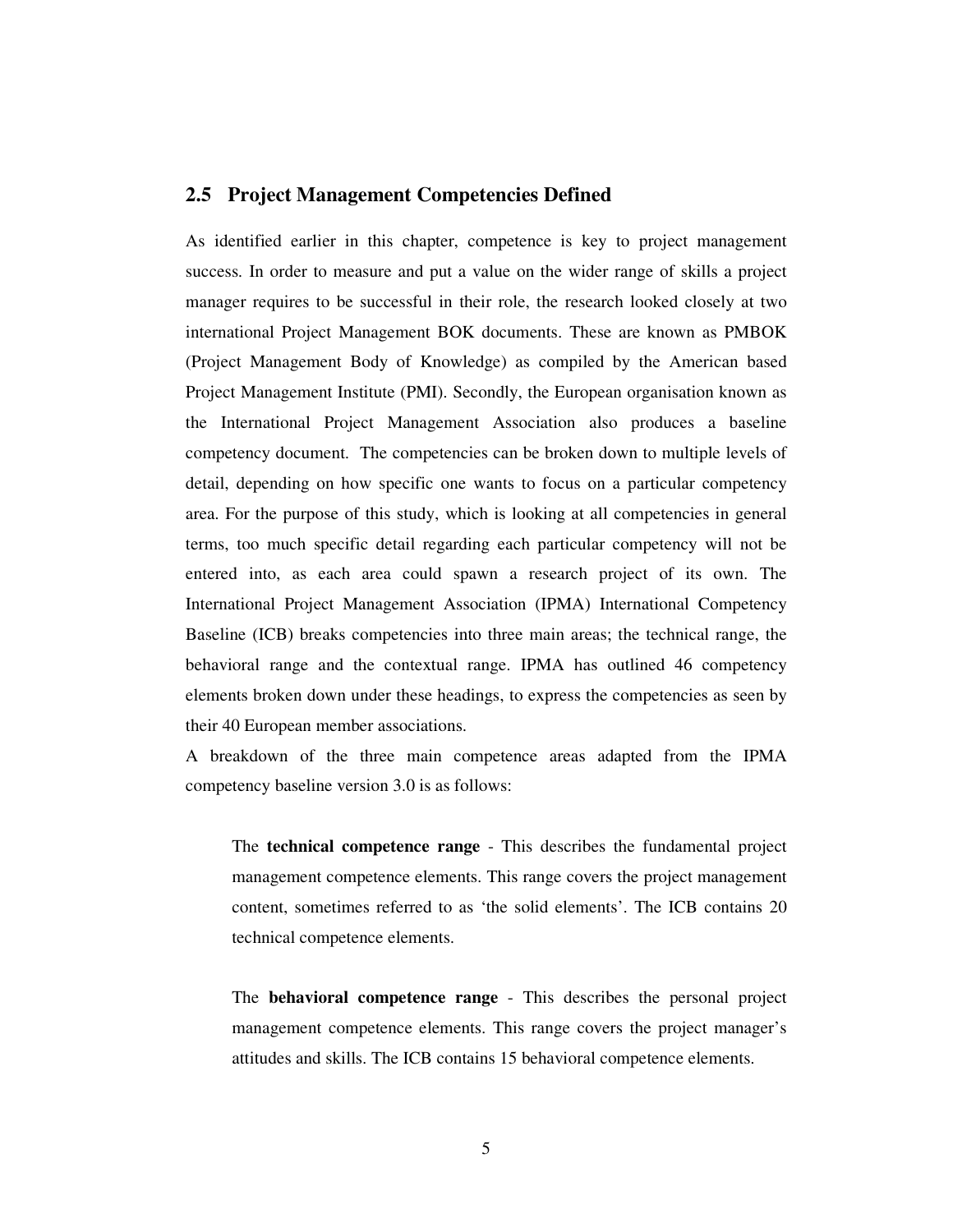## 2.5 Project Management Competencies Defined

As identified earlier in this chapter, competence is key to project management success. In order to measure and put a value on the wider range of skills a project manager requires to be successful in their role, the research looked closely at two international Project Management BOK documents. These are known as PMBOK (Project Management Body of Knowledge) as compiled by the American based Project Management Institute (PMI). Secondly, the European organisation known as the International Project Management Association also produces a baseline competency document. The competencies can be broken down to multiple levels of detail, depending on how specific one wants to focus on a particular competency area. For the purpose of this study, which is looking at all competencies in general terms, too much specific detail regarding each particular competency will not be entered into, as each area could spawn a research project of its own. The International Project Management Association (IPMA) International Competency Baseline (ICB) breaks competencies into three main areas; the technical range, the behavioral range and the contextual range. IPMA has outlined 46 competency elements broken down under these headings, to express the competencies as seen by their 40 European member associations.

A breakdown of the three main competence areas adapted from the IPMA competency baseline version 3.0 is as follows:

> The **technical competence range** - This describes the fundamental project management competence elements. This range covers the project management content, sometimes referred to as 'the solid elements'. The ICB contains 20 technical competence elements.
>
> The **behavioral competence range** - This describes the personal project management competence elements. This range covers the project manager's attitudes and skills. The ICB contains 15 behavioral competence elements.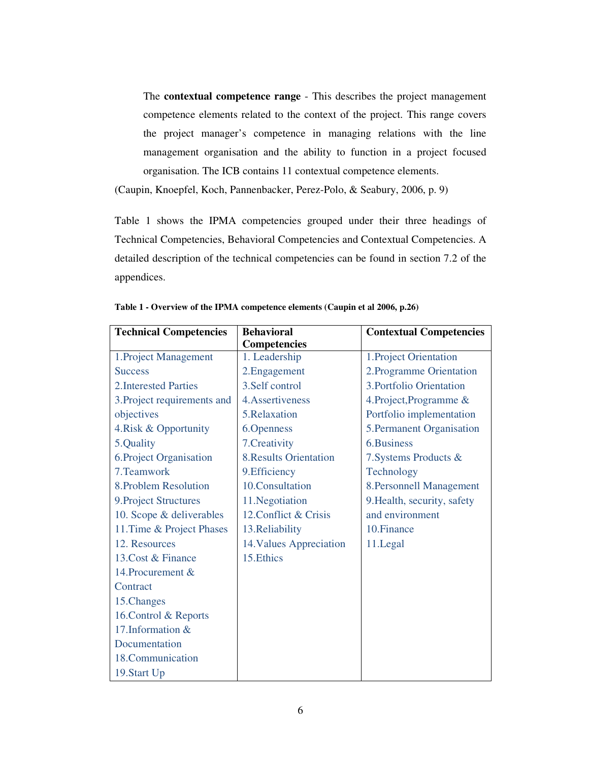> The **contextual competence range** - This describes the project management competence elements related to the context of the project. This range covers the project manager's competence in managing relations with the line management organisation and the ability to function in a project focused organisation. The ICB contains 11 contextual competence elements.

(Caupin, Knoepfel, Koch, Pannenbacker, Perez-Polo, & Seabury, 2006, p. 9)

Table 1 shows the IPMA competencies grouped under their three headings of Technical Competencies, Behavioral Competencies and Contextual Competencies. A detailed description of the technical competencies can be found in section 7.2 of the appendices.

**Table 1 - Overview of the IPMA competence elements (Caupin et al 2006, p.26)**

| Technical Competencies | Behavioral Competencies | Contextual Competencies |
|---|---|---|
| 1.Project Management Success | 1. Leadership | 1.Project Orientation |
| 2.Interested Parties | 2.Engagement | 2.Programme Orientation |
| 3.Project requirements and objectives | 3.Self control | 3.Portfolio Orientation |
| 4.Risk & Opportunity | 4.Assertiveness | 4.Project,Programme & Portfolio implementation |
| 5.Quality | 5.Relaxation | 5.Permanent Organisation |
| 6.Project Organisation | 6.Openness | 6.Business |
| 7.Teamwork | 7.Creativity | 7.Systems Products & Technology |
| 8.Problem Resolution | 8.Results Orientation | 8.Personnell Management |
| 9.Project Structures | 9.Efficiency | 9.Health, security, safety and environment |
| 10. Scope & deliverables | 10.Consultation | 10.Finance |
| 11.Time & Project Phases | 11.Negotiation | 11.Legal |
| 12. Resources | 12.Conflict & Crisis | |
| 13.Cost & Finance | 13.Reliability | |
| 14.Procurement & Contract | 14.Values Appreciation | |
| 15.Changes | 15.Ethics | |
| 16.Control & Reports | | |
| 17.Information & Documentation | | |
| 18.Communication | | |
| 19.Start Up | | |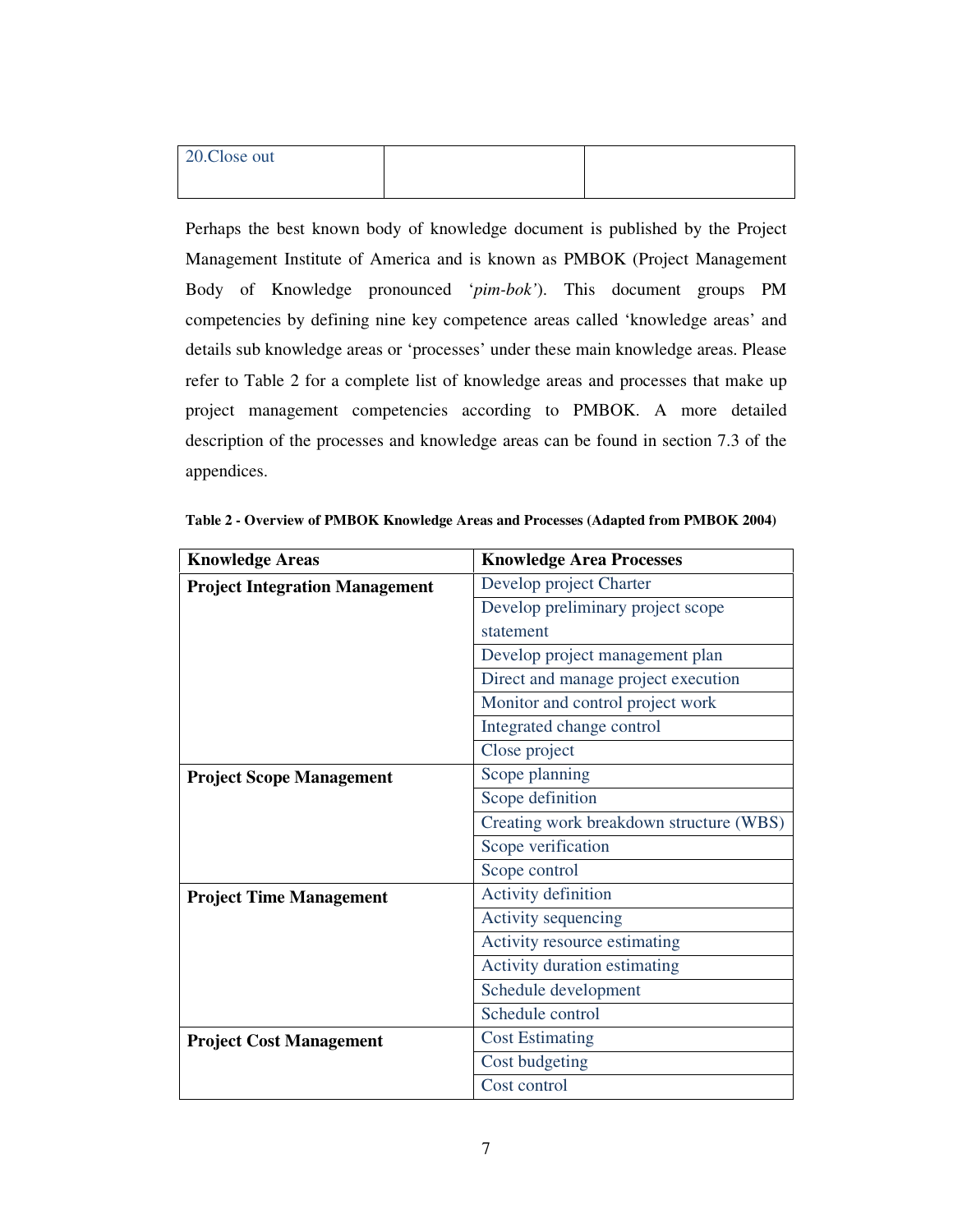| 20.Close out | | |
|---|---|---|

Perhaps the best known body of knowledge document is published by the Project Management Institute of America and is known as PMBOK (Project Management Body of Knowledge pronounced '*pim-bok'*). This document groups PM competencies by defining nine key competence areas called 'knowledge areas' and details sub knowledge areas or 'processes' under these main knowledge areas. Please refer to Table 2 for a complete list of knowledge areas and processes that make up project management competencies according to PMBOK. A more detailed description of the processes and knowledge areas can be found in section 7.3 of the appendices.

**Table 2 - Overview of PMBOK Knowledge Areas and Processes (Adapted from PMBOK 2004)**

| **Knowledge Areas** | **Knowledge Area Processes** |
|---|---|
| **Project Integration Management** | Develop project Charter |
| | Develop preliminary project scope statement |
| | Develop project management plan |
| | Direct and manage project execution |
| | Monitor and control project work |
| | Integrated change control |
| | Close project |
| **Project Scope Management** | Scope planning |
| | Scope definition |
| | Creating work breakdown structure (WBS) |
| | Scope verification |
| | Scope control |
| **Project Time Management** | Activity definition |
| | Activity sequencing |
| | Activity resource estimating |
| | Activity duration estimating |
| | Schedule development |
| | Schedule control |
| **Project Cost Management** | Cost Estimating |
| | Cost budgeting |
| | Cost control |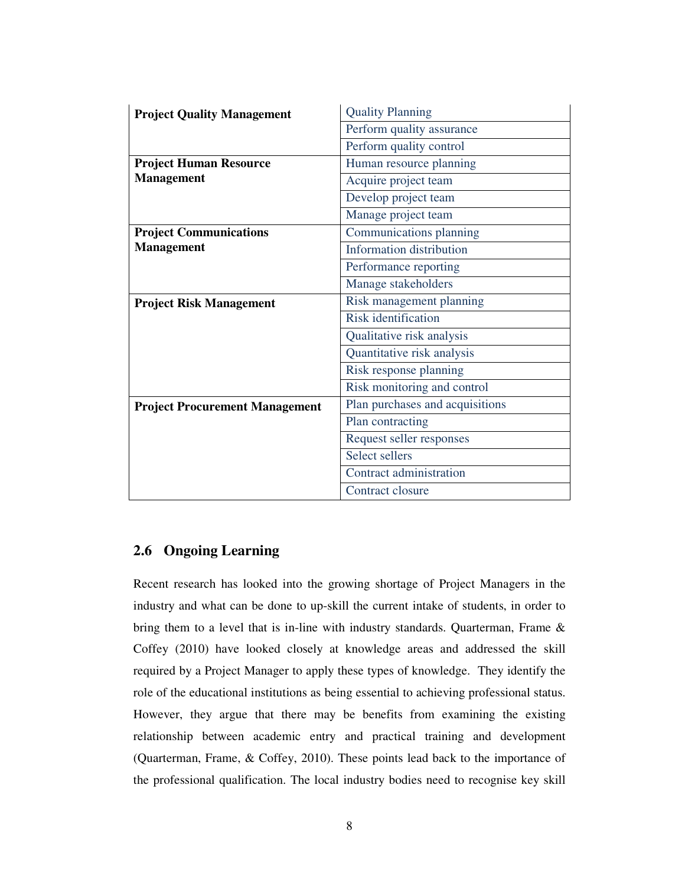| | |
|---|---|
| **Project Quality Management** | Quality Planning |
| | Perform quality assurance |
| | Perform quality control |
| **Project Human Resource Management** | Human resource planning |
| | Acquire project team |
| | Develop project team |
| | Manage project team |
| **Project Communications Management** | Communications planning |
| | Information distribution |
| | Performance reporting |
| | Manage stakeholders |
| **Project Risk Management** | Risk management planning |
| | Risk identification |
| | Qualitative risk analysis |
| | Quantitative risk analysis |
| | Risk response planning |
| | Risk monitoring and control |
| **Project Procurement Management** | Plan purchases and acquisitions |
| | Plan contracting |
| | Request seller responses |
| | Select sellers |
| | Contract administration |
| | Contract closure |

## 2.6 Ongoing Learning

Recent research has looked into the growing shortage of Project Managers in the industry and what can be done to up-skill the current intake of students, in order to bring them to a level that is in-line with industry standards. Quarterman, Frame & Coffey (2010) have looked closely at knowledge areas and addressed the skill required by a Project Manager to apply these types of knowledge. They identify the role of the educational institutions as being essential to achieving professional status. However, they argue that there may be benefits from examining the existing relationship between academic entry and practical training and development (Quarterman, Frame, & Coffey, 2010). These points lead back to the importance of the professional qualification. The local industry bodies need to recognise key skill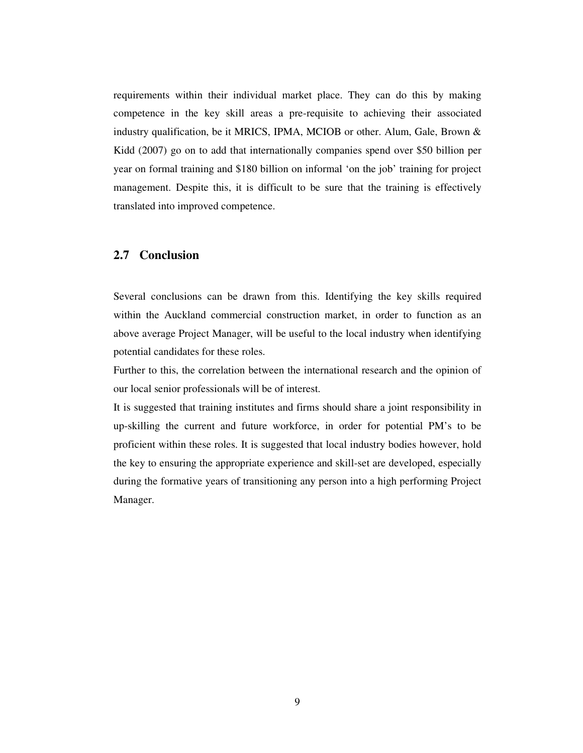requirements within their individual market place. They can do this by making competence in the key skill areas a pre-requisite to achieving their associated industry qualification, be it MRICS, IPMA, MCIOB or other. Alum, Gale, Brown & Kidd (2007) go on to add that internationally companies spend over $50 billion per year on formal training and $180 billion on informal 'on the job' training for project management. Despite this, it is difficult to be sure that the training is effectively translated into improved competence.

## 2.7 Conclusion

Several conclusions can be drawn from this. Identifying the key skills required within the Auckland commercial construction market, in order to function as an above average Project Manager, will be useful to the local industry when identifying potential candidates for these roles.

Further to this, the correlation between the international research and the opinion of our local senior professionals will be of interest.

It is suggested that training institutes and firms should share a joint responsibility in up-skilling the current and future workforce, in order for potential PM's to be proficient within these roles. It is suggested that local industry bodies however, hold the key to ensuring the appropriate experience and skill-set are developed, especially during the formative years of transitioning any person into a high performing Project Manager.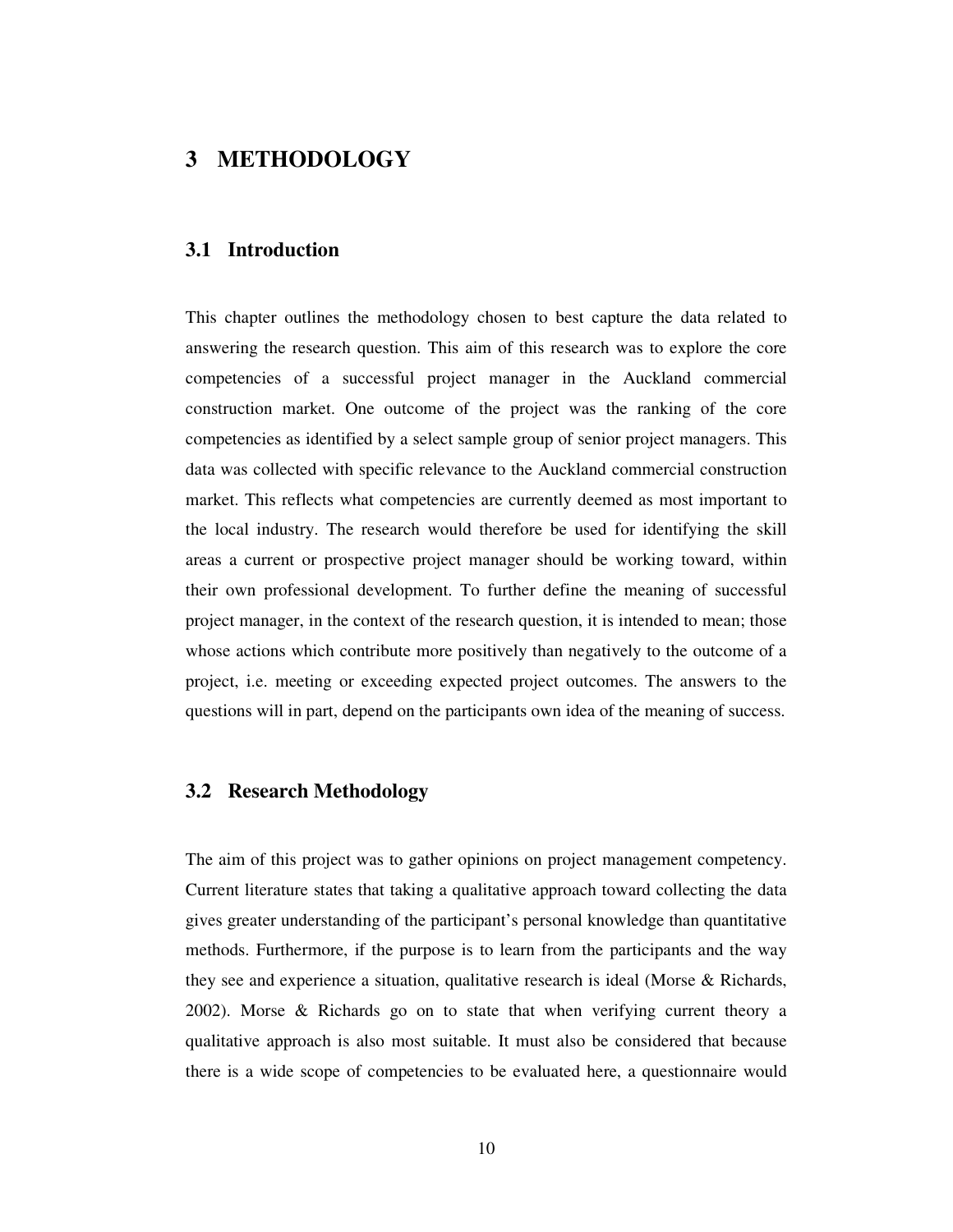# 3 METHODOLOGY

## 3.1 Introduction

This chapter outlines the methodology chosen to best capture the data related to answering the research question. This aim of this research was to explore the core competencies of a successful project manager in the Auckland commercial construction market. One outcome of the project was the ranking of the core competencies as identified by a select sample group of senior project managers. This data was collected with specific relevance to the Auckland commercial construction market. This reflects what competencies are currently deemed as most important to the local industry. The research would therefore be used for identifying the skill areas a current or prospective project manager should be working toward, within their own professional development. To further define the meaning of successful project manager, in the context of the research question, it is intended to mean; those whose actions which contribute more positively than negatively to the outcome of a project, i.e. meeting or exceeding expected project outcomes. The answers to the questions will in part, depend on the participants own idea of the meaning of success.

## 3.2 Research Methodology

The aim of this project was to gather opinions on project management competency. Current literature states that taking a qualitative approach toward collecting the data gives greater understanding of the participant's personal knowledge than quantitative methods. Furthermore, if the purpose is to learn from the participants and the way they see and experience a situation, qualitative research is ideal (Morse & Richards, 2002). Morse & Richards go on to state that when verifying current theory a qualitative approach is also most suitable. It must also be considered that because there is a wide scope of competencies to be evaluated here, a questionnaire would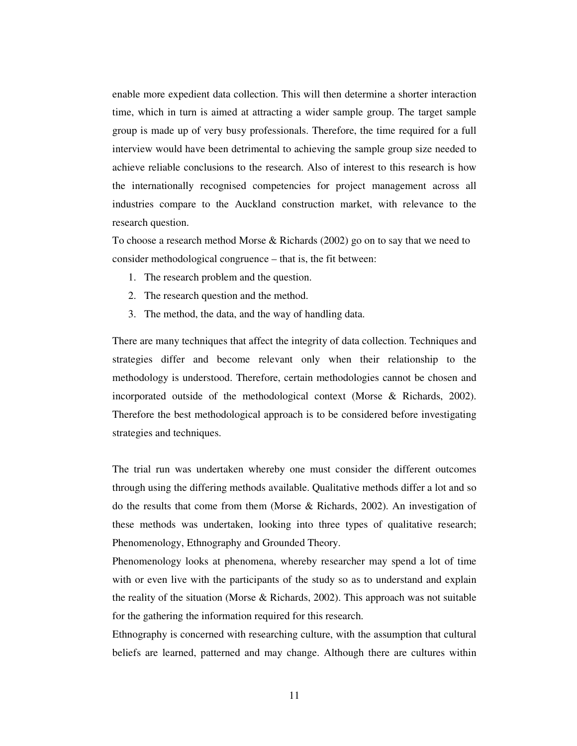enable more expedient data collection. This will then determine a shorter interaction time, which in turn is aimed at attracting a wider sample group. The target sample group is made up of very busy professionals. Therefore, the time required for a full interview would have been detrimental to achieving the sample group size needed to achieve reliable conclusions to the research. Also of interest to this research is how the internationally recognised competencies for project management across all industries compare to the Auckland construction market, with relevance to the research question.

To choose a research method Morse & Richards (2002) go on to say that we need to consider methodological congruence – that is, the fit between:

1. The research problem and the question.
2. The research question and the method.
3. The method, the data, and the way of handling data.

There are many techniques that affect the integrity of data collection. Techniques and strategies differ and become relevant only when their relationship to the methodology is understood. Therefore, certain methodologies cannot be chosen and incorporated outside of the methodological context (Morse & Richards, 2002). Therefore the best methodological approach is to be considered before investigating strategies and techniques.

The trial run was undertaken whereby one must consider the different outcomes through using the differing methods available. Qualitative methods differ a lot and so do the results that come from them (Morse & Richards, 2002). An investigation of these methods was undertaken, looking into three types of qualitative research; Phenomenology, Ethnography and Grounded Theory.

Phenomenology looks at phenomena, whereby researcher may spend a lot of time with or even live with the participants of the study so as to understand and explain the reality of the situation (Morse & Richards, 2002). This approach was not suitable for the gathering the information required for this research.

Ethnography is concerned with researching culture, with the assumption that cultural beliefs are learned, patterned and may change. Although there are cultures within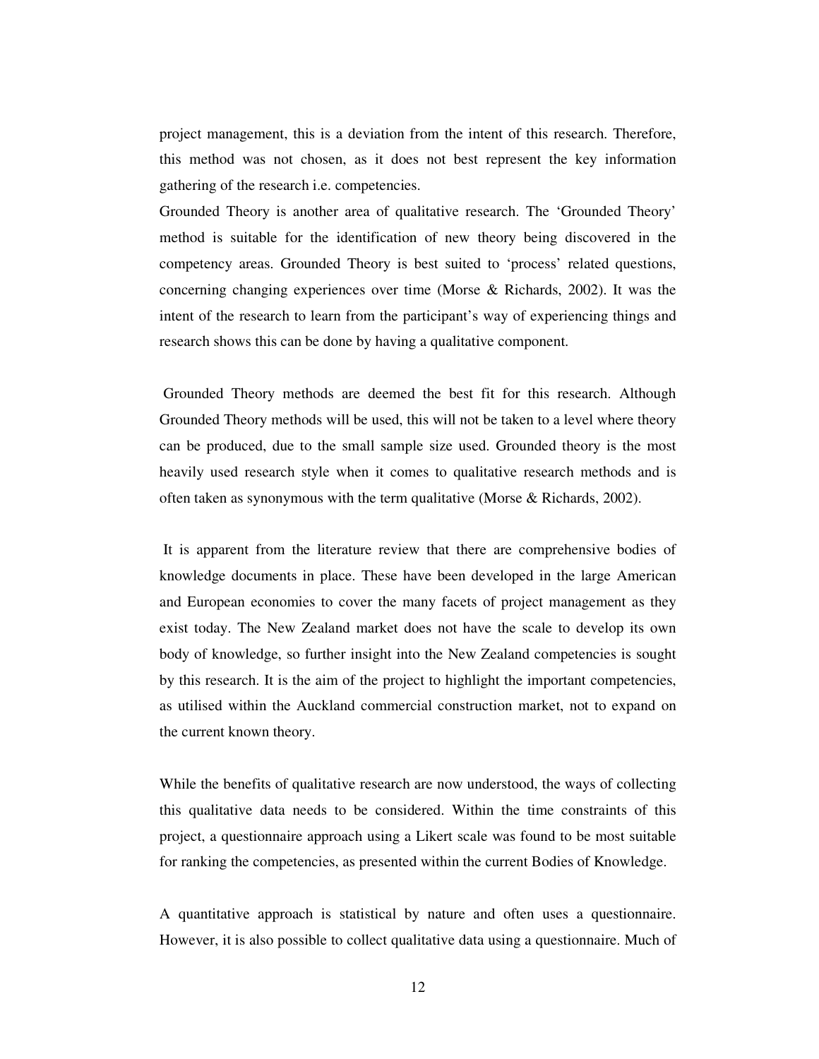project management, this is a deviation from the intent of this research. Therefore, this method was not chosen, as it does not best represent the key information gathering of the research i.e. competencies.

Grounded Theory is another area of qualitative research. The 'Grounded Theory' method is suitable for the identification of new theory being discovered in the competency areas. Grounded Theory is best suited to 'process' related questions, concerning changing experiences over time (Morse & Richards, 2002). It was the intent of the research to learn from the participant's way of experiencing things and research shows this can be done by having a qualitative component.

Grounded Theory methods are deemed the best fit for this research. Although Grounded Theory methods will be used, this will not be taken to a level where theory can be produced, due to the small sample size used. Grounded theory is the most heavily used research style when it comes to qualitative research methods and is often taken as synonymous with the term qualitative (Morse & Richards, 2002).

It is apparent from the literature review that there are comprehensive bodies of knowledge documents in place. These have been developed in the large American and European economies to cover the many facets of project management as they exist today. The New Zealand market does not have the scale to develop its own body of knowledge, so further insight into the New Zealand competencies is sought by this research. It is the aim of the project to highlight the important competencies, as utilised within the Auckland commercial construction market, not to expand on the current known theory.

While the benefits of qualitative research are now understood, the ways of collecting this qualitative data needs to be considered. Within the time constraints of this project, a questionnaire approach using a Likert scale was found to be most suitable for ranking the competencies, as presented within the current Bodies of Knowledge.

A quantitative approach is statistical by nature and often uses a questionnaire. However, it is also possible to collect qualitative data using a questionnaire. Much of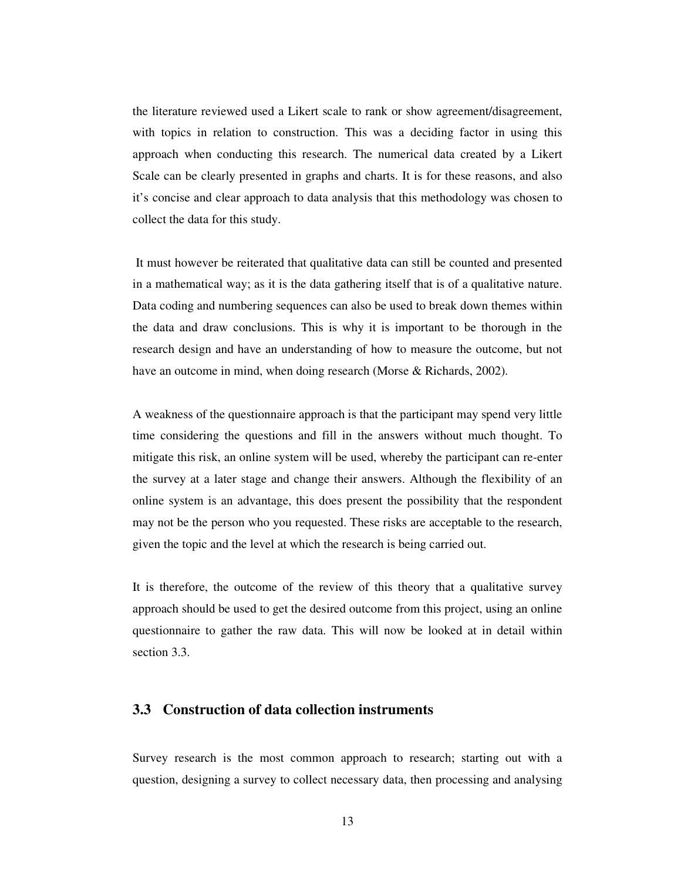the literature reviewed used a Likert scale to rank or show agreement/disagreement, with topics in relation to construction. This was a deciding factor in using this approach when conducting this research. The numerical data created by a Likert Scale can be clearly presented in graphs and charts. It is for these reasons, and also it's concise and clear approach to data analysis that this methodology was chosen to collect the data for this study.

It must however be reiterated that qualitative data can still be counted and presented in a mathematical way; as it is the data gathering itself that is of a qualitative nature. Data coding and numbering sequences can also be used to break down themes within the data and draw conclusions. This is why it is important to be thorough in the research design and have an understanding of how to measure the outcome, but not have an outcome in mind, when doing research (Morse & Richards, 2002).

A weakness of the questionnaire approach is that the participant may spend very little time considering the questions and fill in the answers without much thought. To mitigate this risk, an online system will be used, whereby the participant can re-enter the survey at a later stage and change their answers. Although the flexibility of an online system is an advantage, this does present the possibility that the respondent may not be the person who you requested. These risks are acceptable to the research, given the topic and the level at which the research is being carried out.

It is therefore, the outcome of the review of this theory that a qualitative survey approach should be used to get the desired outcome from this project, using an online questionnaire to gather the raw data. This will now be looked at in detail within section 3.3.

## 3.3 Construction of data collection instruments

Survey research is the most common approach to research; starting out with a question, designing a survey to collect necessary data, then processing and analysing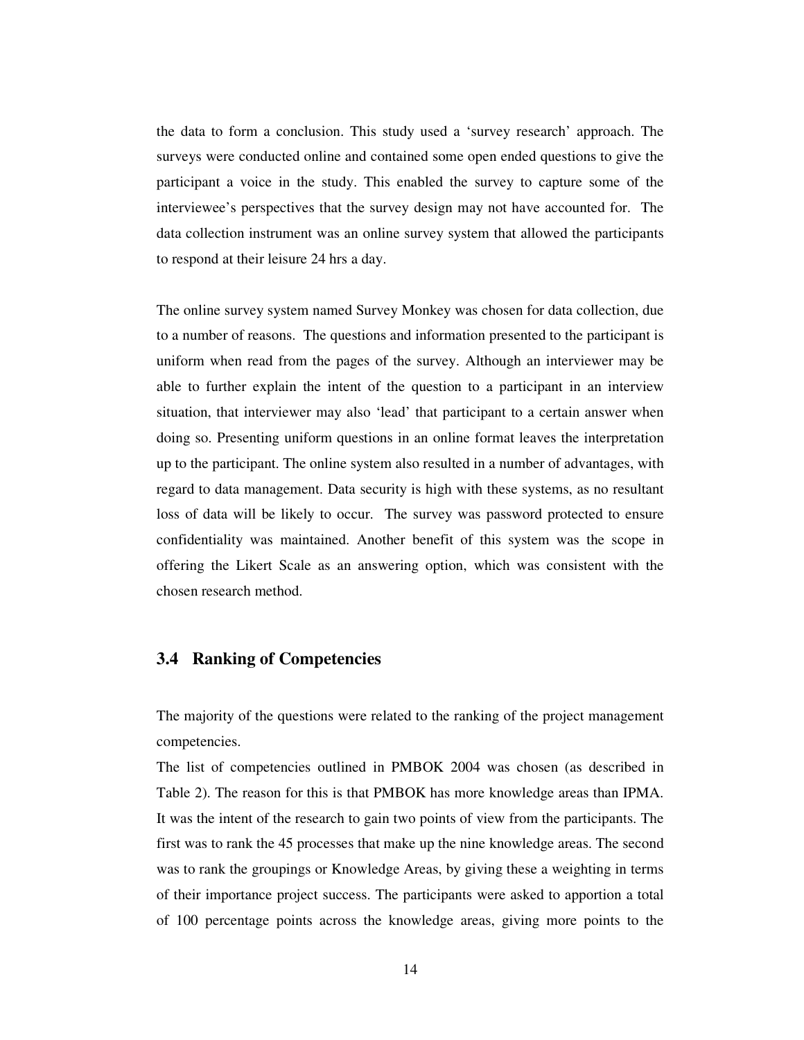the data to form a conclusion. This study used a 'survey research' approach. The surveys were conducted online and contained some open ended questions to give the participant a voice in the study. This enabled the survey to capture some of the interviewee's perspectives that the survey design may not have accounted for. The data collection instrument was an online survey system that allowed the participants to respond at their leisure 24 hrs a day.

The online survey system named Survey Monkey was chosen for data collection, due to a number of reasons. The questions and information presented to the participant is uniform when read from the pages of the survey. Although an interviewer may be able to further explain the intent of the question to a participant in an interview situation, that interviewer may also 'lead' that participant to a certain answer when doing so. Presenting uniform questions in an online format leaves the interpretation up to the participant. The online system also resulted in a number of advantages, with regard to data management. Data security is high with these systems, as no resultant loss of data will be likely to occur. The survey was password protected to ensure confidentiality was maintained. Another benefit of this system was the scope in offering the Likert Scale as an answering option, which was consistent with the chosen research method.

## 3.4 Ranking of Competencies

The majority of the questions were related to the ranking of the project management competencies.

The list of competencies outlined in PMBOK 2004 was chosen (as described in Table 2). The reason for this is that PMBOK has more knowledge areas than IPMA. It was the intent of the research to gain two points of view from the participants. The first was to rank the 45 processes that make up the nine knowledge areas. The second was to rank the groupings or Knowledge Areas, by giving these a weighting in terms of their importance project success. The participants were asked to apportion a total of 100 percentage points across the knowledge areas, giving more points to the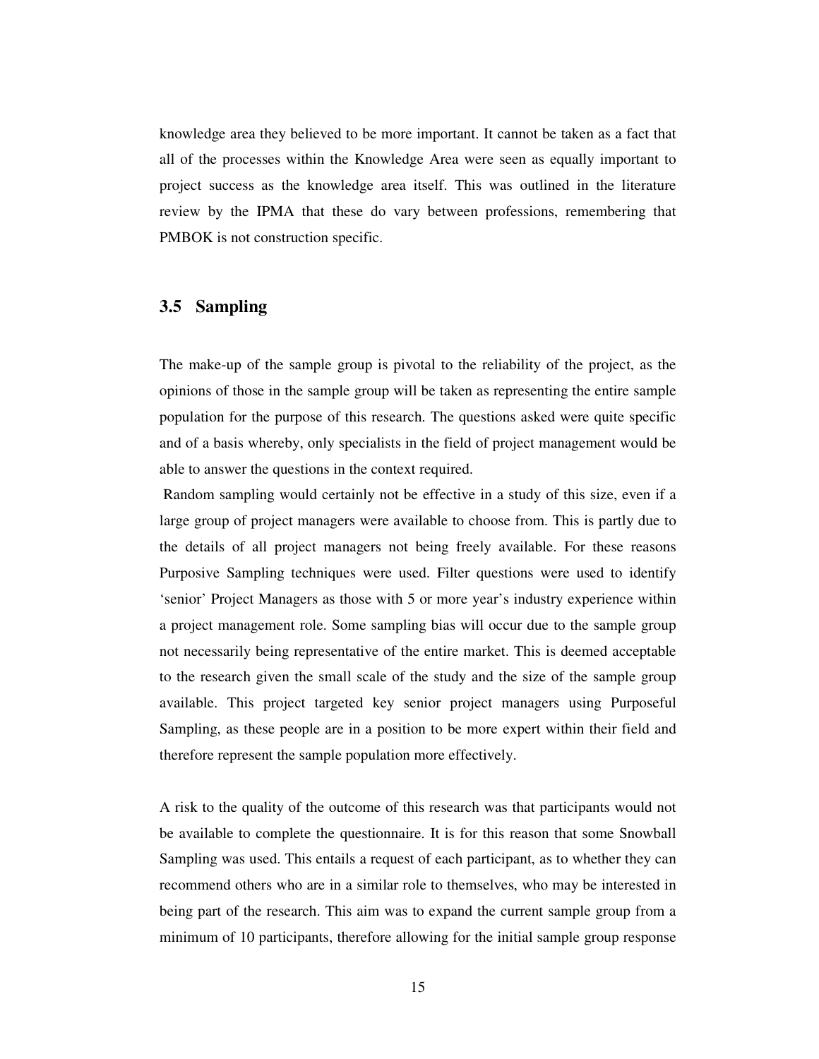knowledge area they believed to be more important. It cannot be taken as a fact that all of the processes within the Knowledge Area were seen as equally important to project success as the knowledge area itself. This was outlined in the literature review by the IPMA that these do vary between professions, remembering that PMBOK is not construction specific.

## 3.5 Sampling

The make-up of the sample group is pivotal to the reliability of the project, as the opinions of those in the sample group will be taken as representing the entire sample population for the purpose of this research. The questions asked were quite specific and of a basis whereby, only specialists in the field of project management would be able to answer the questions in the context required.

Random sampling would certainly not be effective in a study of this size, even if a large group of project managers were available to choose from. This is partly due to the details of all project managers not being freely available. For these reasons Purposive Sampling techniques were used. Filter questions were used to identify 'senior' Project Managers as those with 5 or more year's industry experience within a project management role. Some sampling bias will occur due to the sample group not necessarily being representative of the entire market. This is deemed acceptable to the research given the small scale of the study and the size of the sample group available. This project targeted key senior project managers using Purposeful Sampling, as these people are in a position to be more expert within their field and therefore represent the sample population more effectively.

A risk to the quality of the outcome of this research was that participants would not be available to complete the questionnaire. It is for this reason that some Snowball Sampling was used. This entails a request of each participant, as to whether they can recommend others who are in a similar role to themselves, who may be interested in being part of the research. This aim was to expand the current sample group from a minimum of 10 participants, therefore allowing for the initial sample group response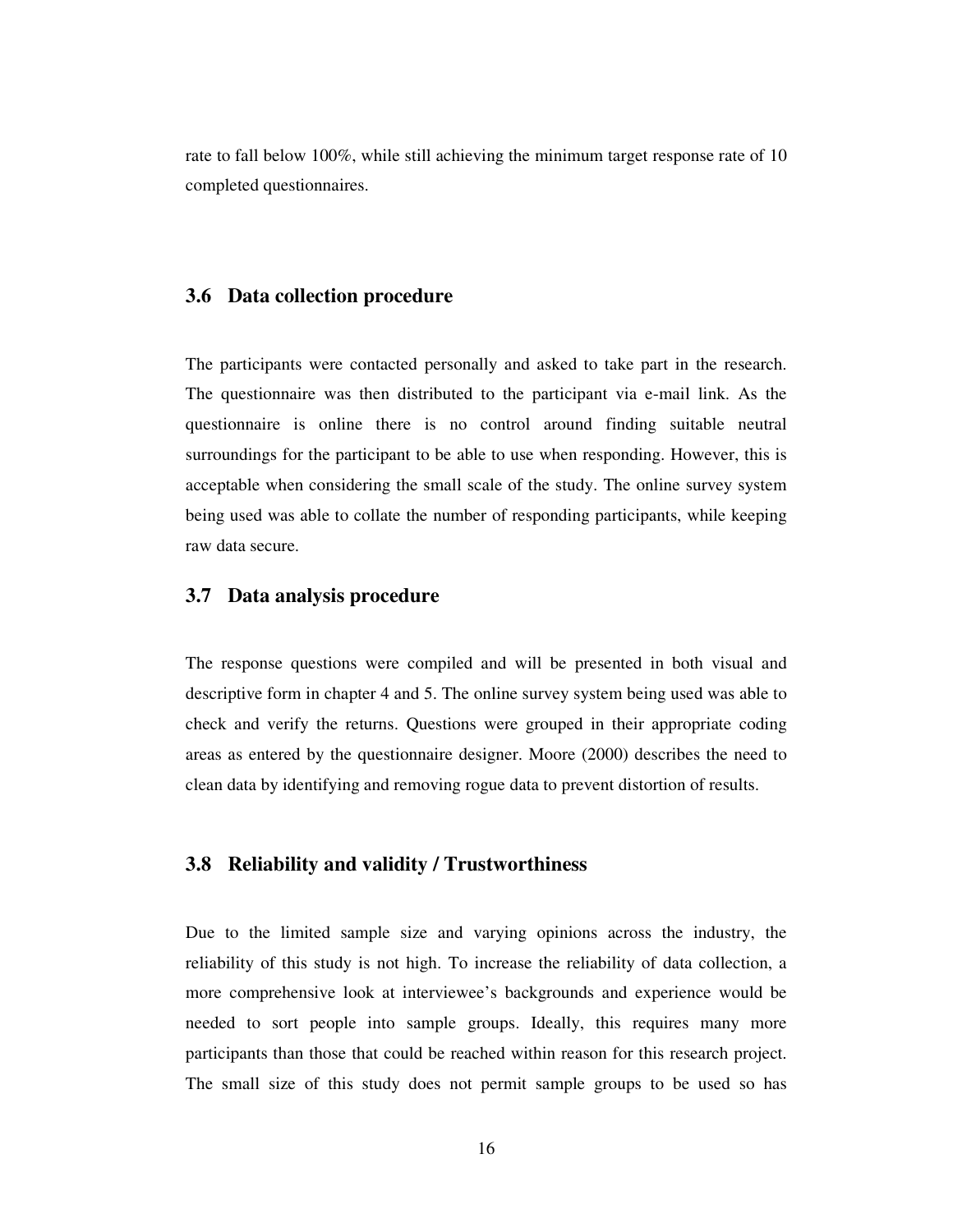rate to fall below 100%, while still achieving the minimum target response rate of 10 completed questionnaires.

## 3.6 Data collection procedure

The participants were contacted personally and asked to take part in the research. The questionnaire was then distributed to the participant via e-mail link. As the questionnaire is online there is no control around finding suitable neutral surroundings for the participant to be able to use when responding. However, this is acceptable when considering the small scale of the study. The online survey system being used was able to collate the number of responding participants, while keeping raw data secure.

## 3.7 Data analysis procedure

The response questions were compiled and will be presented in both visual and descriptive form in chapter 4 and 5. The online survey system being used was able to check and verify the returns. Questions were grouped in their appropriate coding areas as entered by the questionnaire designer. Moore (2000) describes the need to clean data by identifying and removing rogue data to prevent distortion of results.

## 3.8 Reliability and validity / Trustworthiness

Due to the limited sample size and varying opinions across the industry, the reliability of this study is not high. To increase the reliability of data collection, a more comprehensive look at interviewee's backgrounds and experience would be needed to sort people into sample groups. Ideally, this requires many more participants than those that could be reached within reason for this research project. The small size of this study does not permit sample groups to be used so has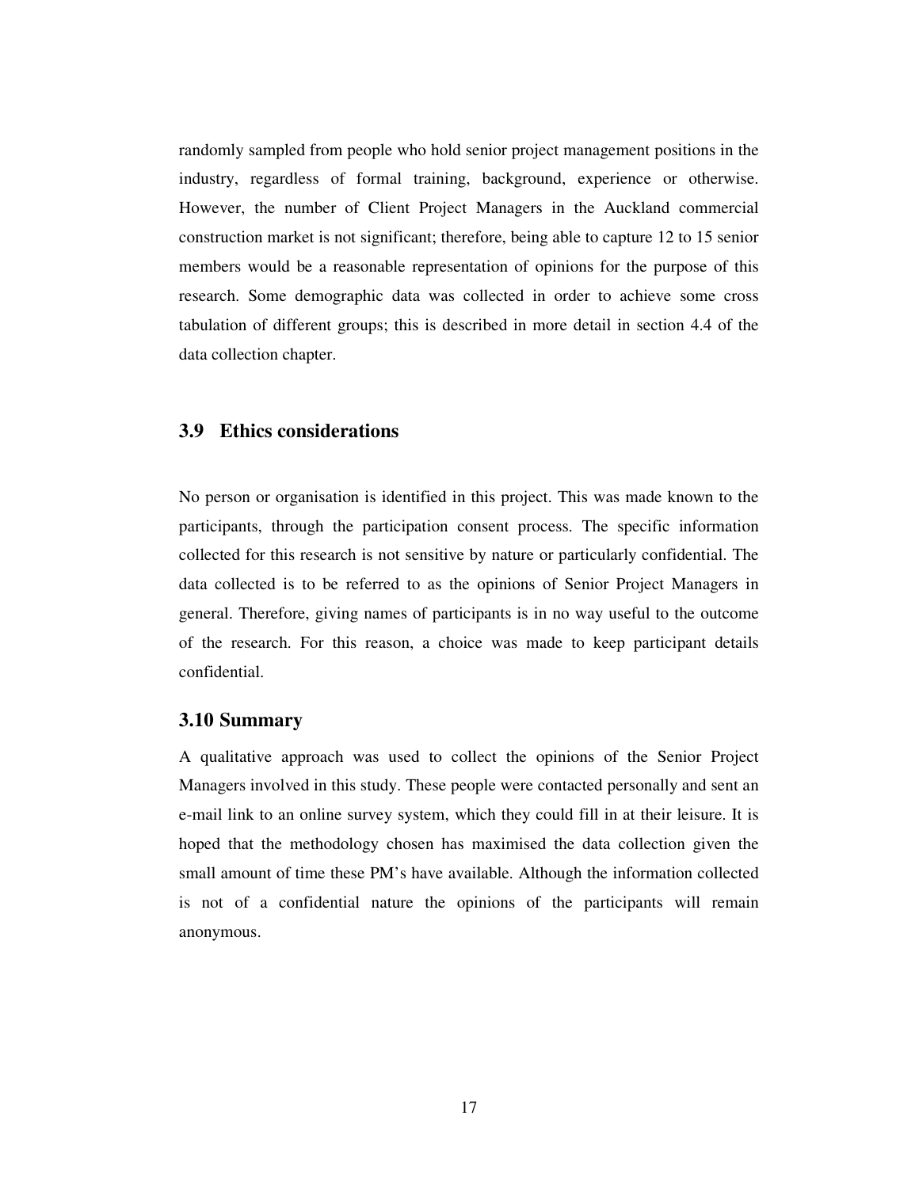randomly sampled from people who hold senior project management positions in the industry, regardless of formal training, background, experience or otherwise. However, the number of Client Project Managers in the Auckland commercial construction market is not significant; therefore, being able to capture 12 to 15 senior members would be a reasonable representation of opinions for the purpose of this research. Some demographic data was collected in order to achieve some cross tabulation of different groups; this is described in more detail in section 4.4 of the data collection chapter.

## 3.9 Ethics considerations

No person or organisation is identified in this project. This was made known to the participants, through the participation consent process. The specific information collected for this research is not sensitive by nature or particularly confidential. The data collected is to be referred to as the opinions of Senior Project Managers in general. Therefore, giving names of participants is in no way useful to the outcome of the research. For this reason, a choice was made to keep participant details confidential.

## 3.10 Summary

A qualitative approach was used to collect the opinions of the Senior Project Managers involved in this study. These people were contacted personally and sent an e-mail link to an online survey system, which they could fill in at their leisure. It is hoped that the methodology chosen has maximised the data collection given the small amount of time these PM's have available. Although the information collected is not of a confidential nature the opinions of the participants will remain anonymous.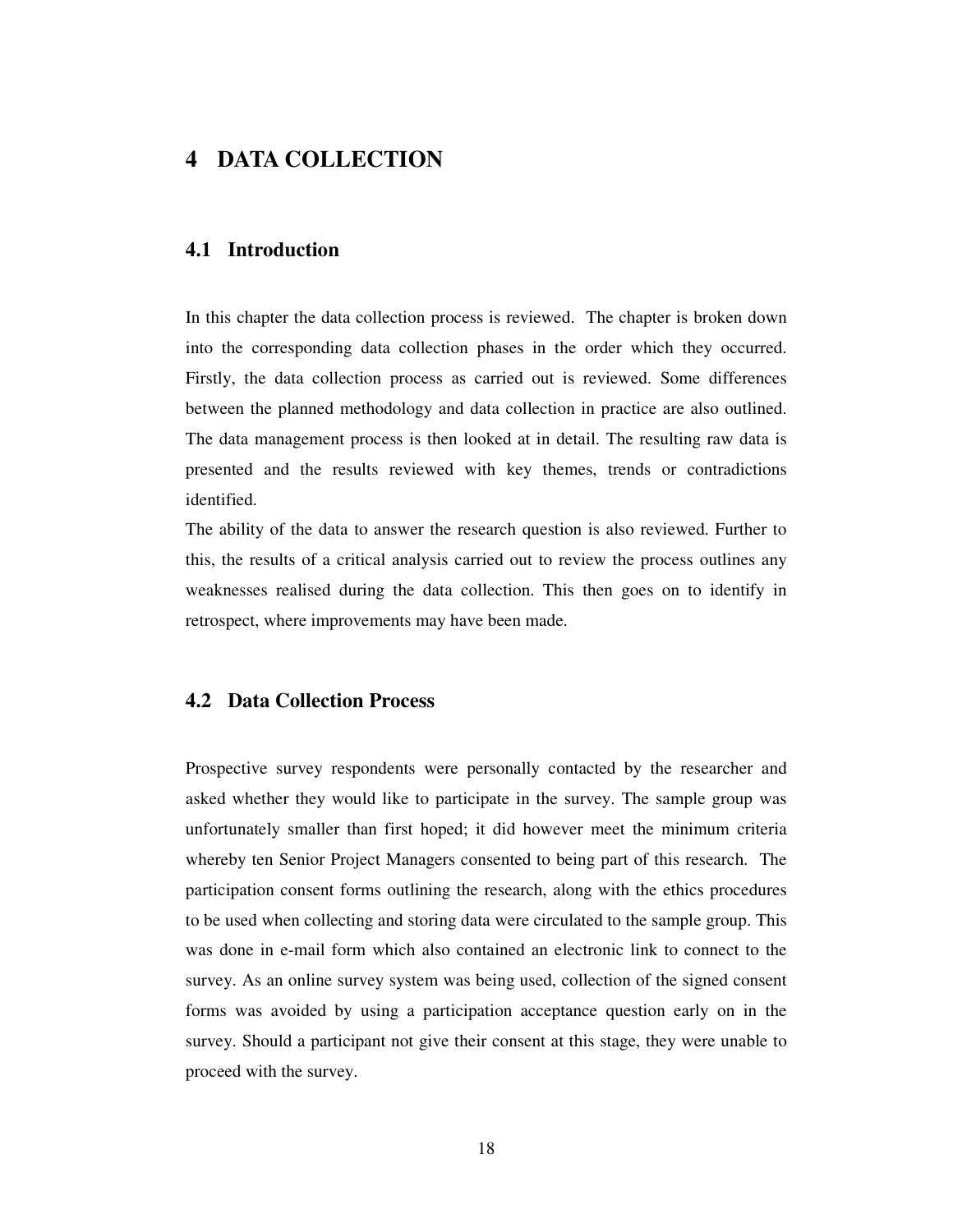# 4 DATA COLLECTION

## 4.1 Introduction

In this chapter the data collection process is reviewed. The chapter is broken down into the corresponding data collection phases in the order which they occurred. Firstly, the data collection process as carried out is reviewed. Some differences between the planned methodology and data collection in practice are also outlined. The data management process is then looked at in detail. The resulting raw data is presented and the results reviewed with key themes, trends or contradictions identified.

The ability of the data to answer the research question is also reviewed. Further to this, the results of a critical analysis carried out to review the process outlines any weaknesses realised during the data collection. This then goes on to identify in retrospect, where improvements may have been made.

## 4.2 Data Collection Process

Prospective survey respondents were personally contacted by the researcher and asked whether they would like to participate in the survey. The sample group was unfortunately smaller than first hoped; it did however meet the minimum criteria whereby ten Senior Project Managers consented to being part of this research. The participation consent forms outlining the research, along with the ethics procedures to be used when collecting and storing data were circulated to the sample group. This was done in e-mail form which also contained an electronic link to connect to the survey. As an online survey system was being used, collection of the signed consent forms was avoided by using a participation acceptance question early on in the survey. Should a participant not give their consent at this stage, they were unable to proceed with the survey.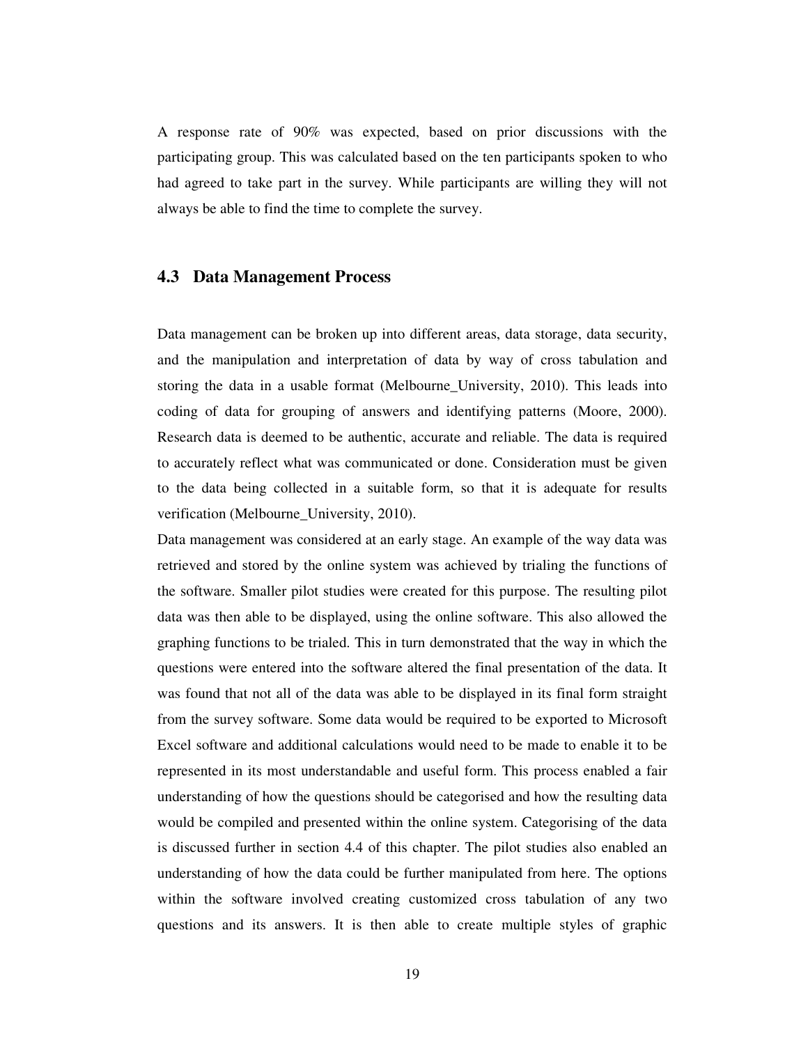A response rate of 90% was expected, based on prior discussions with the participating group. This was calculated based on the ten participants spoken to who had agreed to take part in the survey. While participants are willing they will not always be able to find the time to complete the survey.

## 4.3 Data Management Process

Data management can be broken up into different areas, data storage, data security, and the manipulation and interpretation of data by way of cross tabulation and storing the data in a usable format (Melbourne_University, 2010). This leads into coding of data for grouping of answers and identifying patterns (Moore, 2000). Research data is deemed to be authentic, accurate and reliable. The data is required to accurately reflect what was communicated or done. Consideration must be given to the data being collected in a suitable form, so that it is adequate for results verification (Melbourne_University, 2010).

Data management was considered at an early stage. An example of the way data was retrieved and stored by the online system was achieved by trialing the functions of the software. Smaller pilot studies were created for this purpose. The resulting pilot data was then able to be displayed, using the online software. This also allowed the graphing functions to be trialed. This in turn demonstrated that the way in which the questions were entered into the software altered the final presentation of the data. It was found that not all of the data was able to be displayed in its final form straight from the survey software. Some data would be required to be exported to Microsoft Excel software and additional calculations would need to be made to enable it to be represented in its most understandable and useful form. This process enabled a fair understanding of how the questions should be categorised and how the resulting data would be compiled and presented within the online system. Categorising of the data is discussed further in section 4.4 of this chapter. The pilot studies also enabled an understanding of how the data could be further manipulated from here. The options within the software involved creating customized cross tabulation of any two questions and its answers. It is then able to create multiple styles of graphic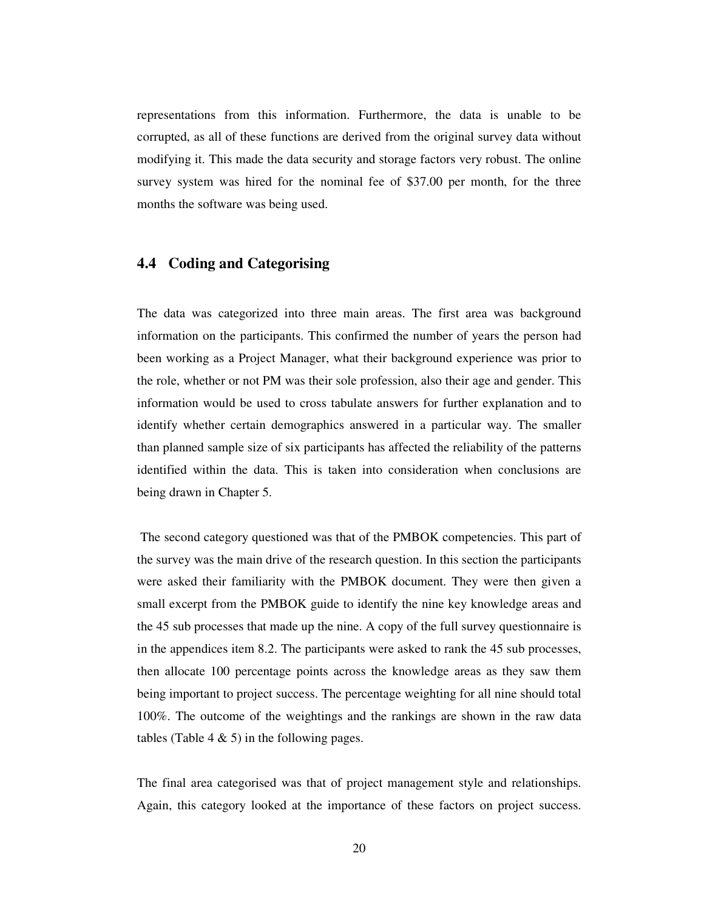representations from this information. Furthermore, the data is unable to be corrupted, as all of these functions are derived from the original survey data without modifying it. This made the data security and storage factors very robust. The online survey system was hired for the nominal fee of $37.00 per month, for the three months the software was being used.

## 4.4 Coding and Categorising

The data was categorized into three main areas. The first area was background information on the participants. This confirmed the number of years the person had been working as a Project Manager, what their background experience was prior to the role, whether or not PM was their sole profession, also their age and gender. This information would be used to cross tabulate answers for further explanation and to identify whether certain demographics answered in a particular way. The smaller than planned sample size of six participants has affected the reliability of the patterns identified within the data. This is taken into consideration when conclusions are being drawn in Chapter 5.

The second category questioned was that of the PMBOK competencies. This part of the survey was the main drive of the research question. In this section the participants were asked their familiarity with the PMBOK document. They were then given a small excerpt from the PMBOK guide to identify the nine key knowledge areas and the 45 sub processes that made up the nine. A copy of the full survey questionnaire is in the appendices item 8.2. The participants were asked to rank the 45 sub processes, then allocate 100 percentage points across the knowledge areas as they saw them being important to project success. The percentage weighting for all nine should total 100%. The outcome of the weightings and the rankings are shown in the raw data tables (Table 4 & 5) in the following pages.

The final area categorised was that of project management style and relationships. Again, this category looked at the importance of these factors on project success.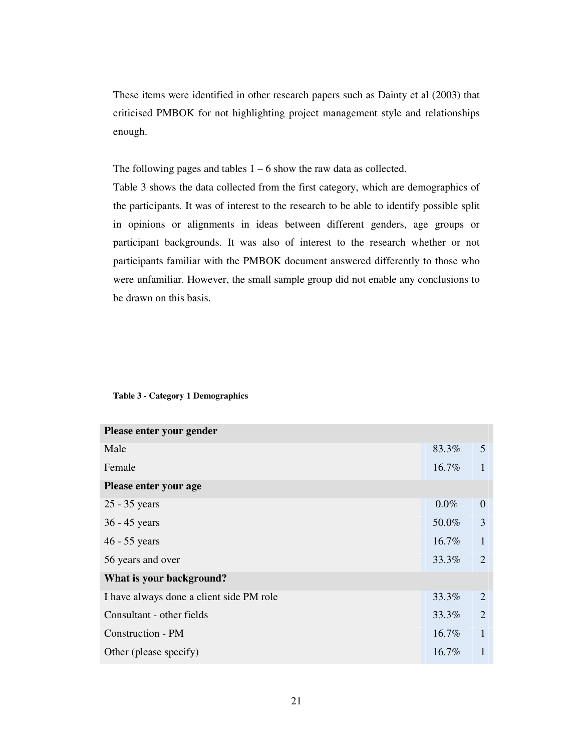These items were identified in other research papers such as Dainty et al (2003) that criticised PMBOK for not highlighting project management style and relationships enough.

The following pages and tables 1 – 6 show the raw data as collected.
Table 3 shows the data collected from the first category, which are demographics of the participants. It was of interest to the research to be able to identify possible split in opinions or alignments in ideas between different genders, age groups or participant backgrounds. It was also of interest to the research whether or not participants familiar with the PMBOK document answered differently to those who were unfamiliar. However, the small sample group did not enable any conclusions to be drawn on this basis.

**Table 3 - Category 1 Demographics**

| **Please enter your gender** | | |
|---|---|---|
| Male | 83.3% | 5 |
| Female | 16.7% | 1 |
| **Please enter your age** | | |
| 25 - 35 years | 0.0% | 0 |
| 36 - 45 years | 50.0% | 3 |
| 46 - 55 years | 16.7% | 1 |
| 56 years and over | 33.3% | 2 |
| **What is your background?** | | |
| I have always done a client side PM role | 33.3% | 2 |
| Consultant - other fields | 33.3% | 2 |
| Construction - PM | 16.7% | 1 |
| Other (please specify) | 16.7% | 1 |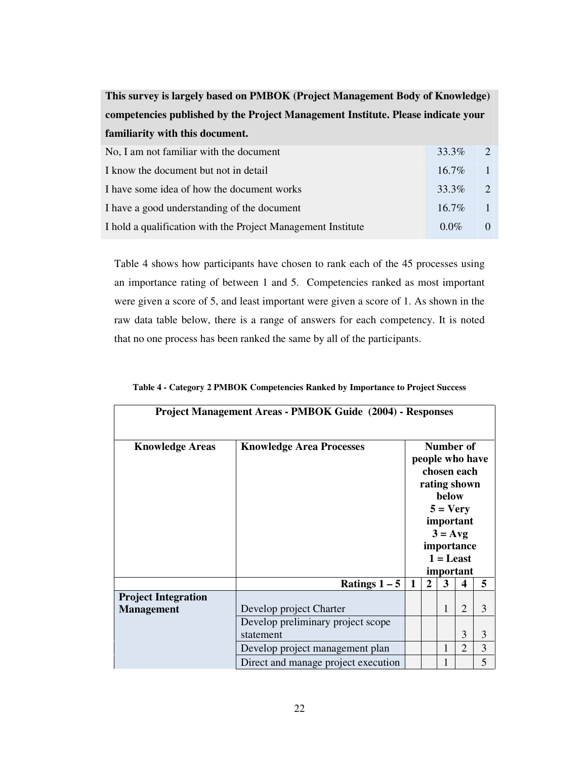| This survey is largely based on PMBOK (Project Management Body of Knowledge) competencies published by the Project Management Institute. Please indicate your familiarity with this document. | | |
|---|---|---|
| No, I am not familiar with the document | 33.3% | 2 |
| I know the document but not in detail | 16.7% | 1 |
| I have some idea of how the document works | 33.3% | 2 |
| I have a good understanding of the document | 16.7% | 1 |
| I hold a qualification with the Project Management Institute | 0.0% | 0 |

Table 4 shows how participants have chosen to rank each of the 45 processes using an importance rating of between 1 and 5. Competencies ranked as most important were given a score of 5, and least important were given a score of 1. As shown in the raw data table below, there is a range of answers for each competency. It is noted that no one process has been ranked the same by all of the participants.

**Table 4 - Category 2 PMBOK Competencies Ranked by Importance to Project Success**

| Project Management Areas - PMBOK Guide (2004) - Responses | | | | | | |
|---|---|---|---|---|---|---|
| **Knowledge Areas** | **Knowledge Area Processes** | **Number of people who have chosen each rating shown below 5 = Very important 3 = Avg importance 1 = Least important** | | | | |
| | **Ratings 1 – 5** | **1** | **2** | **3** | **4** | **5** |
| **Project Integration Management** | Develop project Charter | | | 1 | 2 | 3 |
| | Develop preliminary project scope statement | | | | 3 | 3 |
| | Develop project management plan | | | 1 | 2 | 3 |
| | Direct and manage project execution | | | 1 | | 5 |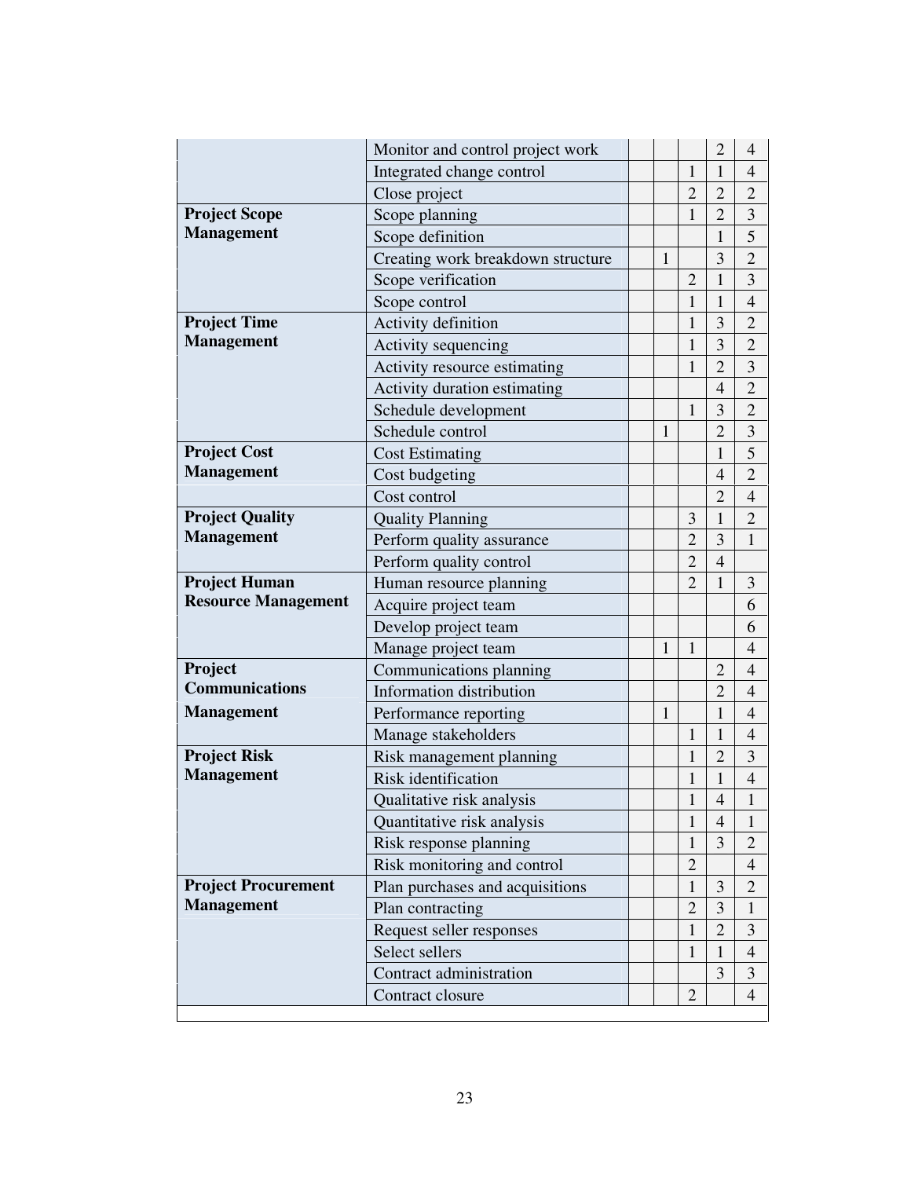| | | | | | | |
|---|---|---|---|---|---|---|
| | Monitor and control project work | | | | 2 | 4 |
| | Integrated change control | | | 1 | 1 | 4 |
| | Close project | | | 2 | 2 | 2 |
| **Project Scope Management** | Scope planning | | | 1 | 2 | 3 |
| | Scope definition | | | | 1 | 5 |
| | Creating work breakdown structure | | 1 | | 3 | 2 |
| | Scope verification | | | 2 | 1 | 3 |
| | Scope control | | | 1 | 1 | 4 |
| **Project Time Management** | Activity definition | | | 1 | 3 | 2 |
| | Activity sequencing | | | 1 | 3 | 2 |
| | Activity resource estimating | | | 1 | 2 | 3 |
| | Activity duration estimating | | | | 4 | 2 |
| | Schedule development | | | 1 | 3 | 2 |
| | Schedule control | | 1 | | 2 | 3 |
| **Project Cost Management** | Cost Estimating | | | | 1 | 5 |
| | Cost budgeting | | | | 4 | 2 |
| | Cost control | | | | 2 | 4 |
| **Project Quality Management** | Quality Planning | | | 3 | 1 | 2 |
| | Perform quality assurance | | | 2 | 3 | 1 |
| | Perform quality control | | | 2 | 4 | |
| **Project Human Resource Management** | Human resource planning | | | 2 | 1 | 3 |
| | Acquire project team | | | | | 6 |
| | Develop project team | | | | | 6 |
| | Manage project team | | 1 | 1 | | 4 |
| **Project Communications Management** | Communications planning | | | | 2 | 4 |
| | Information distribution | | | | 2 | 4 |
| | Performance reporting | | 1 | | 1 | 4 |
| | Manage stakeholders | | | 1 | 1 | 4 |
| **Project Risk Management** | Risk management planning | | | 1 | 2 | 3 |
| | Risk identification | | | 1 | 1 | 4 |
| | Qualitative risk analysis | | | 1 | 4 | 1 |
| | Quantitative risk analysis | | | 1 | 4 | 1 |
| | Risk response planning | | | 1 | 3 | 2 |
| | Risk monitoring and control | | | 2 | | 4 |
| **Project Procurement Management** | Plan purchases and acquisitions | | | 1 | 3 | 2 |
| | Plan contracting | | | 2 | 3 | 1 |
| | Request seller responses | | | 1 | 2 | 3 |
| | Select sellers | | | 1 | 1 | 4 |
| | Contract administration | | | | 3 | 3 |
| | Contract closure | | | 2 | | 4 |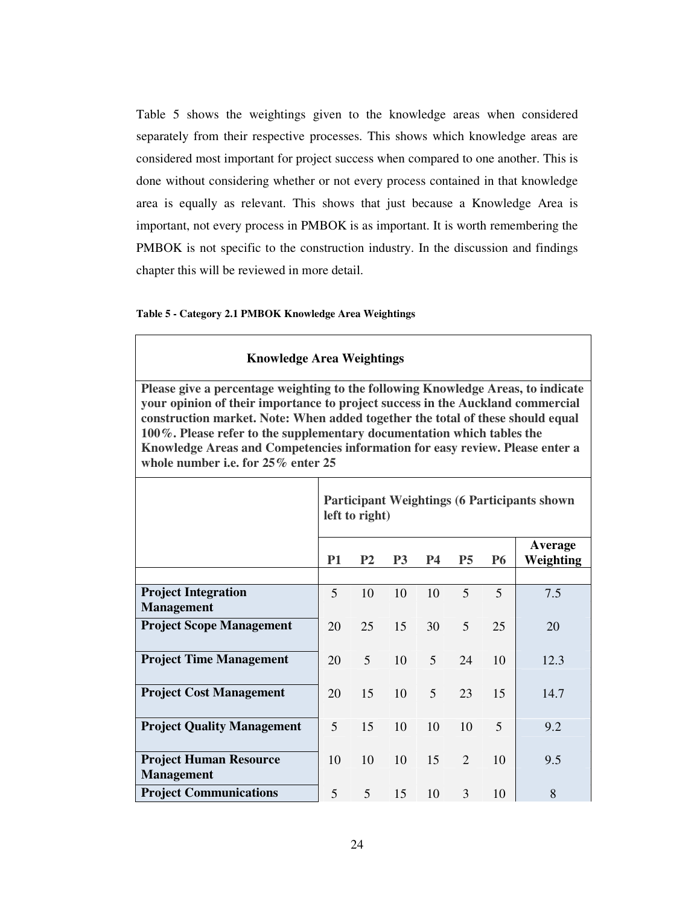Table 5 shows the weightings given to the knowledge areas when considered separately from their respective processes. This shows which knowledge areas are considered most important for project success when compared to one another. This is done without considering whether or not every process contained in that knowledge area is equally as relevant. This shows that just because a Knowledge Area is important, not every process in PMBOK is as important. It is worth remembering the PMBOK is not specific to the construction industry. In the discussion and findings chapter this will be reviewed in more detail.

**Table 5 - Category 2.1 PMBOK Knowledge Area Weightings**

| **Knowledge Area Weightings** | | | | | | | |
|---|---|---|---|---|---|---|---|
| **Please give a percentage weighting to the following Knowledge Areas, to indicate your opinion of their importance to project success in the Auckland commercial construction market. Note: When added together the total of these should equal 100%. Please refer to the supplementary documentation which tables the Knowledge Areas and Competencies information for easy review. Please enter a whole number i.e. for 25% enter 25** | | | | | | | |
| | **Participant Weightings (6 Participants shown left to right)** | | | | | | |
| | **P1** | **P2** | **P3** | **P4** | **P5** | **P6** | **Average Weighting** |
| | | | | | | | |
| **Project Integration Management** | 5 | 10 | 10 | 10 | 5 | 5 | 7.5 |
| **Project Scope Management** | 20 | 25 | 15 | 30 | 5 | 25 | 20 |
| **Project Time Management** | 20 | 5 | 10 | 5 | 24 | 10 | 12.3 |
| **Project Cost Management** | 20 | 15 | 10 | 5 | 23 | 15 | 14.7 |
| **Project Quality Management** | 5 | 15 | 10 | 10 | 10 | 5 | 9.2 |
| **Project Human Resource Management** | 10 | 10 | 10 | 15 | 2 | 10 | 9.5 |
| **Project Communications** | 5 | 5 | 15 | 10 | 3 | 10 | 8 |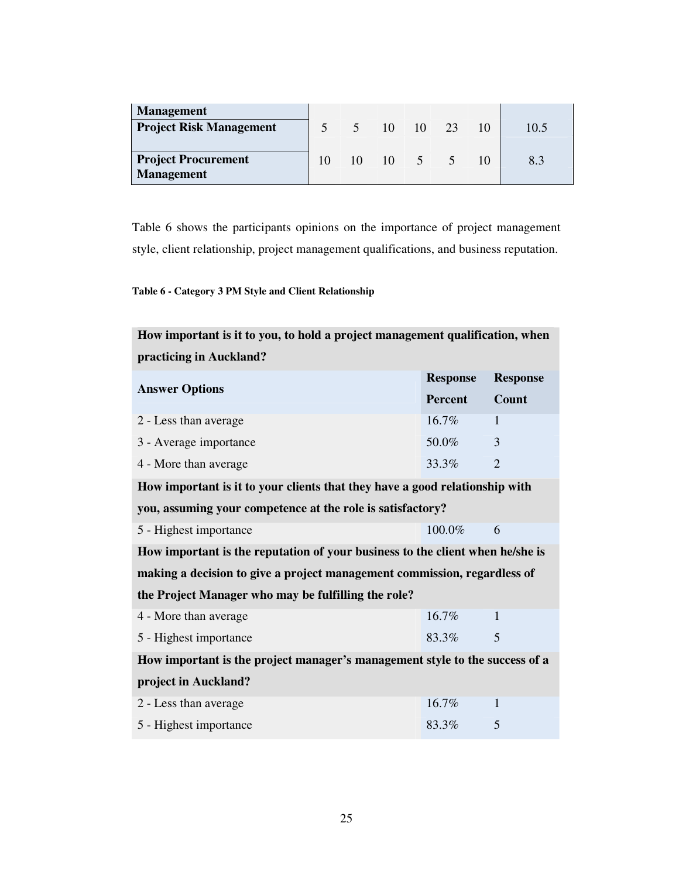| Management | | | | | | | |
|---|---|---|---|---|---|---|---|
| **Project Risk Management** | 5 | 5 | 10 | 10 | 23 | 10 | 10.5 |
| **Project Procurement Management** | 10 | 10 | 10 | 5 | 5 | 10 | 8.3 |

Table 6 shows the participants opinions on the importance of project management style, client relationship, project management qualifications, and business reputation.

**Table 6 - Category 3 PM Style and Client Relationship**

| **How important is it to you, to hold a project management qualification, when practicing in Auckland?** | | |
|---|---|---|
| **Answer Options** | **Response Percent** | **Response Count** |
| 2 - Less than average | 16.7% | 1 |
| 3 - Average importance | 50.0% | 3 |
| 4 - More than average | 33.3% | 2 |
| **How important is it to your clients that they have a good relationship with you, assuming your competence at the role is satisfactory?** | | |
| 5 - Highest importance | 100.0% | 6 |
| **How important is the reputation of your business to the client when he/she is making a decision to give a project management commission, regardless of the Project Manager who may be fulfilling the role?** | | |
| 4 - More than average | 16.7% | 1 |
| 5 - Highest importance | 83.3% | 5 |
| **How important is the project manager's management style to the success of a project in Auckland?** | | |
| 2 - Less than average | 16.7% | 1 |
| 5 - Highest importance | 83.3% | 5 |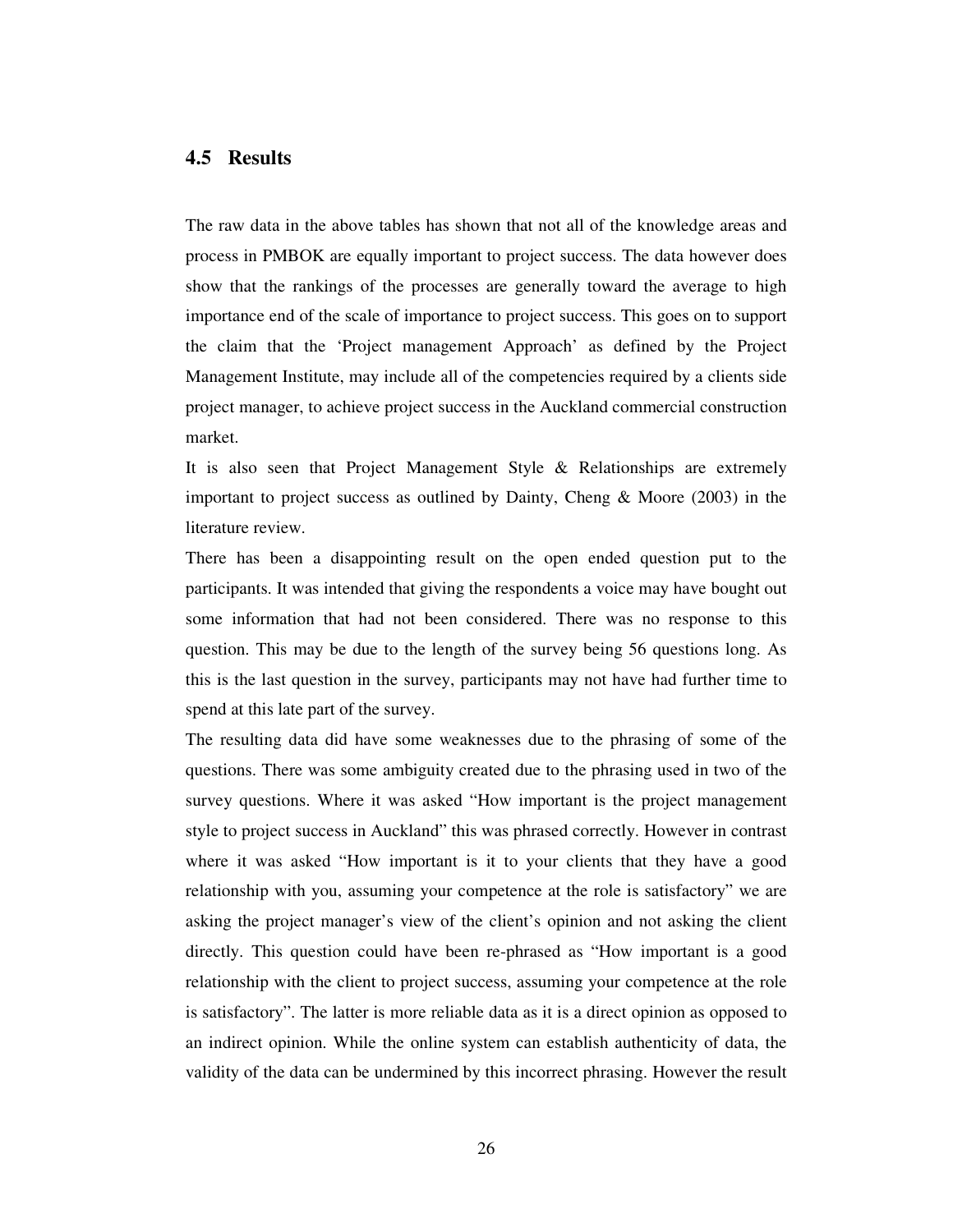## 4.5 Results

The raw data in the above tables has shown that not all of the knowledge areas and process in PMBOK are equally important to project success. The data however does show that the rankings of the processes are generally toward the average to high importance end of the scale of importance to project success. This goes on to support the claim that the 'Project management Approach' as defined by the Project Management Institute, may include all of the competencies required by a clients side project manager, to achieve project success in the Auckland commercial construction market.

It is also seen that Project Management Style & Relationships are extremely important to project success as outlined by Dainty, Cheng & Moore (2003) in the literature review.

There has been a disappointing result on the open ended question put to the participants. It was intended that giving the respondents a voice may have bought out some information that had not been considered. There was no response to this question. This may be due to the length of the survey being 56 questions long. As this is the last question in the survey, participants may not have had further time to spend at this late part of the survey.

The resulting data did have some weaknesses due to the phrasing of some of the questions. There was some ambiguity created due to the phrasing used in two of the survey questions. Where it was asked "How important is the project management style to project success in Auckland" this was phrased correctly. However in contrast where it was asked "How important is it to your clients that they have a good relationship with you, assuming your competence at the role is satisfactory" we are asking the project manager's view of the client's opinion and not asking the client directly. This question could have been re-phrased as "How important is a good relationship with the client to project success, assuming your competence at the role is satisfactory". The latter is more reliable data as it is a direct opinion as opposed to an indirect opinion. While the online system can establish authenticity of data, the validity of the data can be undermined by this incorrect phrasing. However the result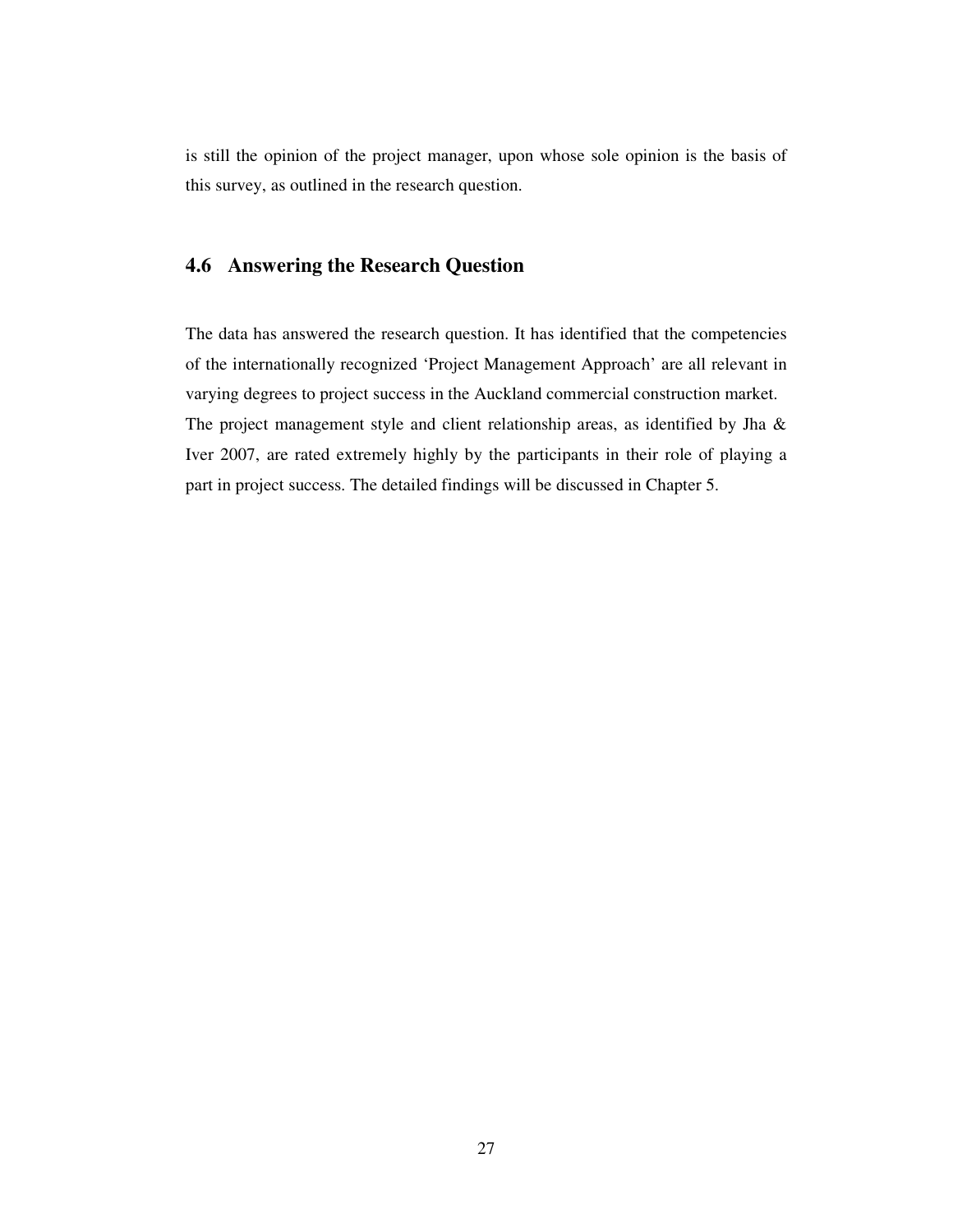is still the opinion of the project manager, upon whose sole opinion is the basis of this survey, as outlined in the research question.

## 4.6 Answering the Research Question

The data has answered the research question. It has identified that the competencies of the internationally recognized 'Project Management Approach' are all relevant in varying degrees to project success in the Auckland commercial construction market. The project management style and client relationship areas, as identified by Jha & Iver 2007, are rated extremely highly by the participants in their role of playing a part in project success. The detailed findings will be discussed in Chapter 5.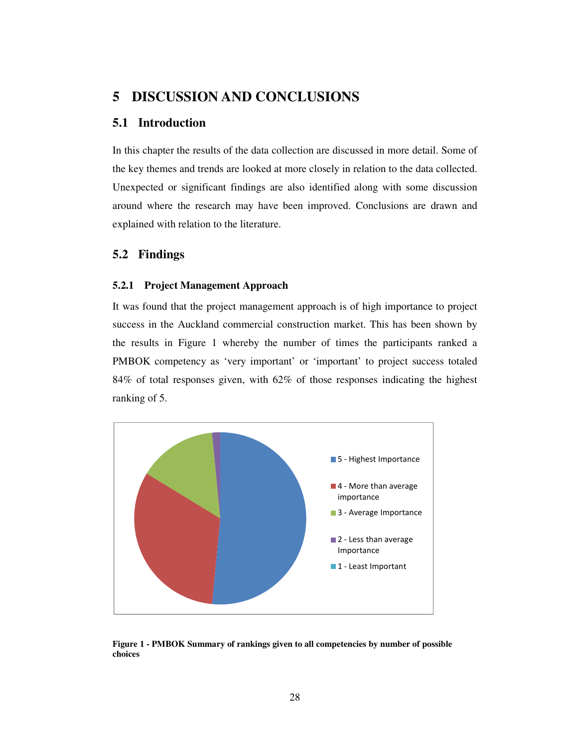# 5 DISCUSSION AND CONCLUSIONS

## 5.1 Introduction

In this chapter the results of the data collection are discussed in more detail. Some of the key themes and trends are looked at more closely in relation to the data collected. Unexpected or significant findings are also identified along with some discussion around where the research may have been improved. Conclusions are drawn and explained with relation to the literature.

## 5.2 Findings

### 5.2.1 Project Management Approach

It was found that the project management approach is of high importance to project success in the Auckland commercial construction market. This has been shown by the results in Figure 1 whereby the number of times the participants ranked a PMBOK competency as 'very important' or 'important' to project success totaled 84% of total responses given, with 62% of those responses indicating the highest ranking of 5.

5 - Highest Importance
4 - More than average importance
3 - Average Importance
2 - Less than average Importance
1 - Least Important

**Figure 1 - PMBOK Summary of rankings given to all competencies by number of possible choices**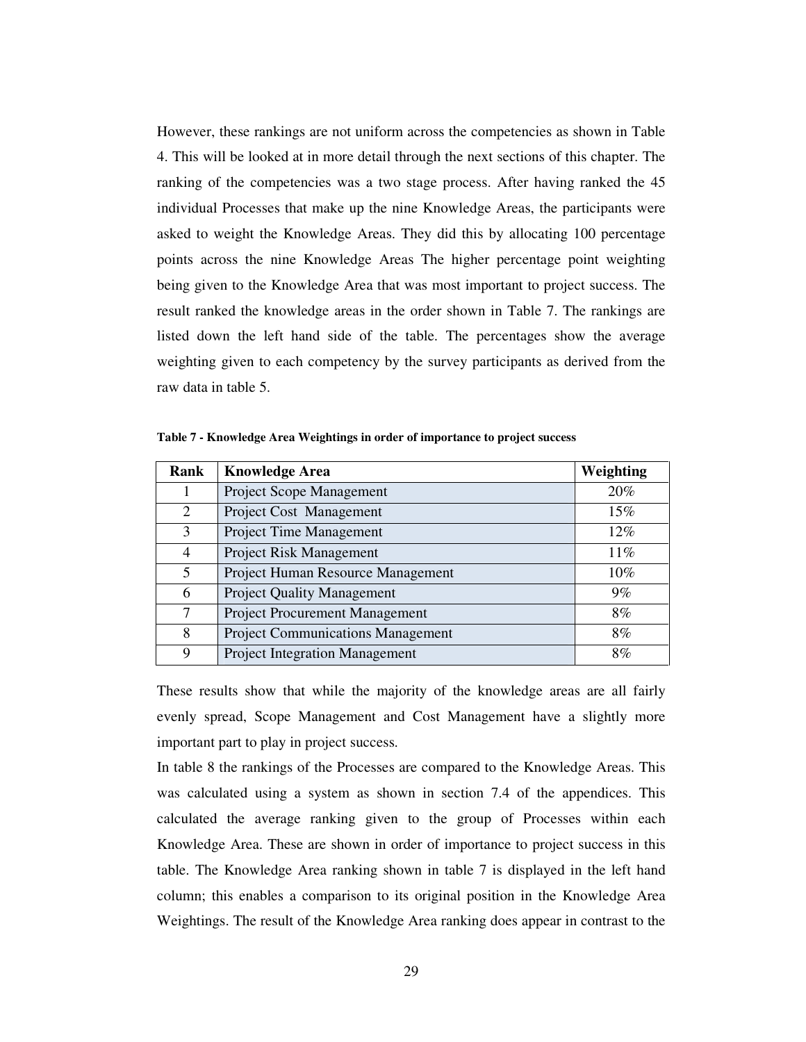However, these rankings are not uniform across the competencies as shown in Table 4. This will be looked at in more detail through the next sections of this chapter. The ranking of the competencies was a two stage process. After having ranked the 45 individual Processes that make up the nine Knowledge Areas, the participants were asked to weight the Knowledge Areas. They did this by allocating 100 percentage points across the nine Knowledge Areas The higher percentage point weighting being given to the Knowledge Area that was most important to project success. The result ranked the knowledge areas in the order shown in Table 7. The rankings are listed down the left hand side of the table. The percentages show the average weighting given to each competency by the survey participants as derived from the raw data in table 5.

**Table 7 - Knowledge Area Weightings in order of importance to project success**

| Rank | Knowledge Area | Weighting |
|---|---|---|
| 1 | Project Scope Management | 20% |
| 2 | Project Cost Management | 15% |
| 3 | Project Time Management | 12% |
| 4 | Project Risk Management | 11% |
| 5 | Project Human Resource Management | 10% |
| 6 | Project Quality Management | 9% |
| 7 | Project Procurement Management | 8% |
| 8 | Project Communications Management | 8% |
| 9 | Project Integration Management | 8% |

These results show that while the majority of the knowledge areas are all fairly evenly spread, Scope Management and Cost Management have a slightly more important part to play in project success.

In table 8 the rankings of the Processes are compared to the Knowledge Areas. This was calculated using a system as shown in section 7.4 of the appendices. This calculated the average ranking given to the group of Processes within each Knowledge Area. These are shown in order of importance to project success in this table. The Knowledge Area ranking shown in table 7 is displayed in the left hand column; this enables a comparison to its original position in the Knowledge Area Weightings. The result of the Knowledge Area ranking does appear in contrast to the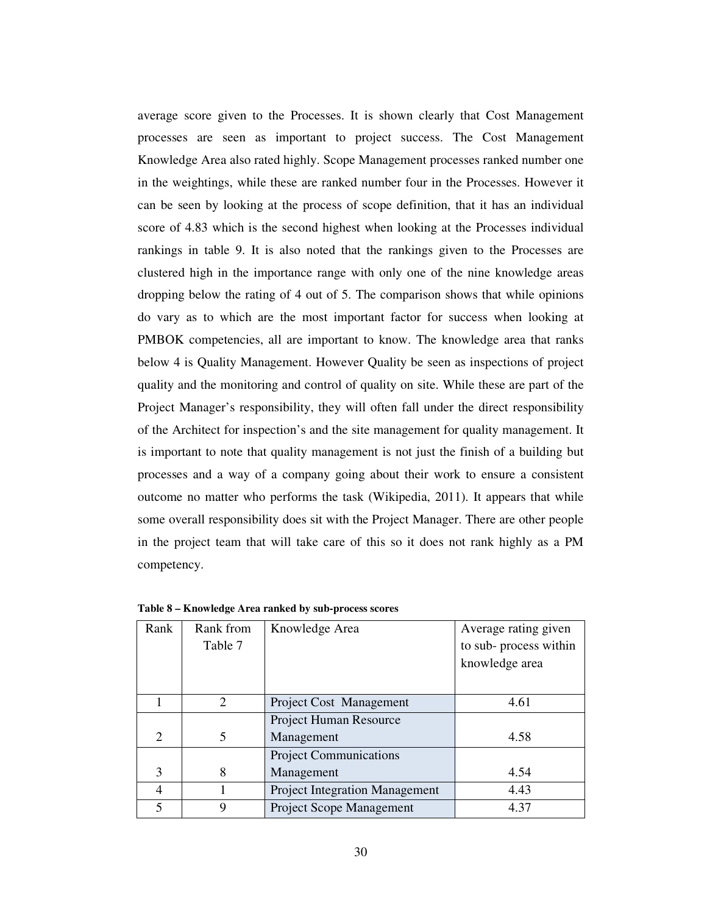average score given to the Processes. It is shown clearly that Cost Management processes are seen as important to project success. The Cost Management Knowledge Area also rated highly. Scope Management processes ranked number one in the weightings, while these are ranked number four in the Processes. However it can be seen by looking at the process of scope definition, that it has an individual score of 4.83 which is the second highest when looking at the Processes individual rankings in table 9. It is also noted that the rankings given to the Processes are clustered high in the importance range with only one of the nine knowledge areas dropping below the rating of 4 out of 5. The comparison shows that while opinions do vary as to which are the most important factor for success when looking at PMBOK competencies, all are important to know. The knowledge area that ranks below 4 is Quality Management. However Quality be seen as inspections of project quality and the monitoring and control of quality on site. While these are part of the Project Manager's responsibility, they will often fall under the direct responsibility of the Architect for inspection's and the site management for quality management. It is important to note that quality management is not just the finish of a building but processes and a way of a company going about their work to ensure a consistent outcome no matter who performs the task (Wikipedia, 2011). It appears that while some overall responsibility does sit with the Project Manager. There are other people in the project team that will take care of this so it does not rank highly as a PM competency.

**Table 8 – Knowledge Area ranked by sub-process scores**

| Rank | Rank from Table 7 | Knowledge Area | Average rating given to sub- process within knowledge area |
|---|---|---|---|
| 1 | 2 | Project Cost Management | 4.61 |
| 2 | 5 | Project Human Resource Management | 4.58 |
| 3 | 8 | Project Communications Management | 4.54 |
| 4 | 1 | Project Integration Management | 4.43 |
| 5 | 9 | Project Scope Management | 4.37 |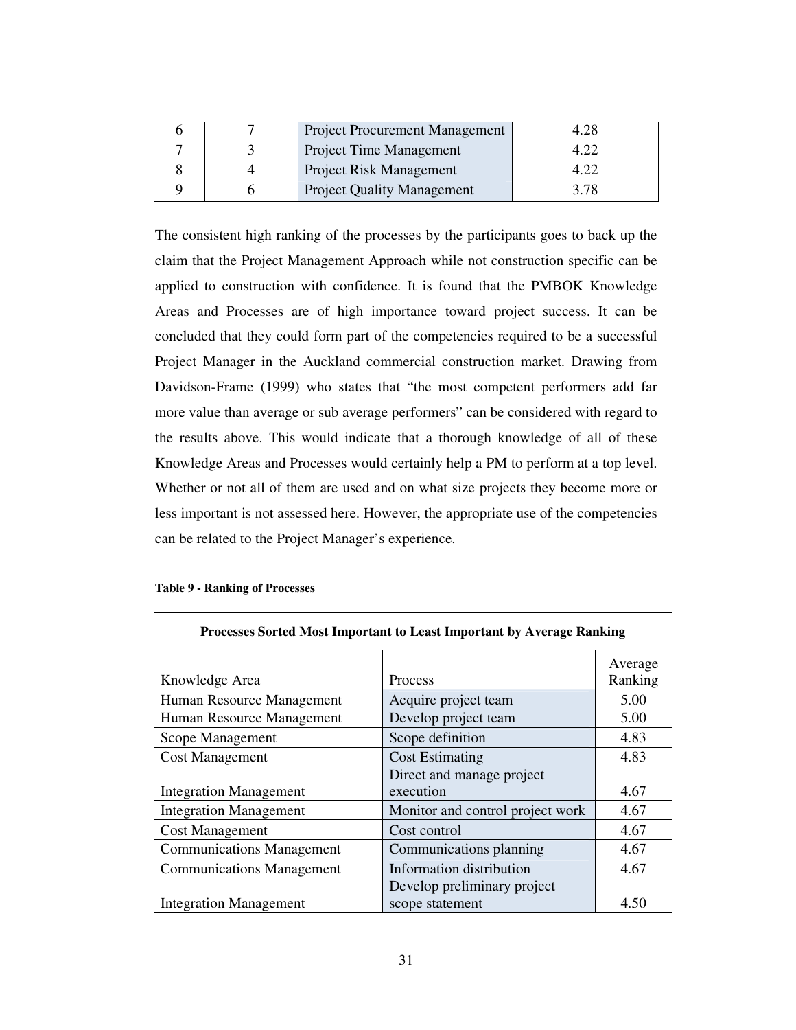| 6 | 7 | Project Procurement Management | 4.28 |
|---|---|---|---|
| 7 | 3 | Project Time Management | 4.22 |
| 8 | 4 | Project Risk Management | 4.22 |
| 9 | 6 | Project Quality Management | 3.78 |

The consistent high ranking of the processes by the participants goes to back up the claim that the Project Management Approach while not construction specific can be applied to construction with confidence. It is found that the PMBOK Knowledge Areas and Processes are of high importance toward project success. It can be concluded that they could form part of the competencies required to be a successful Project Manager in the Auckland commercial construction market. Drawing from Davidson-Frame (1999) who states that "the most competent performers add far more value than average or sub average performers" can be considered with regard to the results above. This would indicate that a thorough knowledge of all of these Knowledge Areas and Processes would certainly help a PM to perform at a top level. Whether or not all of them are used and on what size projects they become more or less important is not assessed here. However, the appropriate use of the competencies can be related to the Project Manager's experience.

**Table 9 - Ranking of Processes**

| **Processes Sorted Most Important to Least Important by Average Ranking** | | |
|---|---|---|
| Knowledge Area | Process | Average Ranking |
| Human Resource Management | Acquire project team | 5.00 |
| Human Resource Management | Develop project team | 5.00 |
| Scope Management | Scope definition | 4.83 |
| Cost Management | Cost Estimating | 4.83 |
| Integration Management | Direct and manage project execution | 4.67 |
| Integration Management | Monitor and control project work | 4.67 |
| Cost Management | Cost control | 4.67 |
| Communications Management | Communications planning | 4.67 |
| Communications Management | Information distribution | 4.67 |
| Integration Management | Develop preliminary project scope statement | 4.50 |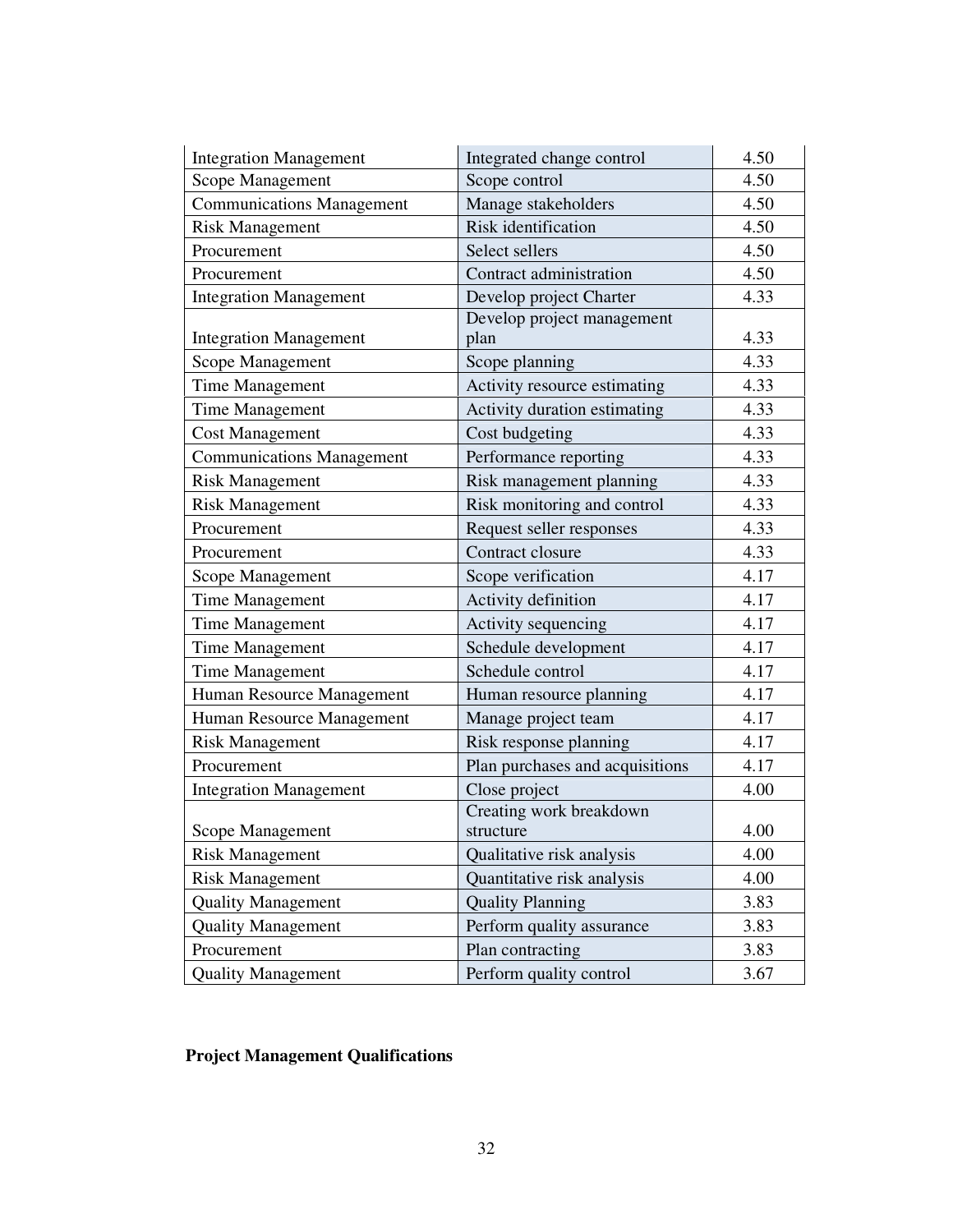| | | |
|---|---|---|
| Integration Management | Integrated change control | 4.50 |
| Scope Management | Scope control | 4.50 |
| Communications Management | Manage stakeholders | 4.50 |
| Risk Management | Risk identification | 4.50 |
| Procurement | Select sellers | 4.50 |
| Procurement | Contract administration | 4.50 |
| Integration Management | Develop project Charter | 4.33 |
| Integration Management | Develop project management plan | 4.33 |
| Scope Management | Scope planning | 4.33 |
| Time Management | Activity resource estimating | 4.33 |
| Time Management | Activity duration estimating | 4.33 |
| Cost Management | Cost budgeting | 4.33 |
| Communications Management | Performance reporting | 4.33 |
| Risk Management | Risk management planning | 4.33 |
| Risk Management | Risk monitoring and control | 4.33 |
| Procurement | Request seller responses | 4.33 |
| Procurement | Contract closure | 4.33 |
| Scope Management | Scope verification | 4.17 |
| Time Management | Activity definition | 4.17 |
| Time Management | Activity sequencing | 4.17 |
| Time Management | Schedule development | 4.17 |
| Time Management | Schedule control | 4.17 |
| Human Resource Management | Human resource planning | 4.17 |
| Human Resource Management | Manage project team | 4.17 |
| Risk Management | Risk response planning | 4.17 |
| Procurement | Plan purchases and acquisitions | 4.17 |
| Integration Management | Close project | 4.00 |
| Scope Management | Creating work breakdown structure | 4.00 |
| Risk Management | Qualitative risk analysis | 4.00 |
| Risk Management | Quantitative risk analysis | 4.00 |
| Quality Management | Quality Planning | 3.83 |
| Quality Management | Perform quality assurance | 3.83 |
| Procurement | Plan contracting | 3.83 |
| Quality Management | Perform quality control | 3.67 |

**Project Management Qualifications**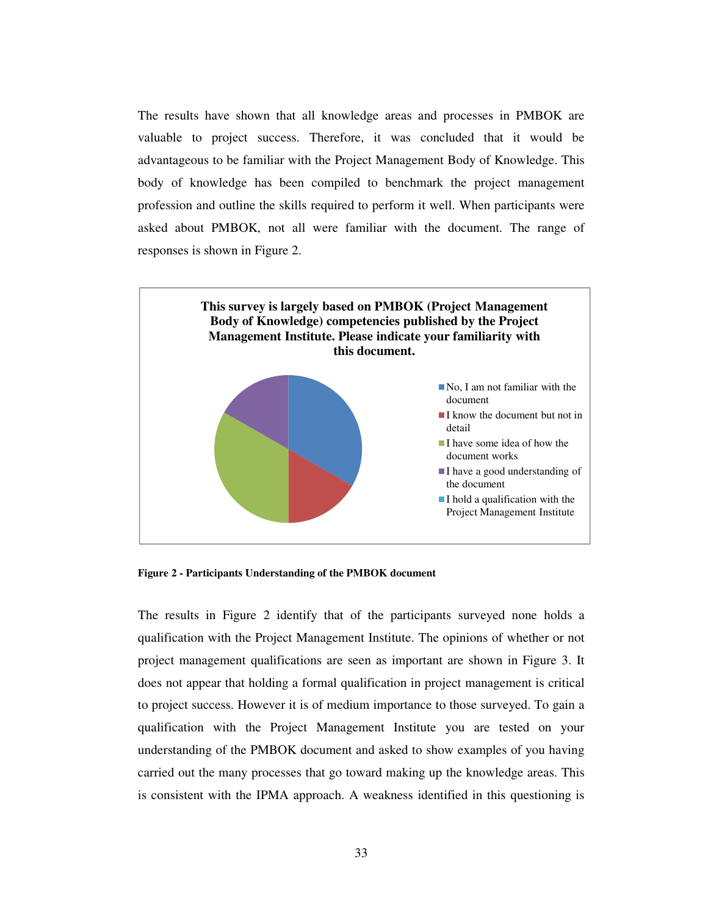The results have shown that all knowledge areas and processes in PMBOK are valuable to project success. Therefore, it was concluded that it would be advantageous to be familiar with the Project Management Body of Knowledge. This body of knowledge has been compiled to benchmark the project management profession and outline the skills required to perform it well. When participants were asked about PMBOK, not all were familiar with the document. The range of responses is shown in Figure 2.

**This survey is largely based on PMBOK (Project Management Body of Knowledge) competencies published by the Project Management Institute. Please indicate your familiarity with this document.**

- No, I am not familiar with the document
- I know the document but not in detail
- I have some idea of how the document works
- I have a good understanding of the document
- I hold a qualification with the Project Management Institute

**Figure 2 - Participants Understanding of the PMBOK document**

The results in Figure 2 identify that of the participants surveyed none holds a qualification with the Project Management Institute. The opinions of whether or not project management qualifications are seen as important are shown in Figure 3. It does not appear that holding a formal qualification in project management is critical to project success. However it is of medium importance to those surveyed. To gain a qualification with the Project Management Institute you are tested on your understanding of the PMBOK document and asked to show examples of you having carried out the many processes that go toward making up the knowledge areas. This is consistent with the IPMA approach. A weakness identified in this questioning is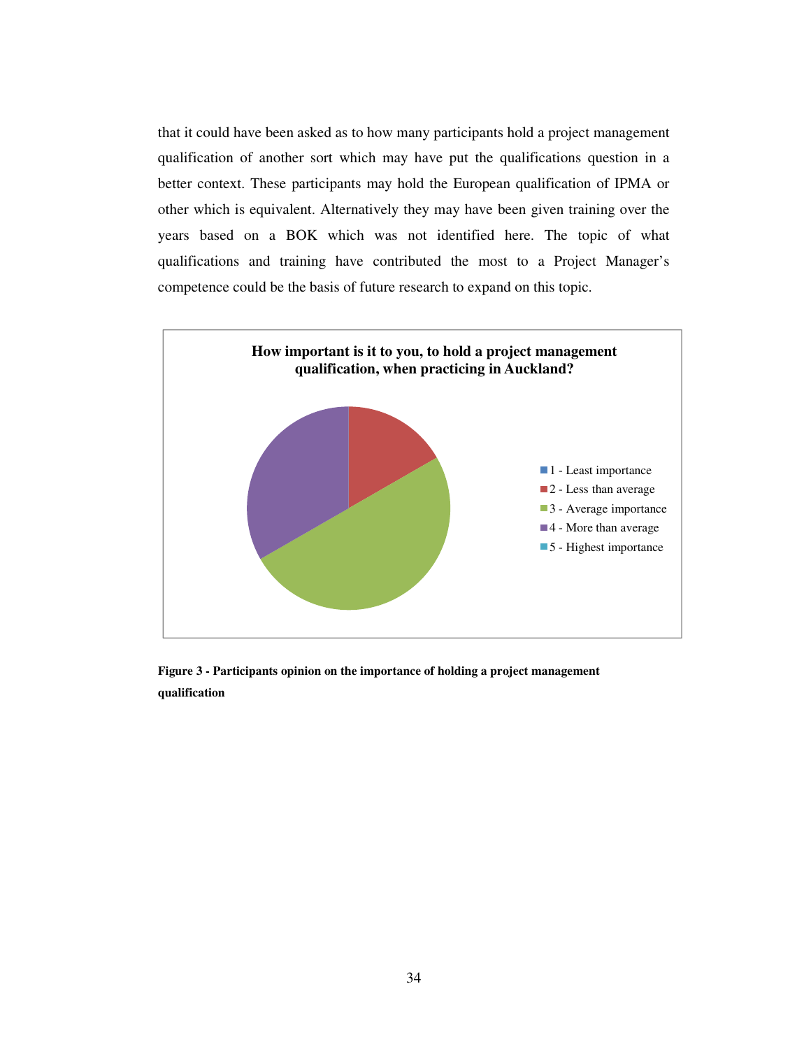that it could have been asked as to how many participants hold a project management qualification of another sort which may have put the qualifications question in a better context. These participants may hold the European qualification of IPMA or other which is equivalent. Alternatively they may have been given training over the years based on a BOK which was not identified here. The topic of what qualifications and training have contributed the most to a Project Manager's competence could be the basis of future research to expand on this topic.

**How important is it to you, to hold a project management qualification, when practicing in Auckland?**

- 1 - Least importance
- 2 - Less than average
- 3 - Average importance
- 4 - More than average
- 5 - Highest importance

**Figure 3 - Participants opinion on the importance of holding a project management qualification**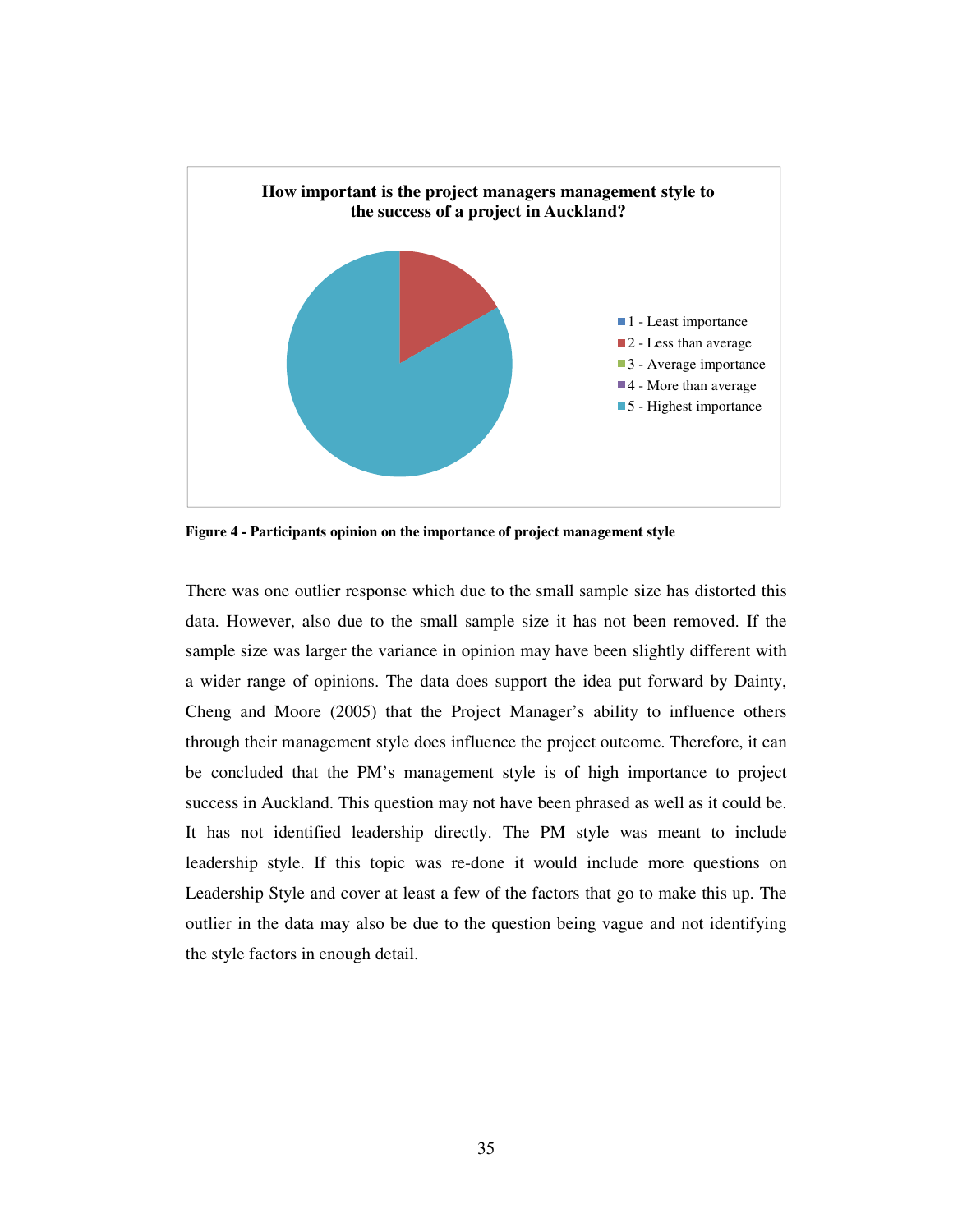**How important is the project managers management style to the success of a project in Auckland?**

- 1 - Least importance
- 2 - Less than average
- 3 - Average importance
- 4 - More than average
- 5 - Highest importance

**Figure 4 - Participants opinion on the importance of project management style**

There was one outlier response which due to the small sample size has distorted this data. However, also due to the small sample size it has not been removed. If the sample size was larger the variance in opinion may have been slightly different with a wider range of opinions. The data does support the idea put forward by Dainty, Cheng and Moore (2005) that the Project Manager's ability to influence others through their management style does influence the project outcome. Therefore, it can be concluded that the PM's management style is of high importance to project success in Auckland. This question may not have been phrased as well as it could be. It has not identified leadership directly. The PM style was meant to include leadership style. If this topic was re-done it would include more questions on Leadership Style and cover at least a few of the factors that go to make this up. The outlier in the data may also be due to the question being vague and not identifying the style factors in enough detail.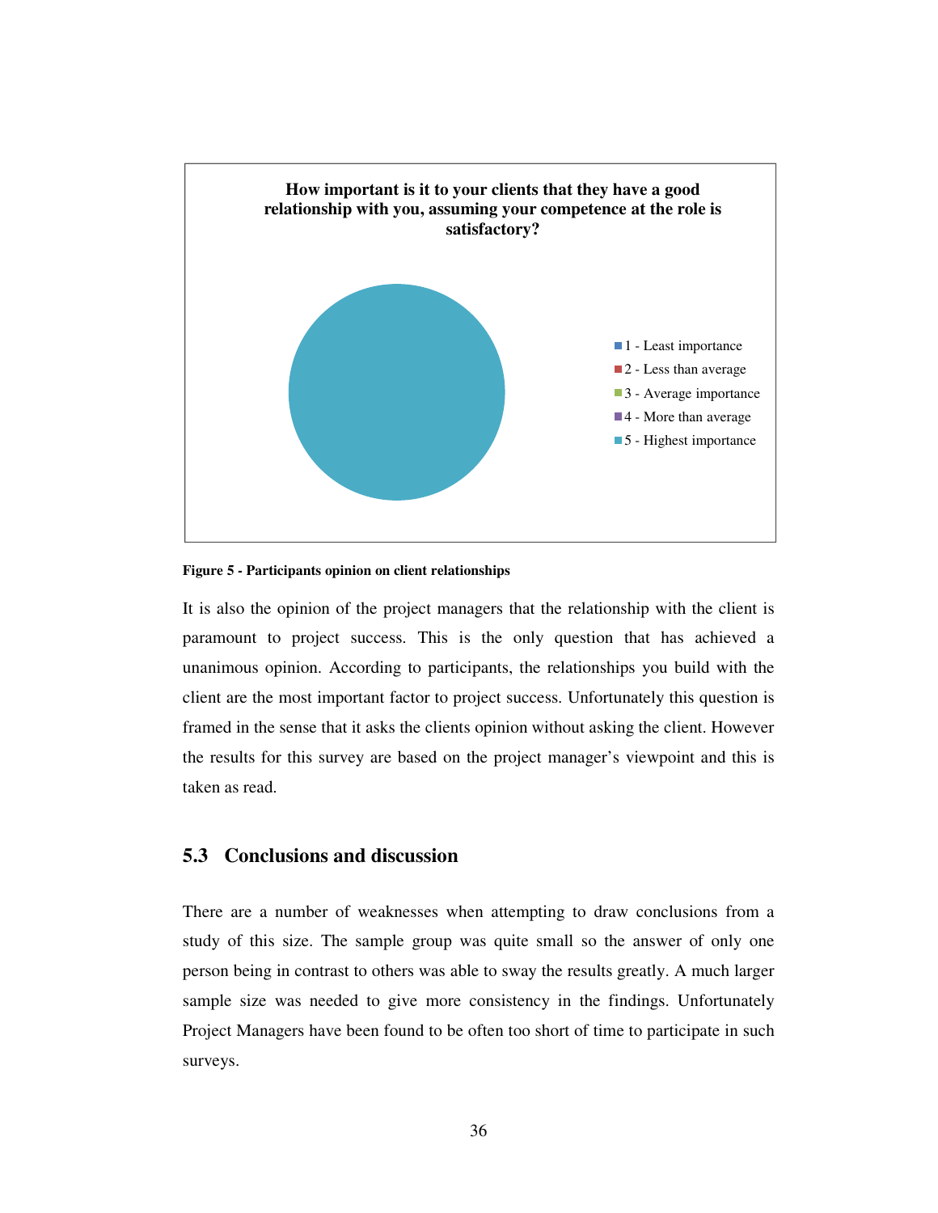**How important is it to your clients that they have a good relationship with you, assuming your competence at the role is satisfactory?**

- 1 - Least importance
- 2 - Less than average
- 3 - Average importance
- 4 - More than average
- 5 - Highest importance

**Figure 5 - Participants opinion on client relationships**

It is also the opinion of the project managers that the relationship with the client is paramount to project success. This is the only question that has achieved a unanimous opinion. According to participants, the relationships you build with the client are the most important factor to project success. Unfortunately this question is framed in the sense that it asks the clients opinion without asking the client. However the results for this survey are based on the project manager's viewpoint and this is taken as read.

## 5.3 Conclusions and discussion

There are a number of weaknesses when attempting to draw conclusions from a study of this size. The sample group was quite small so the answer of only one person being in contrast to others was able to sway the results greatly. A much larger sample size was needed to give more consistency in the findings. Unfortunately Project Managers have been found to be often too short of time to participate in such surveys.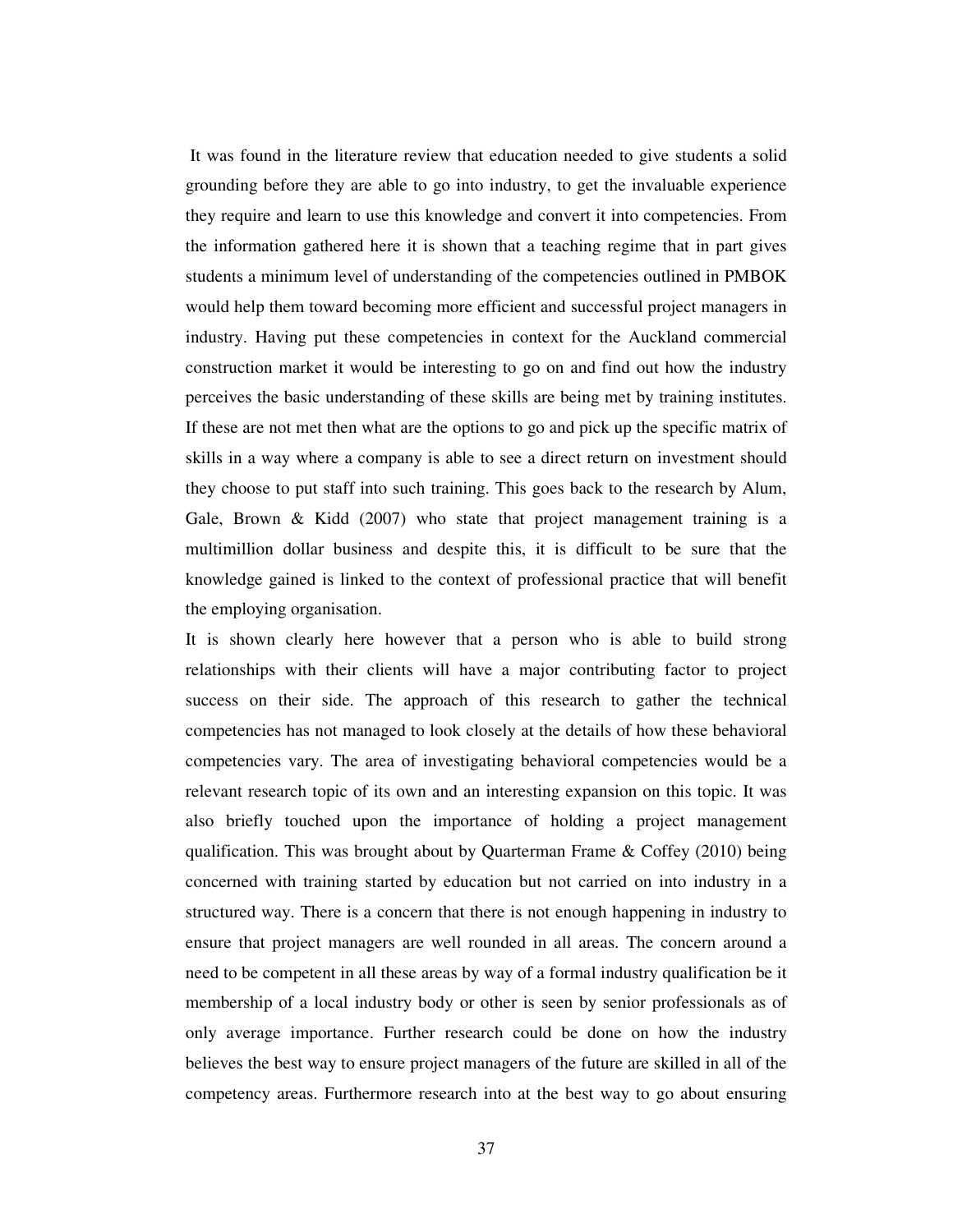It was found in the literature review that education needed to give students a solid grounding before they are able to go into industry, to get the invaluable experience they require and learn to use this knowledge and convert it into competencies. From the information gathered here it is shown that a teaching regime that in part gives students a minimum level of understanding of the competencies outlined in PMBOK would help them toward becoming more efficient and successful project managers in industry. Having put these competencies in context for the Auckland commercial construction market it would be interesting to go on and find out how the industry perceives the basic understanding of these skills are being met by training institutes. If these are not met then what are the options to go and pick up the specific matrix of skills in a way where a company is able to see a direct return on investment should they choose to put staff into such training. This goes back to the research by Alum, Gale, Brown & Kidd (2007) who state that project management training is a multimillion dollar business and despite this, it is difficult to be sure that the knowledge gained is linked to the context of professional practice that will benefit the employing organisation.

It is shown clearly here however that a person who is able to build strong relationships with their clients will have a major contributing factor to project success on their side. The approach of this research to gather the technical competencies has not managed to look closely at the details of how these behavioral competencies vary. The area of investigating behavioral competencies would be a relevant research topic of its own and an interesting expansion on this topic. It was also briefly touched upon the importance of holding a project management qualification. This was brought about by Quarterman Frame & Coffey (2010) being concerned with training started by education but not carried on into industry in a structured way. There is a concern that there is not enough happening in industry to ensure that project managers are well rounded in all areas. The concern around a need to be competent in all these areas by way of a formal industry qualification be it membership of a local industry body or other is seen by senior professionals as of only average importance. Further research could be done on how the industry believes the best way to ensure project managers of the future are skilled in all of the competency areas. Furthermore research into at the best way to go about ensuring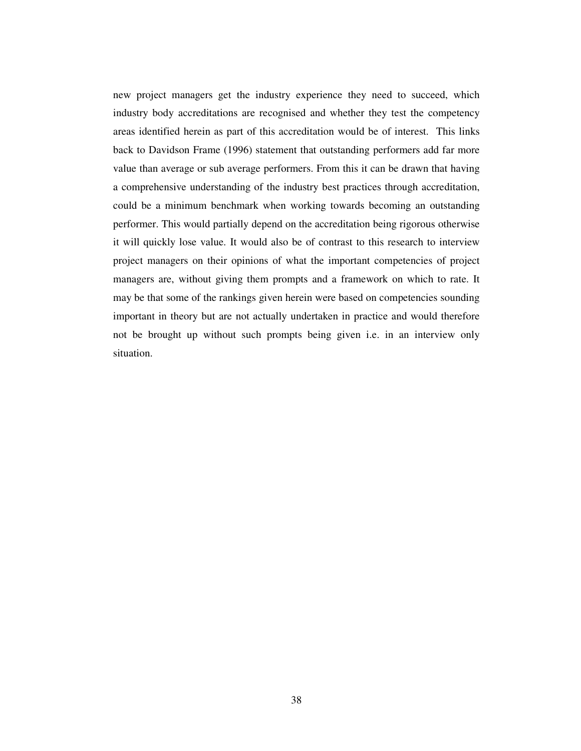new project managers get the industry experience they need to succeed, which industry body accreditations are recognised and whether they test the competency areas identified herein as part of this accreditation would be of interest. This links back to Davidson Frame (1996) statement that outstanding performers add far more value than average or sub average performers. From this it can be drawn that having a comprehensive understanding of the industry best practices through accreditation, could be a minimum benchmark when working towards becoming an outstanding performer. This would partially depend on the accreditation being rigorous otherwise it will quickly lose value. It would also be of contrast to this research to interview project managers on their opinions of what the important competencies of project managers are, without giving them prompts and a framework on which to rate. It may be that some of the rankings given herein were based on competencies sounding important in theory but are not actually undertaken in practice and would therefore not be brought up without such prompts being given i.e. in an interview only situation.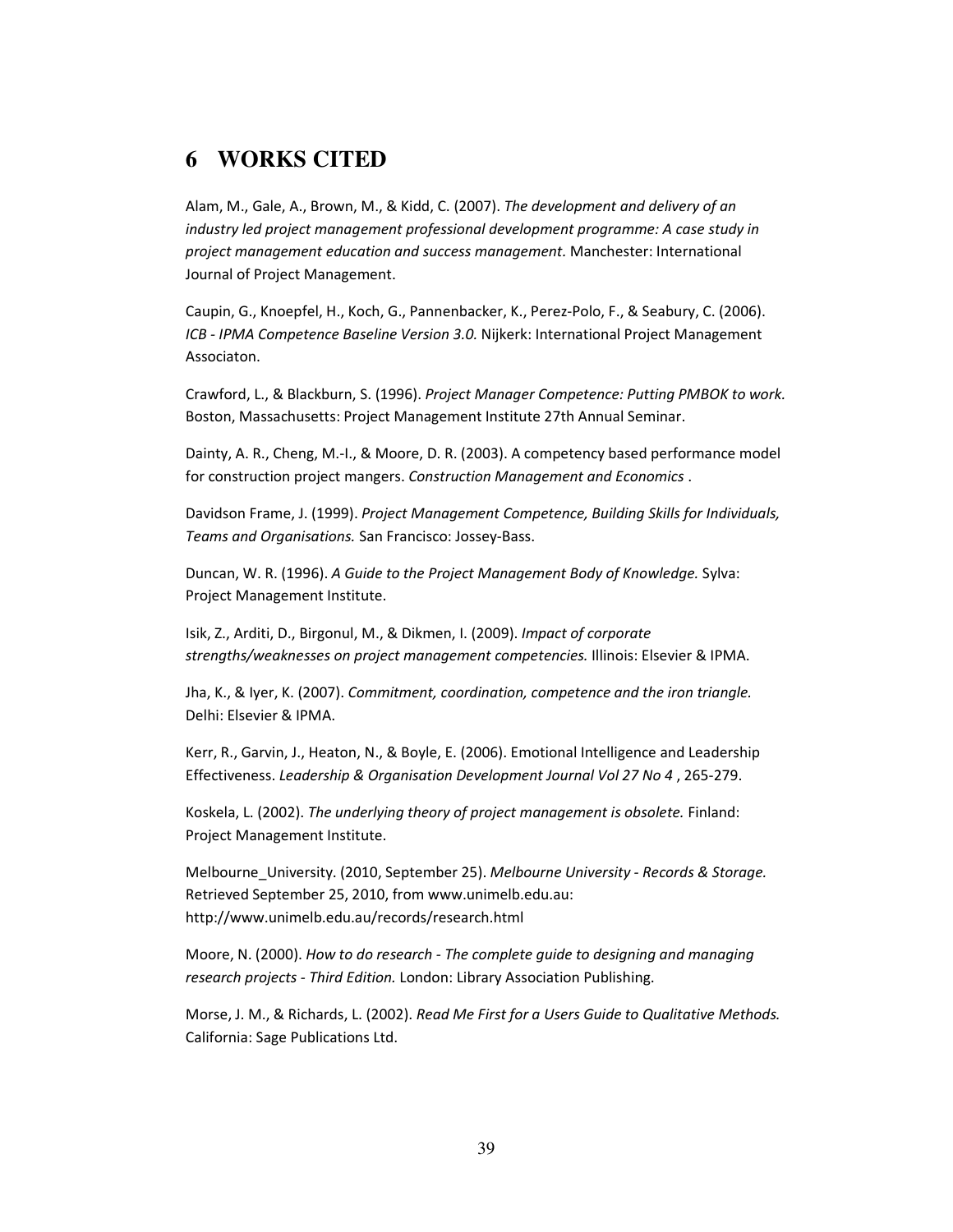# 6 WORKS CITED

Alam, M., Gale, A., Brown, M., & Kidd, C. (2007). *The development and delivery of an industry led project management professional development programme: A case study in project management education and success management.* Manchester: International Journal of Project Management.

Caupin, G., Knoepfel, H., Koch, G., Pannenbacker, K., Perez-Polo, F., & Seabury, C. (2006). *ICB - IPMA Competence Baseline Version 3.0.* Nijkerk: International Project Management Associaton.

Crawford, L., & Blackburn, S. (1996). *Project Manager Competence: Putting PMBOK to work.* Boston, Massachusetts: Project Management Institute 27th Annual Seminar.

Dainty, A. R., Cheng, M.-I., & Moore, D. R. (2003). A competency based performance model for construction project mangers. *Construction Management and Economics* .

Davidson Frame, J. (1999). *Project Management Competence, Building Skills for Individuals, Teams and Organisations.* San Francisco: Jossey-Bass.

Duncan, W. R. (1996). *A Guide to the Project Management Body of Knowledge.* Sylva: Project Management Institute.

Isik, Z., Arditi, D., Birgonul, M., & Dikmen, I. (2009). *Impact of corporate strengths/weaknesses on project management competencies.* Illinois: Elsevier & IPMA.

Jha, K., & Iyer, K. (2007). *Commitment, coordination, competence and the iron triangle.* Delhi: Elsevier & IPMA.

Kerr, R., Garvin, J., Heaton, N., & Boyle, E. (2006). Emotional Intelligence and Leadership Effectiveness. *Leadership & Organisation Development Journal Vol 27 No 4* , 265-279.

Koskela, L. (2002). *The underlying theory of project management is obsolete.* Finland: Project Management Institute.

Melbourne_University. (2010, September 25). *Melbourne University - Records & Storage.* Retrieved September 25, 2010, from www.unimelb.edu.au: http://www.unimelb.edu.au/records/research.html

Moore, N. (2000). *How to do research - The complete guide to designing and managing research projects - Third Edition.* London: Library Association Publishing.

Morse, J. M., & Richards, L. (2002). *Read Me First for a Users Guide to Qualitative Methods.* California: Sage Publications Ltd.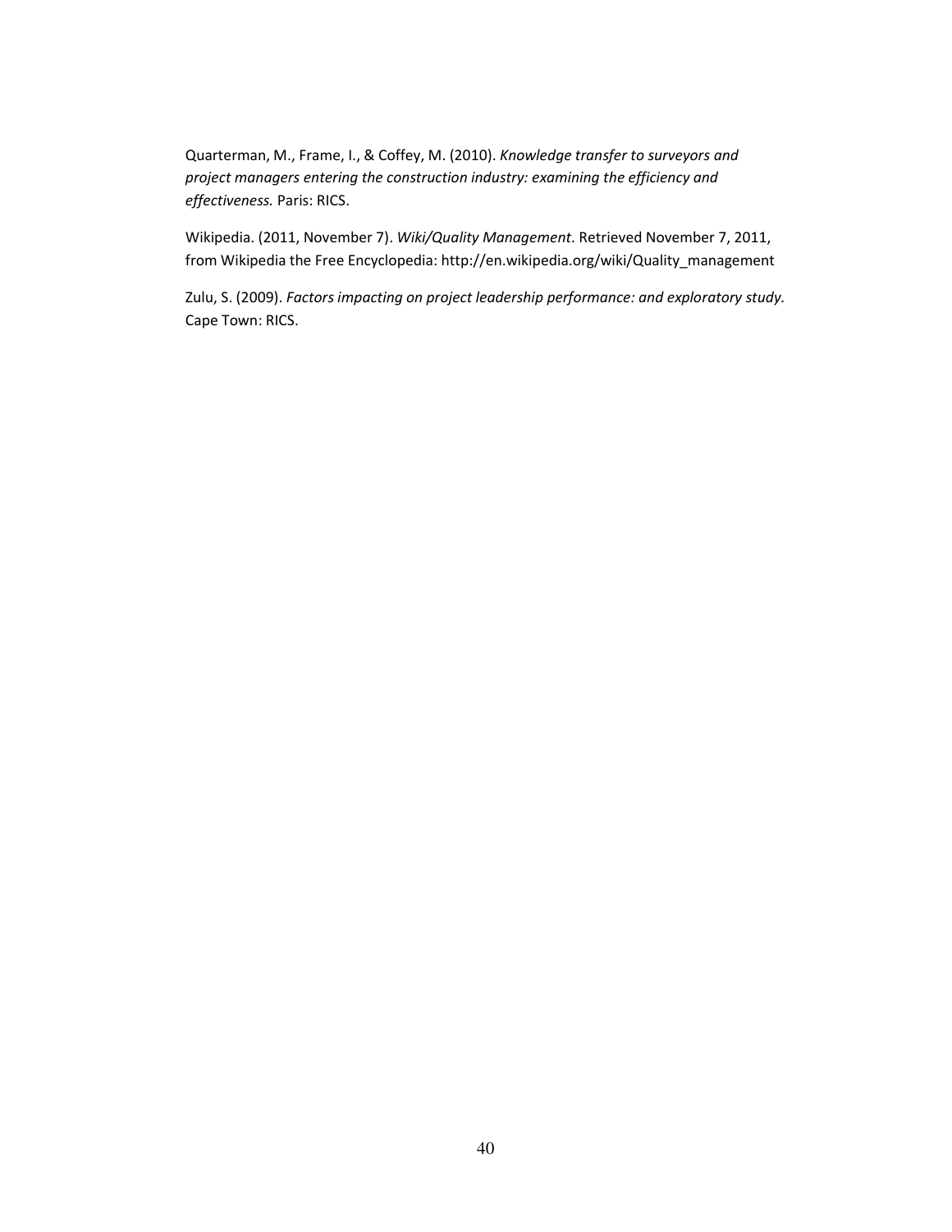Quarterman, M., Frame, I., & Coffey, M. (2010). *Knowledge transfer to surveyors and project managers entering the construction industry: examining the efficiency and effectiveness.* Paris: RICS.

Wikipedia. (2011, November 7). *Wiki/Quality Management*. Retrieved November 7, 2011, from Wikipedia the Free Encyclopedia: http://en.wikipedia.org/wiki/Quality_management

Zulu, S. (2009). *Factors impacting on project leadership performance: and exploratory study.* Cape Town: RICS.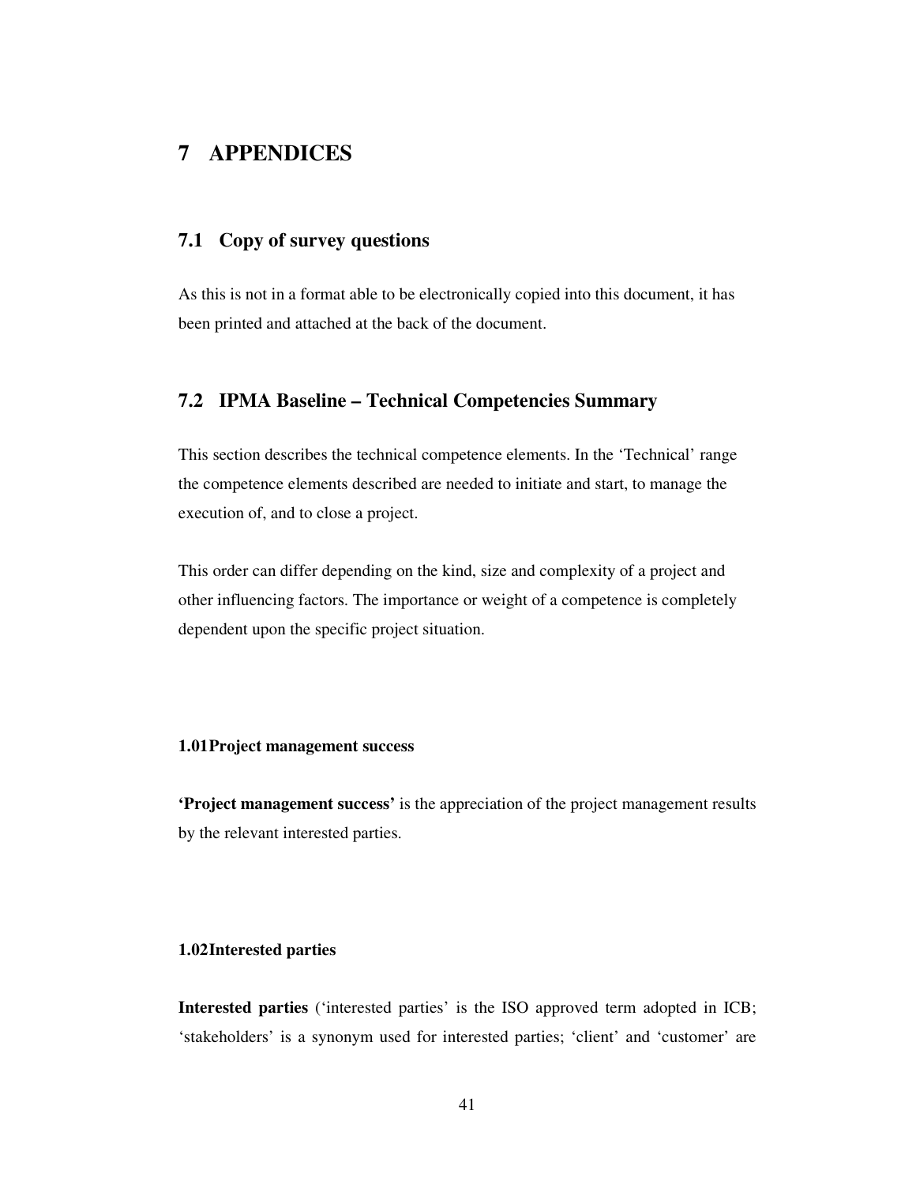# 7 APPENDICES

## 7.1 Copy of survey questions

As this is not in a format able to be electronically copied into this document, it has been printed and attached at the back of the document.

## 7.2 IPMA Baseline – Technical Competencies Summary

This section describes the technical competence elements. In the 'Technical' range the competence elements described are needed to initiate and start, to manage the execution of, and to close a project.

This order can differ depending on the kind, size and complexity of a project and other influencing factors. The importance or weight of a competence is completely dependent upon the specific project situation.

#### 1.01 Project management success

**'Project management success'** is the appreciation of the project management results by the relevant interested parties.

#### 1.02 Interested parties

**Interested parties** ('interested parties' is the ISO approved term adopted in ICB; 'stakeholders' is a synonym used for interested parties; 'client' and 'customer' are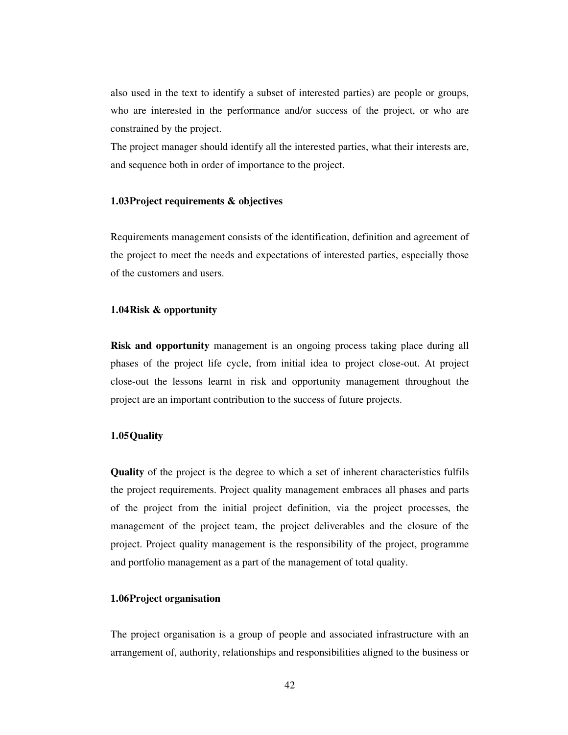also used in the text to identify a subset of interested parties) are people or groups, who are interested in the performance and/or success of the project, or who are constrained by the project.

The project manager should identify all the interested parties, what their interests are, and sequence both in order of importance to the project.

**1.03Project requirements & objectives**

Requirements management consists of the identification, definition and agreement of the project to meet the needs and expectations of interested parties, especially those of the customers and users.

**1.04Risk & opportunity**

**Risk and opportunity** management is an ongoing process taking place during all phases of the project life cycle, from initial idea to project close-out. At project close-out the lessons learnt in risk and opportunity management throughout the project are an important contribution to the success of future projects.

**1.05Quality**

**Quality** of the project is the degree to which a set of inherent characteristics fulfils the project requirements. Project quality management embraces all phases and parts of the project from the initial project definition, via the project processes, the management of the project team, the project deliverables and the closure of the project. Project quality management is the responsibility of the project, programme and portfolio management as a part of the management of total quality.

**1.06Project organisation**

The project organisation is a group of people and associated infrastructure with an arrangement of, authority, relationships and responsibilities aligned to the business or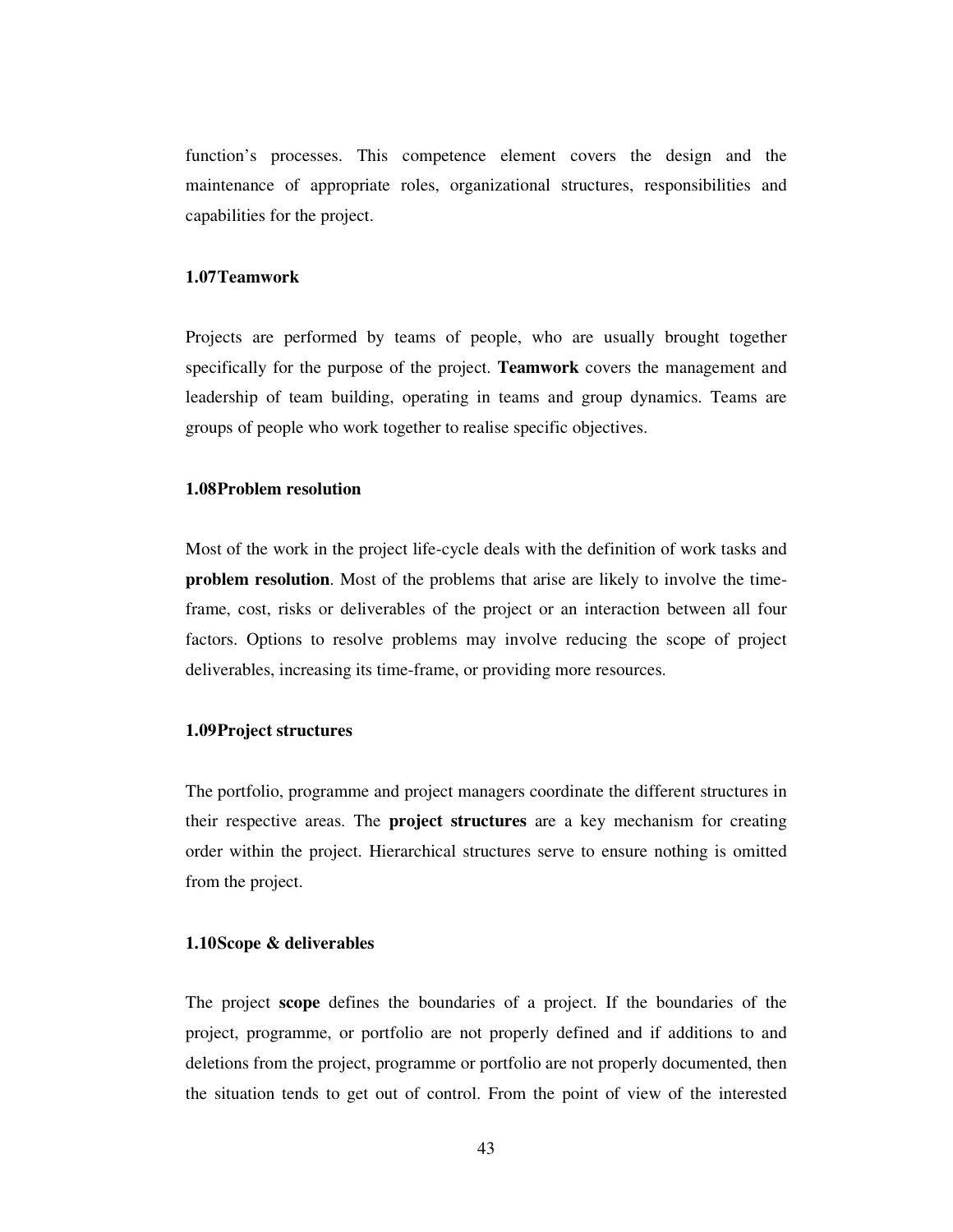function's processes. This competence element covers the design and the maintenance of appropriate roles, organizational structures, responsibilities and capabilities for the project.

### 1.07Teamwork

Projects are performed by teams of people, who are usually brought together specifically for the purpose of the project. **Teamwork** covers the management and leadership of team building, operating in teams and group dynamics. Teams are groups of people who work together to realise specific objectives.

### 1.08Problem resolution

Most of the work in the project life-cycle deals with the definition of work tasks and **problem resolution**. Most of the problems that arise are likely to involve the time-frame, cost, risks or deliverables of the project or an interaction between all four factors. Options to resolve problems may involve reducing the scope of project deliverables, increasing its time-frame, or providing more resources.

### 1.09Project structures

The portfolio, programme and project managers coordinate the different structures in their respective areas. The **project structures** are a key mechanism for creating order within the project. Hierarchical structures serve to ensure nothing is omitted from the project.

### 1.10Scope & deliverables

The project **scope** defines the boundaries of a project. If the boundaries of the project, programme, or portfolio are not properly defined and if additions to and deletions from the project, programme or portfolio are not properly documented, then the situation tends to get out of control. From the point of view of the interested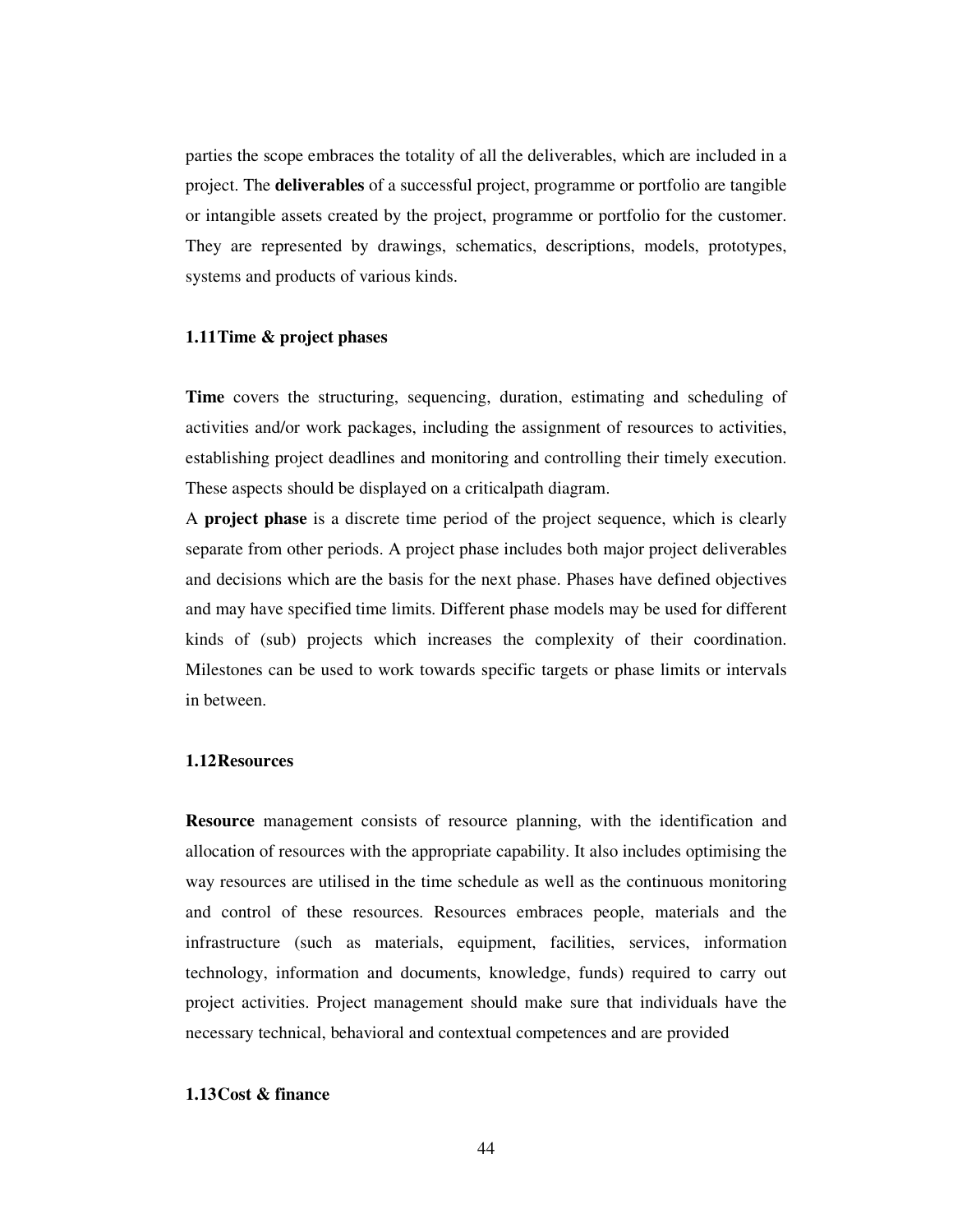parties the scope embraces the totality of all the deliverables, which are included in a project. The **deliverables** of a successful project, programme or portfolio are tangible or intangible assets created by the project, programme or portfolio for the customer. They are represented by drawings, schematics, descriptions, models, prototypes, systems and products of various kinds.

### 1.11 Time & project phases

**Time** covers the structuring, sequencing, duration, estimating and scheduling of activities and/or work packages, including the assignment of resources to activities, establishing project deadlines and monitoring and controlling their timely execution. These aspects should be displayed on a criticalpath diagram.

A **project phase** is a discrete time period of the project sequence, which is clearly separate from other periods. A project phase includes both major project deliverables and decisions which are the basis for the next phase. Phases have defined objectives and may have specified time limits. Different phase models may be used for different kinds of (sub) projects which increases the complexity of their coordination. Milestones can be used to work towards specific targets or phase limits or intervals in between.

### 1.12 Resources

**Resource** management consists of resource planning, with the identification and allocation of resources with the appropriate capability. It also includes optimising the way resources are utilised in the time schedule as well as the continuous monitoring and control of these resources. Resources embraces people, materials and the infrastructure (such as materials, equipment, facilities, services, information technology, information and documents, knowledge, funds) required to carry out project activities. Project management should make sure that individuals have the necessary technical, behavioral and contextual competences and are provided

### 1.13 Cost & finance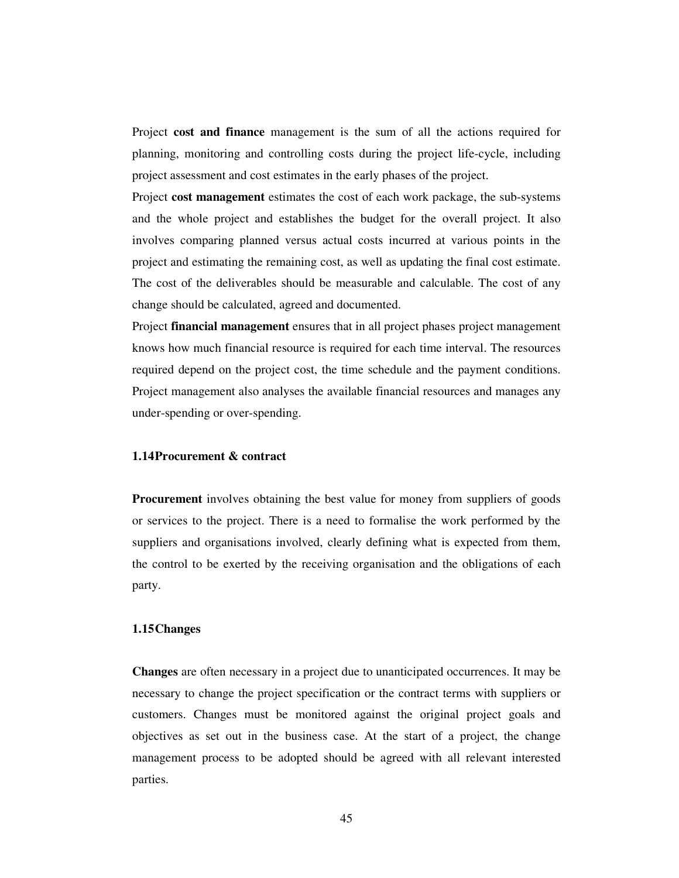Project **cost and finance** management is the sum of all the actions required for planning, monitoring and controlling costs during the project life-cycle, including project assessment and cost estimates in the early phases of the project.

Project **cost management** estimates the cost of each work package, the sub-systems and the whole project and establishes the budget for the overall project. It also involves comparing planned versus actual costs incurred at various points in the project and estimating the remaining cost, as well as updating the final cost estimate. The cost of the deliverables should be measurable and calculable. The cost of any change should be calculated, agreed and documented.

Project **financial management** ensures that in all project phases project management knows how much financial resource is required for each time interval. The resources required depend on the project cost, the time schedule and the payment conditions. Project management also analyses the available financial resources and manages any under-spending or over-spending.

### 1.14 Procurement & contract

**Procurement** involves obtaining the best value for money from suppliers of goods or services to the project. There is a need to formalise the work performed by the suppliers and organisations involved, clearly defining what is expected from them, the control to be exerted by the receiving organisation and the obligations of each party.

### 1.15 Changes

**Changes** are often necessary in a project due to unanticipated occurrences. It may be necessary to change the project specification or the contract terms with suppliers or customers. Changes must be monitored against the original project goals and objectives as set out in the business case. At the start of a project, the change management process to be adopted should be agreed with all relevant interested parties.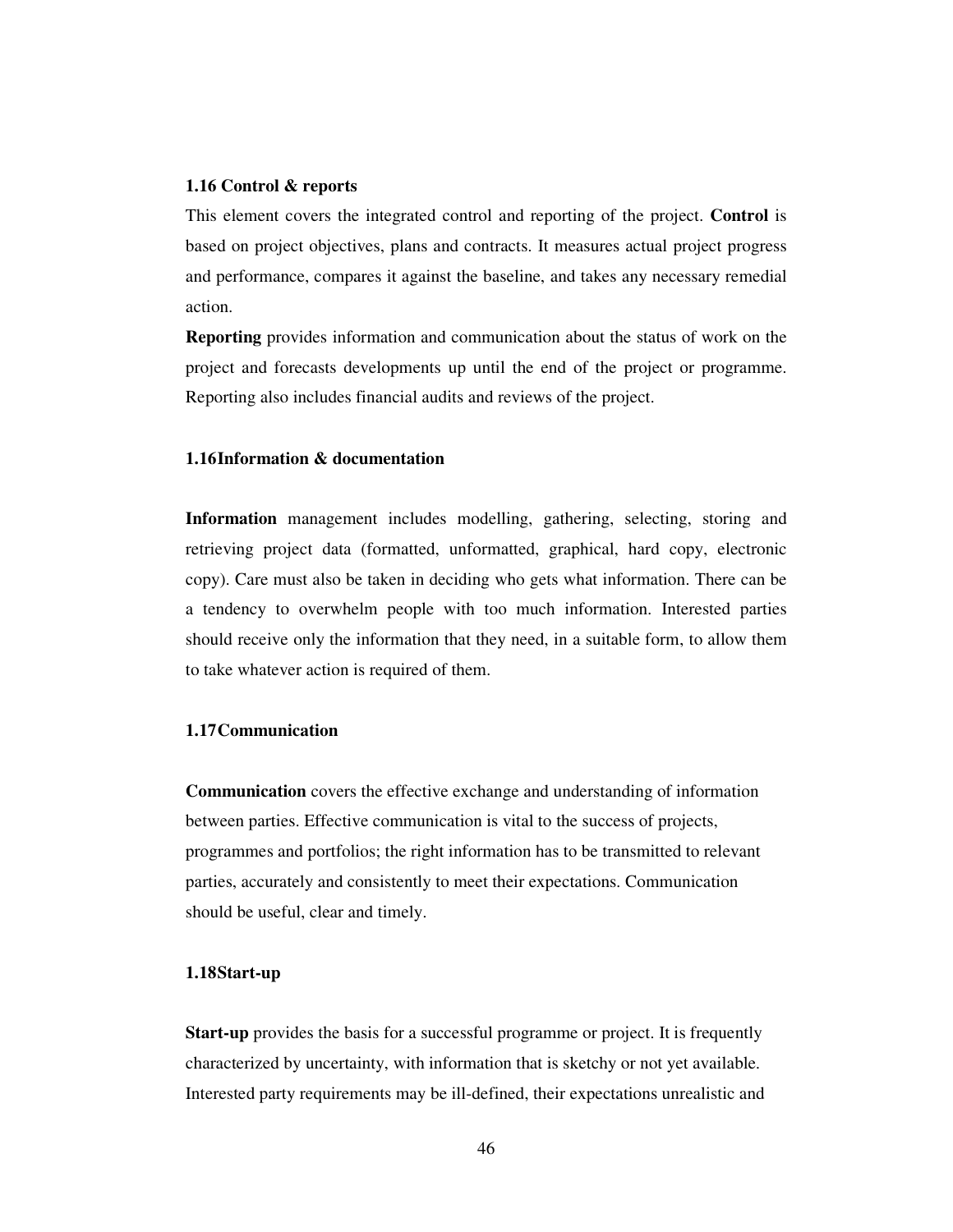### 1.16 Control & reports

This element covers the integrated control and reporting of the project. **Control** is based on project objectives, plans and contracts. It measures actual project progress and performance, compares it against the baseline, and takes any necessary remedial action.

**Reporting** provides information and communication about the status of work on the project and forecasts developments up until the end of the project or programme. Reporting also includes financial audits and reviews of the project.

### 1.16Information & documentation

**Information** management includes modelling, gathering, selecting, storing and retrieving project data (formatted, unformatted, graphical, hard copy, electronic copy). Care must also be taken in deciding who gets what information. There can be a tendency to overwhelm people with too much information. Interested parties should receive only the information that they need, in a suitable form, to allow them to take whatever action is required of them.

### 1.17Communication

**Communication** covers the effective exchange and understanding of information between parties. Effective communication is vital to the success of projects, programmes and portfolios; the right information has to be transmitted to relevant parties, accurately and consistently to meet their expectations. Communication should be useful, clear and timely.

### 1.18Start-up

**Start-up** provides the basis for a successful programme or project. It is frequently characterized by uncertainty, with information that is sketchy or not yet available. Interested party requirements may be ill-defined, their expectations unrealistic and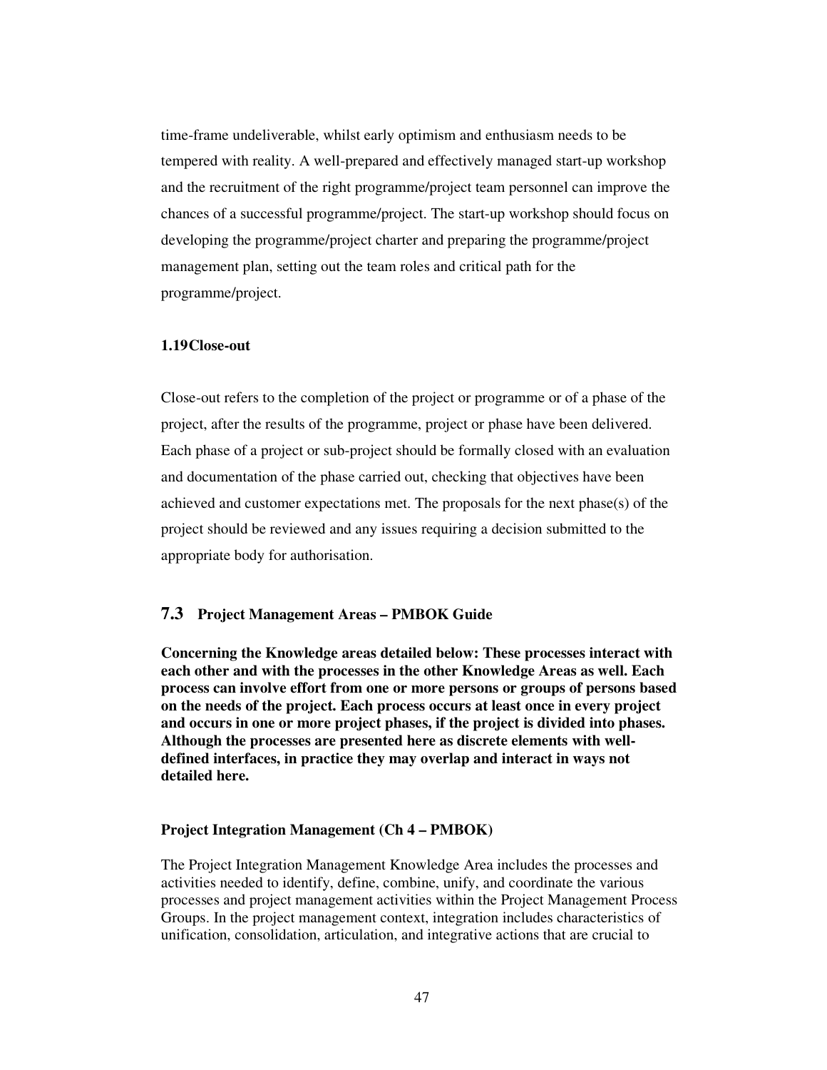time-frame undeliverable, whilst early optimism and enthusiasm needs to be tempered with reality. A well-prepared and effectively managed start-up workshop and the recruitment of the right programme/project team personnel can improve the chances of a successful programme/project. The start-up workshop should focus on developing the programme/project charter and preparing the programme/project management plan, setting out the team roles and critical path for the programme/project.

### 1.19 Close-out

Close-out refers to the completion of the project or programme or of a phase of the project, after the results of the programme, project or phase have been delivered. Each phase of a project or sub-project should be formally closed with an evaluation and documentation of the phase carried out, checking that objectives have been achieved and customer expectations met. The proposals for the next phase(s) of the project should be reviewed and any issues requiring a decision submitted to the appropriate body for authorisation.

## 7.3 Project Management Areas – PMBOK Guide

**Concerning the Knowledge areas detailed below: These processes interact with each other and with the processes in the other Knowledge Areas as well. Each process can involve effort from one or more persons or groups of persons based on the needs of the project. Each process occurs at least once in every project and occurs in one or more project phases, if the project is divided into phases. Although the processes are presented here as discrete elements with well-defined interfaces, in practice they may overlap and interact in ways not detailed here.**

### Project Integration Management (Ch 4 – PMBOK)

The Project Integration Management Knowledge Area includes the processes and activities needed to identify, define, combine, unify, and coordinate the various processes and project management activities within the Project Management Process Groups. In the project management context, integration includes characteristics of unification, consolidation, articulation, and integrative actions that are crucial to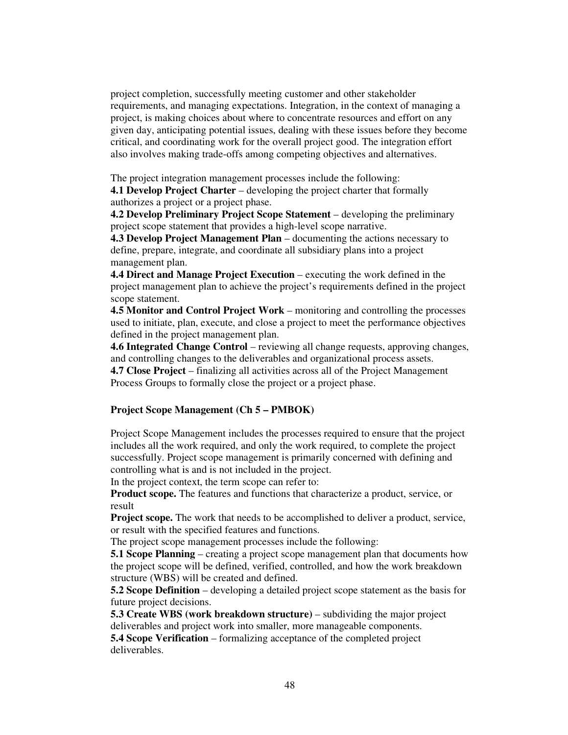project completion, successfully meeting customer and other stakeholder requirements, and managing expectations. Integration, in the context of managing a project, is making choices about where to concentrate resources and effort on any given day, anticipating potential issues, dealing with these issues before they become critical, and coordinating work for the overall project good. The integration effort also involves making trade-offs among competing objectives and alternatives.

The project integration management processes include the following:

**4.1 Develop Project Charter** – developing the project charter that formally authorizes a project or a project phase.

**4.2 Develop Preliminary Project Scope Statement** – developing the preliminary project scope statement that provides a high-level scope narrative.

**4.3 Develop Project Management Plan** – documenting the actions necessary to define, prepare, integrate, and coordinate all subsidiary plans into a project management plan.

**4.4 Direct and Manage Project Execution** – executing the work defined in the project management plan to achieve the project's requirements defined in the project scope statement.

**4.5 Monitor and Control Project Work** – monitoring and controlling the processes used to initiate, plan, execute, and close a project to meet the performance objectives defined in the project management plan.

**4.6 Integrated Change Control** – reviewing all change requests, approving changes, and controlling changes to the deliverables and organizational process assets.

**4.7 Close Project** – finalizing all activities across all of the Project Management Process Groups to formally close the project or a project phase.

**Project Scope Management (Ch 5 – PMBOK)**

Project Scope Management includes the processes required to ensure that the project includes all the work required, and only the work required, to complete the project successfully. Project scope management is primarily concerned with defining and controlling what is and is not included in the project.

In the project context, the term scope can refer to:

**Product scope.** The features and functions that characterize a product, service, or result

**Project scope.** The work that needs to be accomplished to deliver a product, service, or result with the specified features and functions.

The project scope management processes include the following:

**5.1 Scope Planning** – creating a project scope management plan that documents how the project scope will be defined, verified, controlled, and how the work breakdown structure (WBS) will be created and defined.

**5.2 Scope Definition** – developing a detailed project scope statement as the basis for future project decisions.

**5.3 Create WBS (work breakdown structure)** – subdividing the major project deliverables and project work into smaller, more manageable components.

**5.4 Scope Verification** – formalizing acceptance of the completed project deliverables.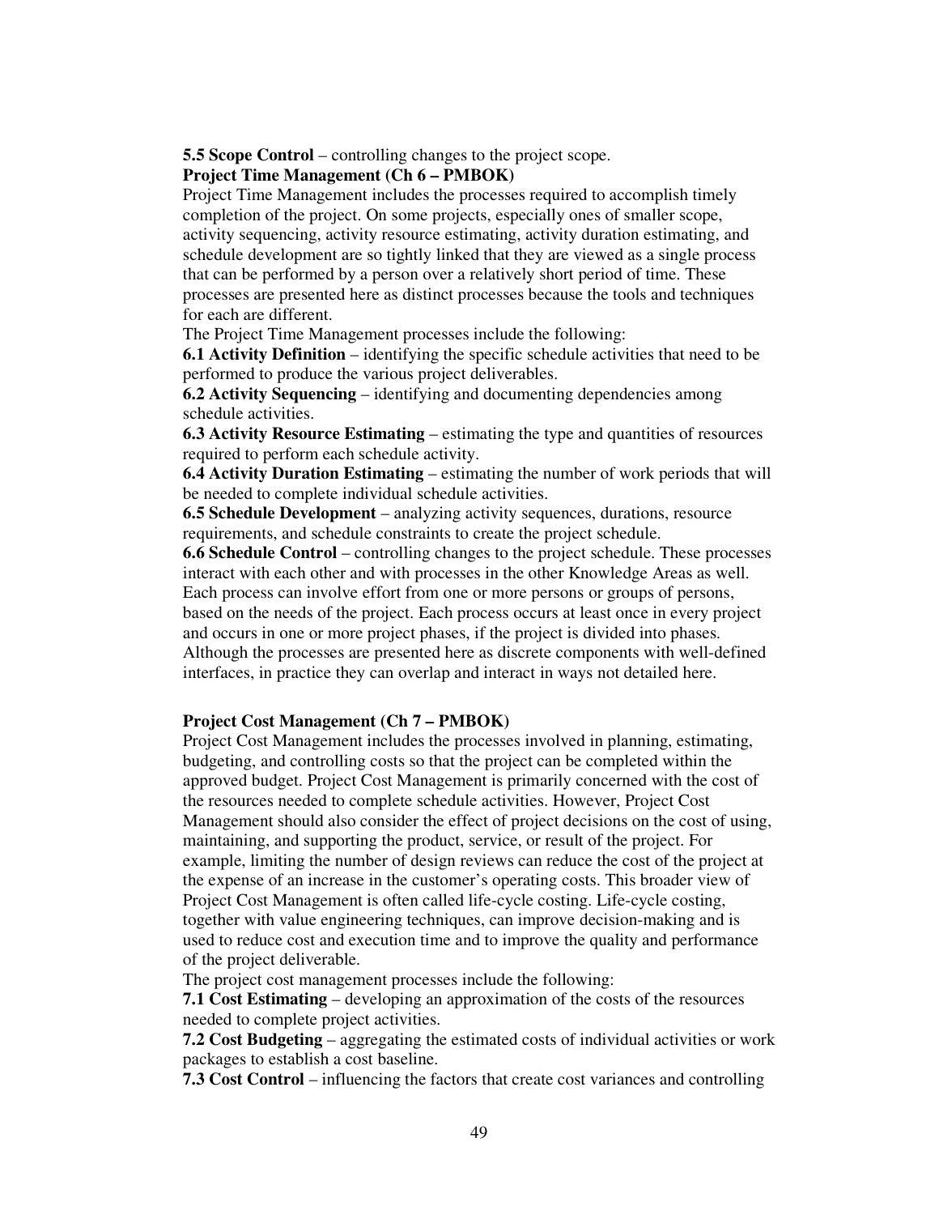**5.5 Scope Control** – controlling changes to the project scope.

**Project Time Management (Ch 6 – PMBOK)**

Project Time Management includes the processes required to accomplish timely completion of the project. On some projects, especially ones of smaller scope, activity sequencing, activity resource estimating, activity duration estimating, and schedule development are so tightly linked that they are viewed as a single process that can be performed by a person over a relatively short period of time. These processes are presented here as distinct processes because the tools and techniques for each are different.

The Project Time Management processes include the following:

**6.1 Activity Definition** – identifying the specific schedule activities that need to be performed to produce the various project deliverables.

**6.2 Activity Sequencing** – identifying and documenting dependencies among schedule activities.

**6.3 Activity Resource Estimating** – estimating the type and quantities of resources required to perform each schedule activity.

**6.4 Activity Duration Estimating** – estimating the number of work periods that will be needed to complete individual schedule activities.

**6.5 Schedule Development** – analyzing activity sequences, durations, resource requirements, and schedule constraints to create the project schedule.

**6.6 Schedule Control** – controlling changes to the project schedule. These processes interact with each other and with processes in the other Knowledge Areas as well. Each process can involve effort from one or more persons or groups of persons, based on the needs of the project. Each process occurs at least once in every project and occurs in one or more project phases, if the project is divided into phases. Although the processes are presented here as discrete components with well-defined interfaces, in practice they can overlap and interact in ways not detailed here.

**Project Cost Management (Ch 7 – PMBOK)**

Project Cost Management includes the processes involved in planning, estimating, budgeting, and controlling costs so that the project can be completed within the approved budget. Project Cost Management is primarily concerned with the cost of the resources needed to complete schedule activities. However, Project Cost Management should also consider the effect of project decisions on the cost of using, maintaining, and supporting the product, service, or result of the project. For example, limiting the number of design reviews can reduce the cost of the project at the expense of an increase in the customer's operating costs. This broader view of Project Cost Management is often called life-cycle costing. Life-cycle costing, together with value engineering techniques, can improve decision-making and is used to reduce cost and execution time and to improve the quality and performance of the project deliverable.

The project cost management processes include the following:

**7.1 Cost Estimating** – developing an approximation of the costs of the resources needed to complete project activities.

**7.2 Cost Budgeting** – aggregating the estimated costs of individual activities or work packages to establish a cost baseline.

**7.3 Cost Control** – influencing the factors that create cost variances and controlling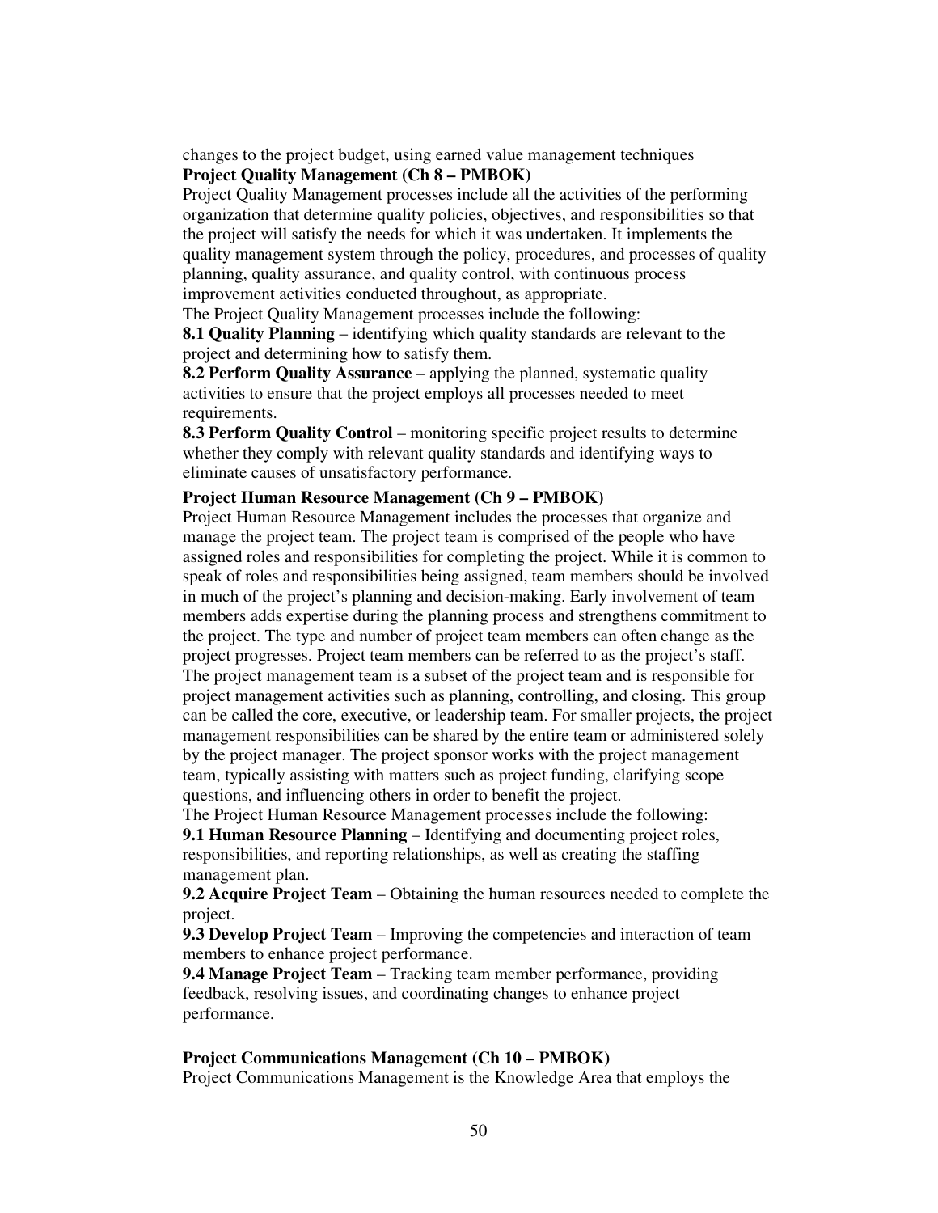changes to the project budget, using earned value management techniques

**Project Quality Management (Ch 8 – PMBOK)**

Project Quality Management processes include all the activities of the performing organization that determine quality policies, objectives, and responsibilities so that the project will satisfy the needs for which it was undertaken. It implements the quality management system through the policy, procedures, and processes of quality planning, quality assurance, and quality control, with continuous process improvement activities conducted throughout, as appropriate.

The Project Quality Management processes include the following:

**8.1 Quality Planning** – identifying which quality standards are relevant to the project and determining how to satisfy them.

**8.2 Perform Quality Assurance** – applying the planned, systematic quality activities to ensure that the project employs all processes needed to meet requirements.

**8.3 Perform Quality Control** – monitoring specific project results to determine whether they comply with relevant quality standards and identifying ways to eliminate causes of unsatisfactory performance.

**Project Human Resource Management (Ch 9 – PMBOK)**

Project Human Resource Management includes the processes that organize and manage the project team. The project team is comprised of the people who have assigned roles and responsibilities for completing the project. While it is common to speak of roles and responsibilities being assigned, team members should be involved in much of the project's planning and decision-making. Early involvement of team members adds expertise during the planning process and strengthens commitment to the project. The type and number of project team members can often change as the project progresses. Project team members can be referred to as the project's staff. The project management team is a subset of the project team and is responsible for project management activities such as planning, controlling, and closing. This group can be called the core, executive, or leadership team. For smaller projects, the project management responsibilities can be shared by the entire team or administered solely by the project manager. The project sponsor works with the project management team, typically assisting with matters such as project funding, clarifying scope questions, and influencing others in order to benefit the project.

The Project Human Resource Management processes include the following:

**9.1 Human Resource Planning** – Identifying and documenting project roles, responsibilities, and reporting relationships, as well as creating the staffing management plan.

**9.2 Acquire Project Team** – Obtaining the human resources needed to complete the project.

**9.3 Develop Project Team** – Improving the competencies and interaction of team members to enhance project performance.

**9.4 Manage Project Team** – Tracking team member performance, providing feedback, resolving issues, and coordinating changes to enhance project performance.

**Project Communications Management (Ch 10 – PMBOK)**

Project Communications Management is the Knowledge Area that employs the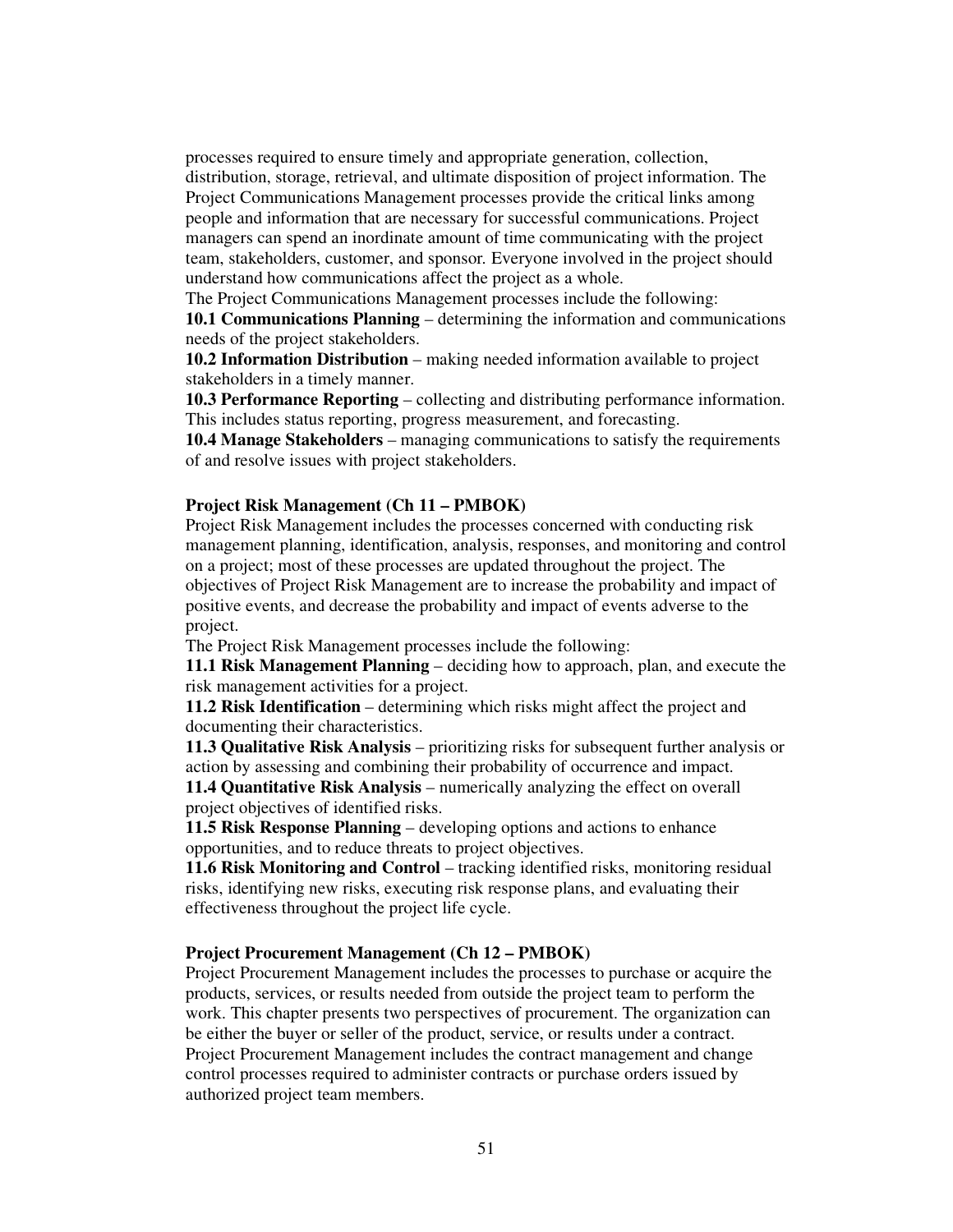processes required to ensure timely and appropriate generation, collection, distribution, storage, retrieval, and ultimate disposition of project information. The Project Communications Management processes provide the critical links among people and information that are necessary for successful communications. Project managers can spend an inordinate amount of time communicating with the project team, stakeholders, customer, and sponsor. Everyone involved in the project should understand how communications affect the project as a whole.

The Project Communications Management processes include the following:

**10.1 Communications Planning** – determining the information and communications needs of the project stakeholders.

**10.2 Information Distribution** – making needed information available to project stakeholders in a timely manner.

**10.3 Performance Reporting** – collecting and distributing performance information. This includes status reporting, progress measurement, and forecasting.

**10.4 Manage Stakeholders** – managing communications to satisfy the requirements of and resolve issues with project stakeholders.

**Project Risk Management (Ch 11 – PMBOK)**

Project Risk Management includes the processes concerned with conducting risk management planning, identification, analysis, responses, and monitoring and control on a project; most of these processes are updated throughout the project. The objectives of Project Risk Management are to increase the probability and impact of positive events, and decrease the probability and impact of events adverse to the project.

The Project Risk Management processes include the following:

**11.1 Risk Management Planning** – deciding how to approach, plan, and execute the risk management activities for a project.

**11.2 Risk Identification** – determining which risks might affect the project and documenting their characteristics.

**11.3 Qualitative Risk Analysis** – prioritizing risks for subsequent further analysis or action by assessing and combining their probability of occurrence and impact.

**11.4 Quantitative Risk Analysis** – numerically analyzing the effect on overall project objectives of identified risks.

**11.5 Risk Response Planning** – developing options and actions to enhance opportunities, and to reduce threats to project objectives.

**11.6 Risk Monitoring and Control** – tracking identified risks, monitoring residual risks, identifying new risks, executing risk response plans, and evaluating their effectiveness throughout the project life cycle.

**Project Procurement Management (Ch 12 – PMBOK)**

Project Procurement Management includes the processes to purchase or acquire the products, services, or results needed from outside the project team to perform the work. This chapter presents two perspectives of procurement. The organization can be either the buyer or seller of the product, service, or results under a contract. Project Procurement Management includes the contract management and change control processes required to administer contracts or purchase orders issued by authorized project team members.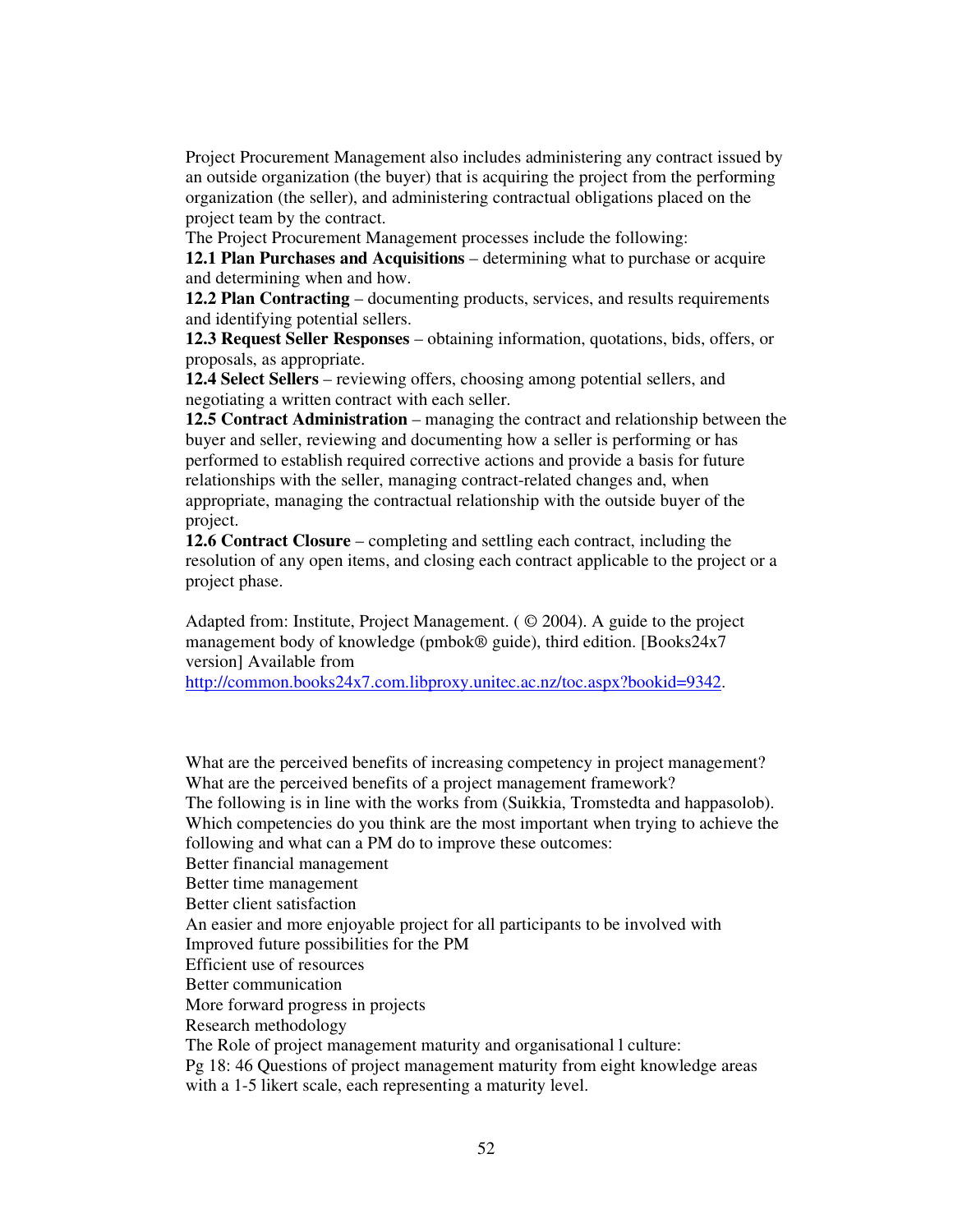Project Procurement Management also includes administering any contract issued by an outside organization (the buyer) that is acquiring the project from the performing organization (the seller), and administering contractual obligations placed on the project team by the contract.

The Project Procurement Management processes include the following:

**12.1 Plan Purchases and Acquisitions** – determining what to purchase or acquire and determining when and how.

**12.2 Plan Contracting** – documenting products, services, and results requirements and identifying potential sellers.

**12.3 Request Seller Responses** – obtaining information, quotations, bids, offers, or proposals, as appropriate.

**12.4 Select Sellers** – reviewing offers, choosing among potential sellers, and negotiating a written contract with each seller.

**12.5 Contract Administration** – managing the contract and relationship between the buyer and seller, reviewing and documenting how a seller is performing or has performed to establish required corrective actions and provide a basis for future relationships with the seller, managing contract-related changes and, when appropriate, managing the contractual relationship with the outside buyer of the project.

**12.6 Contract Closure** – completing and settling each contract, including the resolution of any open items, and closing each contract applicable to the project or a project phase.

Adapted from: Institute, Project Management. ( © 2004). A guide to the project management body of knowledge (pmbok® guide), third edition. [Books24x7 version] Available from http://common.books24x7.com.libproxy.unitec.ac.nz/toc.aspx?bookid=9342.

What are the perceived benefits of increasing competency in project management?
What are the perceived benefits of a project management framework?
The following is in line with the works from (Suikkia, Tromstedta and happasolob).
Which competencies do you think are the most important when trying to achieve the following and what can a PM do to improve these outcomes:
Better financial management
Better time management
Better client satisfaction
An easier and more enjoyable project for all participants to be involved with
Improved future possibilities for the PM
Efficient use of resources
Better communication
More forward progress in projects
Research methodology
The Role of project management maturity and organisational l culture:
Pg 18: 46 Questions of project management maturity from eight knowledge areas with a 1-5 likert scale, each representing a maturity level.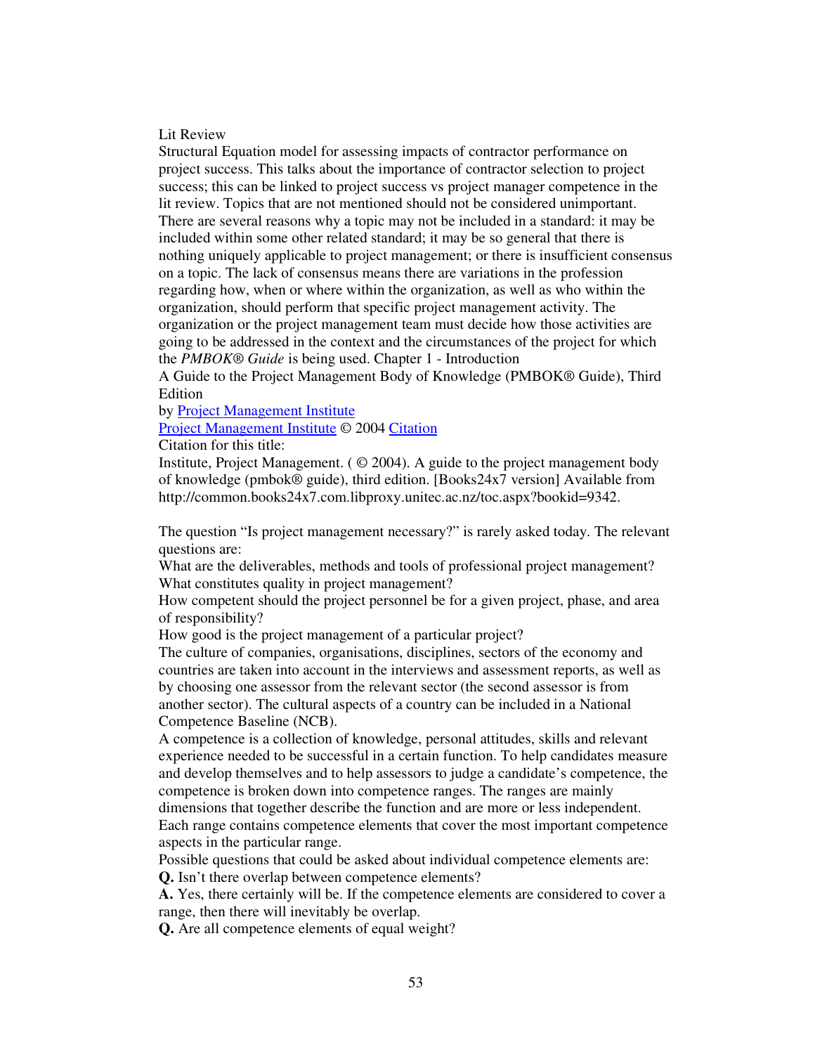Lit Review

Structural Equation model for assessing impacts of contractor performance on project success. This talks about the importance of contractor selection to project success; this can be linked to project success vs project manager competence in the lit review. Topics that are not mentioned should not be considered unimportant. There are several reasons why a topic may not be included in a standard: it may be included within some other related standard; it may be so general that there is nothing uniquely applicable to project management; or there is insufficient consensus on a topic. The lack of consensus means there are variations in the profession regarding how, when or where within the organization, as well as who within the organization, should perform that specific project management activity. The organization or the project management team must decide how those activities are going to be addressed in the context and the circumstances of the project for which the *PMBOK® Guide* is being used. Chapter 1 - Introduction

A Guide to the Project Management Body of Knowledge (PMBOK® Guide), Third Edition

by Project Management Institute

Project Management Institute © 2004 Citation

Citation for this title:

Institute, Project Management. ( © 2004). A guide to the project management body of knowledge (pmbok® guide), third edition. [Books24x7 version] Available from http://common.books24x7.com.libproxy.unitec.ac.nz/toc.aspx?bookid=9342.

The question "Is project management necessary?" is rarely asked today. The relevant questions are:

What are the deliverables, methods and tools of professional project management?

What constitutes quality in project management?

How competent should the project personnel be for a given project, phase, and area of responsibility?

How good is the project management of a particular project?

The culture of companies, organisations, disciplines, sectors of the economy and countries are taken into account in the interviews and assessment reports, as well as by choosing one assessor from the relevant sector (the second assessor is from another sector). The cultural aspects of a country can be included in a National Competence Baseline (NCB).

A competence is a collection of knowledge, personal attitudes, skills and relevant experience needed to be successful in a certain function. To help candidates measure and develop themselves and to help assessors to judge a candidate's competence, the competence is broken down into competence ranges. The ranges are mainly dimensions that together describe the function and are more or less independent. Each range contains competence elements that cover the most important competence aspects in the particular range.

Possible questions that could be asked about individual competence elements are:

**Q.** Isn't there overlap between competence elements?

**A.** Yes, there certainly will be. If the competence elements are considered to cover a range, then there will inevitably be overlap.

**Q.** Are all competence elements of equal weight?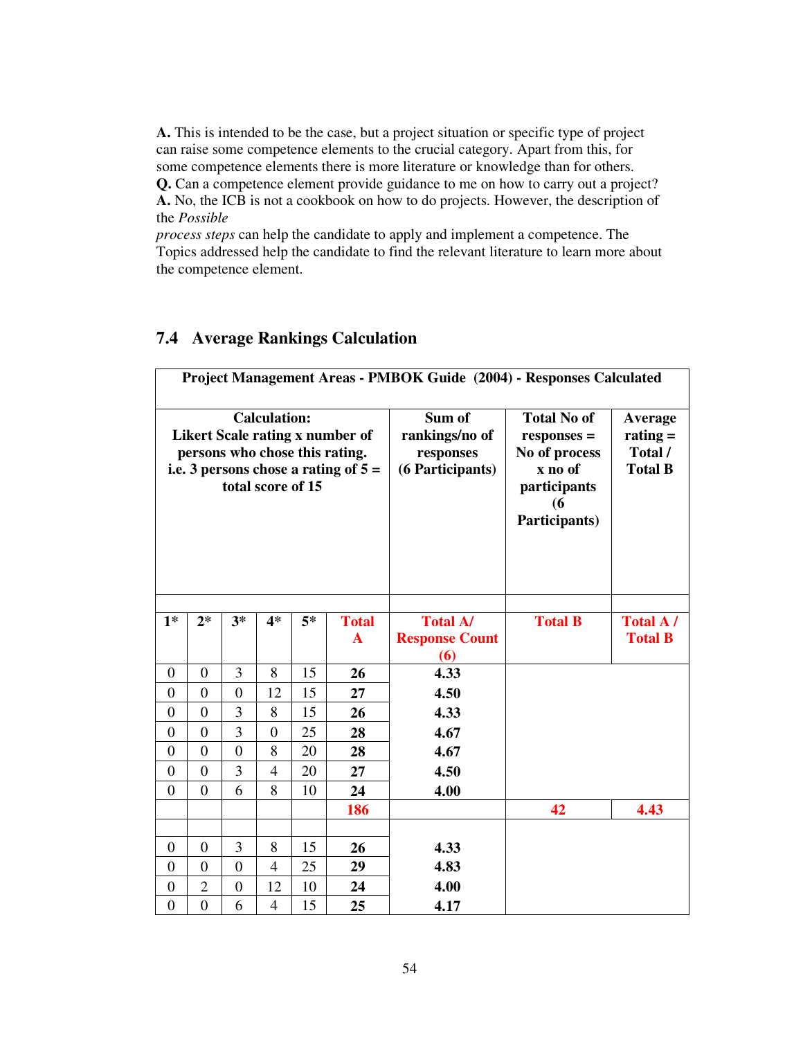**A.** This is intended to be the case, but a project situation or specific type of project can raise some competence elements to the crucial category. Apart from this, for some competence elements there is more literature or knowledge than for others.
**Q.** Can a competence element provide guidance to me on how to carry out a project?
**A.** No, the ICB is not a cookbook on how to do projects. However, the description of the *Possible process steps* can help the candidate to apply and implement a competence. The Topics addressed help the candidate to find the relevant literature to learn more about the competence element.

## 7.4 Average Rankings Calculation

| **Project Management Areas - PMBOK Guide (2004) - Responses Calculated** | | | | | | | | |
|---|---|---|---|---|---|---|---|---|
| **Calculation: Likert Scale rating x number of persons who chose this rating. i.e. 3 persons chose a rating of 5 = total score of 15** | | | | | | **Sum of rankings/no of responses (6 Participants)** | **Total No of responses = No of process x no of participants (6 Participants)** | **Average rating = Total / Total B** |
| | | | | | | | | |
| **1*** | **2*** | **3*** | **4*** | **5*** | **Total A** | **Total A/ Response Count (6)** | **Total B** | **Total A / Total B** |
| 0 | 0 | 3 | 8 | 15 | **26** | **4.33** | | |
| 0 | 0 | 0 | 12 | 15 | **27** | **4.50** | | |
| 0 | 0 | 3 | 8 | 15 | **26** | **4.33** | | |
| 0 | 0 | 3 | 0 | 25 | **28** | **4.67** | | |
| 0 | 0 | 0 | 8 | 20 | **28** | **4.67** | | |
| 0 | 0 | 3 | 4 | 20 | **27** | **4.50** | | |
| 0 | 0 | 6 | 8 | 10 | **24** | **4.00** | | |
| | | | | | **186** | | **42** | **4.43** |
| | | | | | | | | |
| 0 | 0 | 3 | 8 | 15 | **26** | **4.33** | | |
| 0 | 0 | 0 | 4 | 25 | **29** | **4.83** | | |
| 0 | 2 | 0 | 12 | 10 | **24** | **4.00** | | |
| 0 | 0 | 6 | 4 | 15 | **25** | **4.17** | | |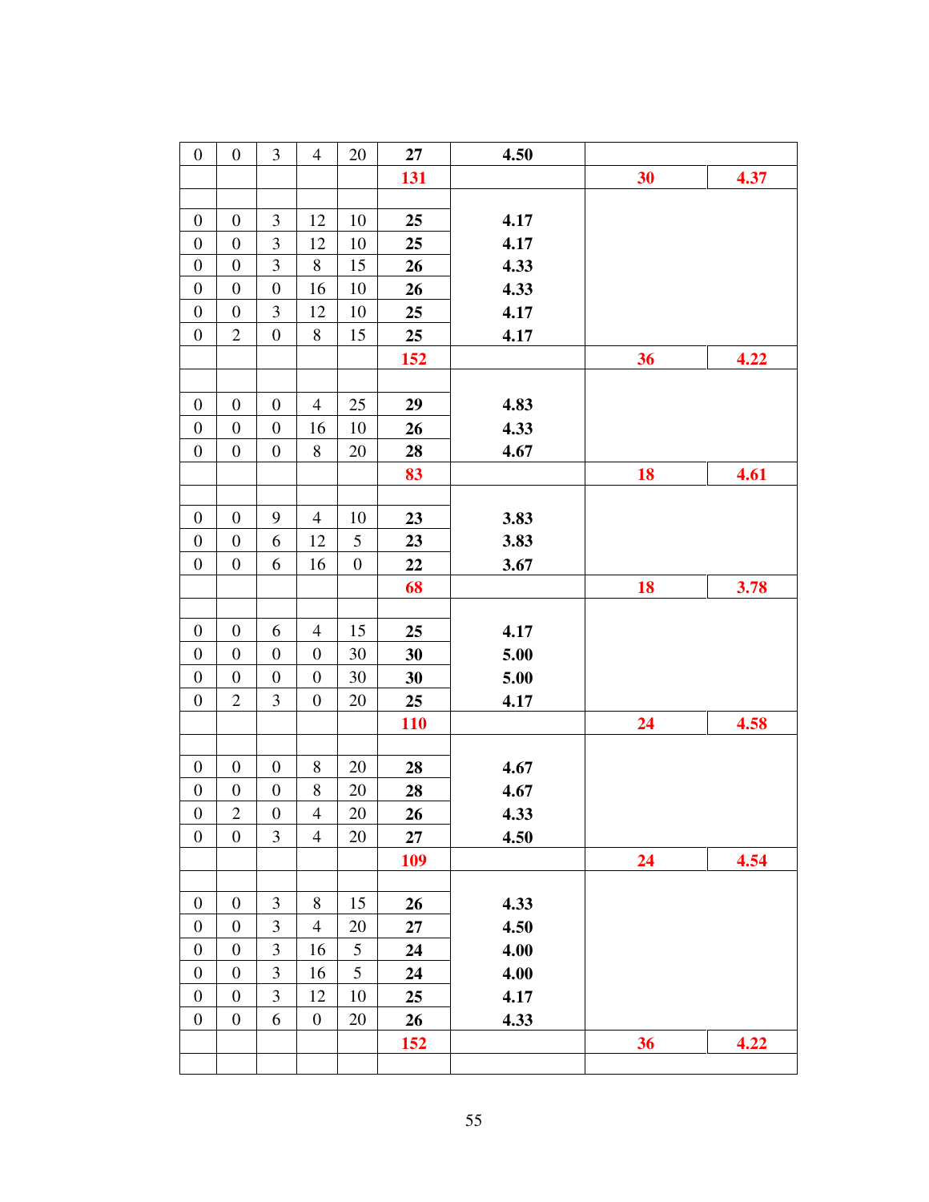| | | | | | | | | |
|---|---|---|---|---|---|---|---|---|
| 0 | 0 | 3 | 4 | 20 | **27** | **4.50** | | |
| | | | | | **131** | | **30** | **4.37** |
| | | | | | | | | |
| 0 | 0 | 3 | 12 | 10 | **25** | **4.17** | | |
| 0 | 0 | 3 | 12 | 10 | **25** | **4.17** | | |
| 0 | 0 | 3 | 8 | 15 | **26** | **4.33** | | |
| 0 | 0 | 0 | 16 | 10 | **26** | **4.33** | | |
| 0 | 0 | 3 | 12 | 10 | **25** | **4.17** | | |
| 0 | 2 | 0 | 8 | 15 | **25** | **4.17** | | |
| | | | | | **152** | | **36** | **4.22** |
| | | | | | | | | |
| 0 | 0 | 0 | 4 | 25 | **29** | **4.83** | | |
| 0 | 0 | 0 | 16 | 10 | **26** | **4.33** | | |
| 0 | 0 | 0 | 8 | 20 | **28** | **4.67** | | |
| | | | | | **83** | | **18** | **4.61** |
| | | | | | | | | |
| 0 | 0 | 9 | 4 | 10 | **23** | **3.83** | | |
| 0 | 0 | 6 | 12 | 5 | **23** | **3.83** | | |
| 0 | 0 | 6 | 16 | 0 | **22** | **3.67** | | |
| | | | | | **68** | | **18** | **3.78** |
| | | | | | | | | |
| 0 | 0 | 6 | 4 | 15 | **25** | **4.17** | | |
| 0 | 0 | 0 | 0 | 30 | **30** | **5.00** | | |
| 0 | 0 | 0 | 0 | 30 | **30** | **5.00** | | |
| 0 | 2 | 3 | 0 | 20 | **25** | **4.17** | | |
| | | | | | **110** | | **24** | **4.58** |
| | | | | | | | | |
| 0 | 0 | 0 | 8 | 20 | **28** | **4.67** | | |
| 0 | 0 | 0 | 8 | 20 | **28** | **4.67** | | |
| 0 | 2 | 0 | 4 | 20 | **26** | **4.33** | | |
| 0 | 0 | 3 | 4 | 20 | **27** | **4.50** | | |
| | | | | | **109** | | **24** | **4.54** |
| | | | | | | | | |
| 0 | 0 | 3 | 8 | 15 | **26** | **4.33** | | |
| 0 | 0 | 3 | 4 | 20 | **27** | **4.50** | | |
| 0 | 0 | 3 | 16 | 5 | **24** | **4.00** | | |
| 0 | 0 | 3 | 16 | 5 | **24** | **4.00** | | |
| 0 | 0 | 3 | 12 | 10 | **25** | **4.17** | | |
| 0 | 0 | 6 | 0 | 20 | **26** | **4.33** | | |
| | | | | | **152** | | **36** | **4.22** |
| | | | | | | | | |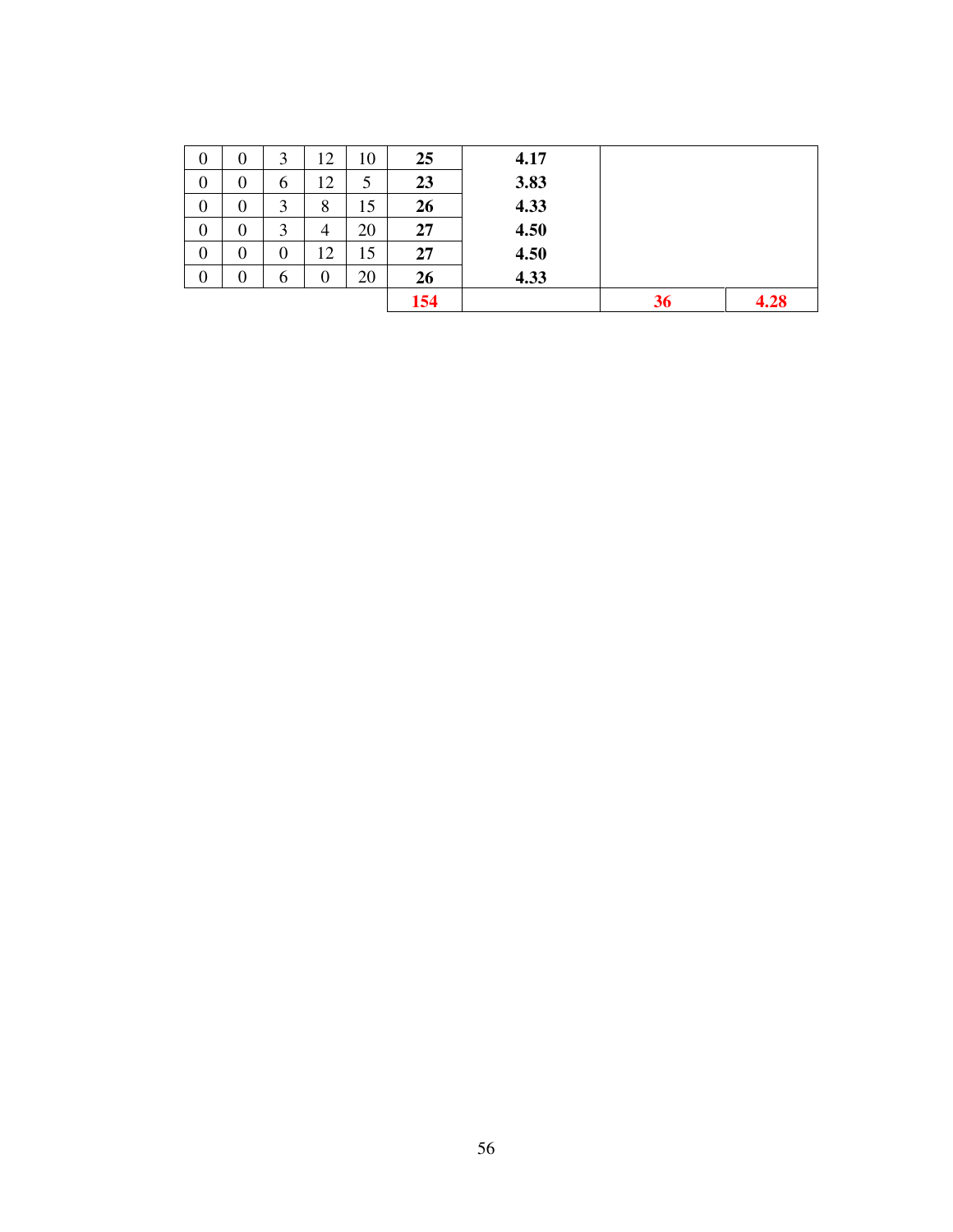| | | | | | | | | |
|---|---|---|---|---|---|---|---|---|
| 0 | 0 | 3 | 12 | 10 | **25** | **4.17** | | |
| 0 | 0 | 6 | 12 | 5 | **23** | **3.83** | | |
| 0 | 0 | 3 | 8 | 15 | **26** | **4.33** | | |
| 0 | 0 | 3 | 4 | 20 | **27** | **4.50** | | |
| 0 | 0 | 0 | 12 | 15 | **27** | **4.50** | | |
| 0 | 0 | 6 | 0 | 20 | **26** | **4.33** | | |
| | | | | | **154** | | **36** | **4.28** |